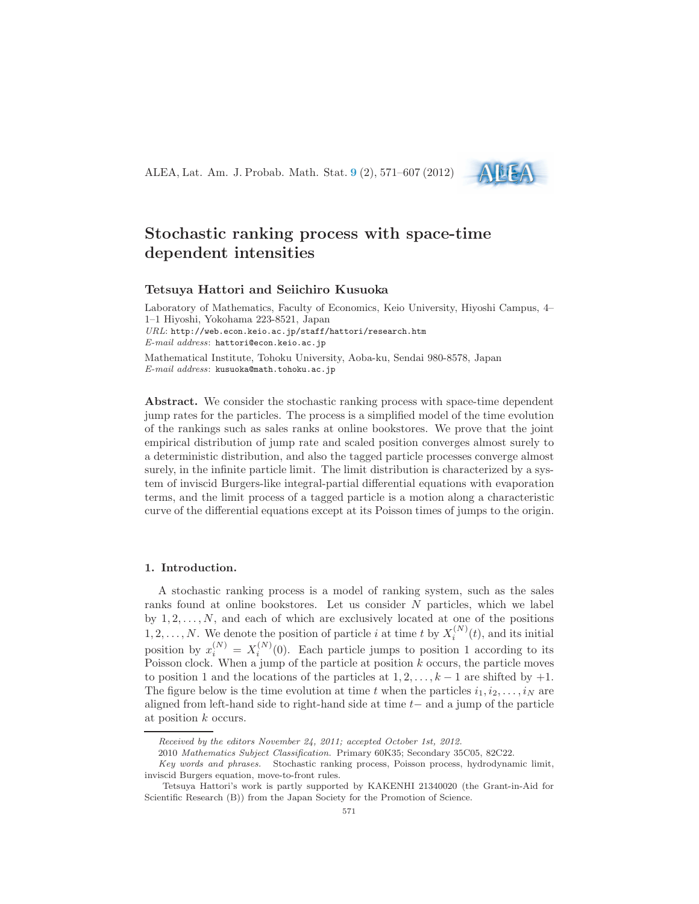# Stochastic ranking process with space-time dependent intensities

**Tetsuya Hattori and Seiichiro Kusuoka**

Laboratory of Mathematics, Faculty of Economics, Keio University, Hiyoshi Campus, 4–1–1 Hiyoshi, Yokohama 223-8521, Japan
*URL*: http://web.econ.keio.ac.jp/staff/hattori/research.htm
*E-mail address*: hattori@econ.keio.ac.jp

Mathematical Institute, Tohoku University, Aoba-ku, Sendai 980-8578, Japan
*E-mail address*: kusuoka@math.tohoku.ac.jp

**Abstract.** We consider the stochastic ranking process with space-time dependent jump rates for the particles. The process is a simplified model of the time evolution of the rankings such as sales ranks at online bookstores. We prove that the joint empirical distribution of jump rate and scaled position converges almost surely to a deterministic distribution, and also the tagged particle processes converge almost surely, in the infinite particle limit. The limit distribution is characterized by a system of inviscid Burgers-like integral-partial differential equations with evaporation terms, and the limit process of a tagged particle is a motion along a characteristic curve of the differential equations except at its Poisson times of jumps to the origin.

## 1. Introduction.

A stochastic ranking process is a model of ranking system, such as the sales ranks found at online bookstores. Let us consider $N$ particles, which we label by $1, 2, \ldots, N$, and each of which are exclusively located at one of the positions $1, 2, \ldots, N$. We denote the position of particle $i$ at time $t$ by $X_i^{(N)}(t)$, and its initial position by $x_i^{(N)} = X_i^{(N)}(0)$. Each particle jumps to position 1 according to its Poisson clock. When a jump of the particle at position $k$ occurs, the particle moves to position 1 and the locations of the particles at $1, 2, \ldots, k-1$ are shifted by $+1$. The figure below is the time evolution at time $t$ when the particles $i_1, i_2, \ldots, i_N$ are aligned from left-hand side to right-hand side at time $t-$ and a jump of the particle at position $k$ occurs.

---

*Received by the editors November 24, 2011; accepted October 1st, 2012.*

2010 *Mathematics Subject Classification.* Primary 60K35; Secondary 35C05, 82C22.

*Key words and phrases.* Stochastic ranking process, Poisson process, hydrodynamic limit, inviscid Burgers equation, move-to-front rules.

Tetsuya Hattori's work is partly supported by KAKENHI 21340020 (the Grant-in-Aid for Scientific Research (B)) from the Japan Society for the Promotion of Science.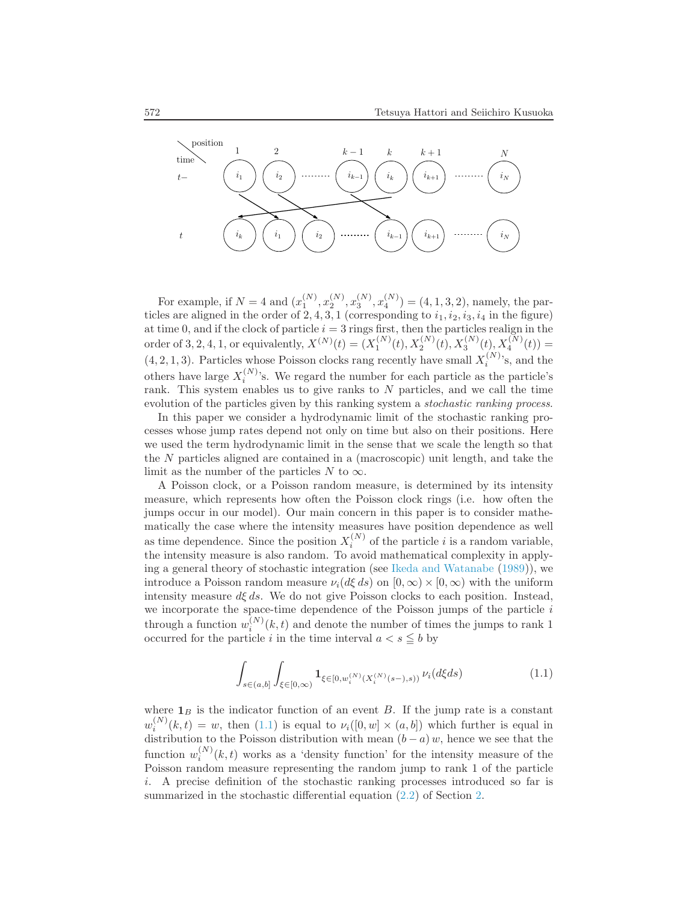For example, if $N = 4$ and $(x_1^{(N)}, x_2^{(N)}, x_3^{(N)}, x_4^{(N)}) = (4, 1, 3, 2)$, namely, the particles are aligned in the order of $2, 4, 3, 1$ (corresponding to $i_1, i_2, i_3, i_4$ in the figure) at time 0, and if the clock of particle $i = 3$ rings first, then the particles realign in the order of $3, 2, 4, 1$, or equivalently, $X^{(N)}(t) = (X_1^{(N)}(t), X_2^{(N)}(t), X_3^{(N)}(t), X_4^{(N)}(t)) = (4, 2, 1, 3)$. Particles whose Poisson clocks rang recently have small $X_i^{(N)}$'s, and the others have large $X_i^{(N)}$'s. We regard the number for each particle as the particle's rank. This system enables us to give ranks to $N$ particles, and we call the time evolution of the particles given by this ranking system a *stochastic ranking process*.

In this paper we consider a hydrodynamic limit of the stochastic ranking processes whose jump rates depend not only on time but also on their positions. Here we used the term hydrodynamic limit in the sense that we scale the length so that the $N$ particles aligned are contained in a (macroscopic) unit length, and take the limit as the number of the particles $N$ to $\infty$.

A Poisson clock, or a Poisson random measure, is determined by its intensity measure, which represents how often the Poisson clock rings (i.e. how often the jumps occur in our model). Our main concern in this paper is to consider mathematically the case where the intensity measures have position dependence as well as time dependence. Since the position $X_i^{(N)}$ of the particle $i$ is a random variable, the intensity measure is also random. To avoid mathematical complexity in applying a general theory of stochastic integration (see Ikeda and Watanabe (1989)), we introduce a Poisson random measure $\nu_i(d\xi\, ds)$ on $[0, \infty) \times [0, \infty)$ with the uniform intensity measure $d\xi\, ds$. We do not give Poisson clocks to each position. Instead, we incorporate the space-time dependence of the Poisson jumps of the particle $i$ through a function $w_i^{(N)}(k, t)$ and denote the number of times the jumps to rank 1 occurred for the particle $i$ in the time interval $a < s \leqq b$ by

$$\int_{s\in(a,b]} \int_{\xi\in[0,\infty)} \mathbf{1}_{\xi\in[0,w_i^{(N)}(X_i^{(N)}(s-),s))}\, \nu_i(d\xi ds) \tag{1.1}$$

where $\mathbf{1}_B$ is the indicator function of an event $B$. If the jump rate is a constant $w_i^{(N)}(k, t) = w$, then (1.1) is equal to $\nu_i([0, w] \times (a, b])$ which further is equal in distribution to the Poisson distribution with mean $(b - a)\, w$, hence we see that the function $w_i^{(N)}(k, t)$ works as a 'density function' for the intensity measure of the Poisson random measure representing the random jump to rank 1 of the particle $i$. A precise definition of the stochastic ranking processes introduced so far is summarized in the stochastic differential equation (2.2) of Section 2.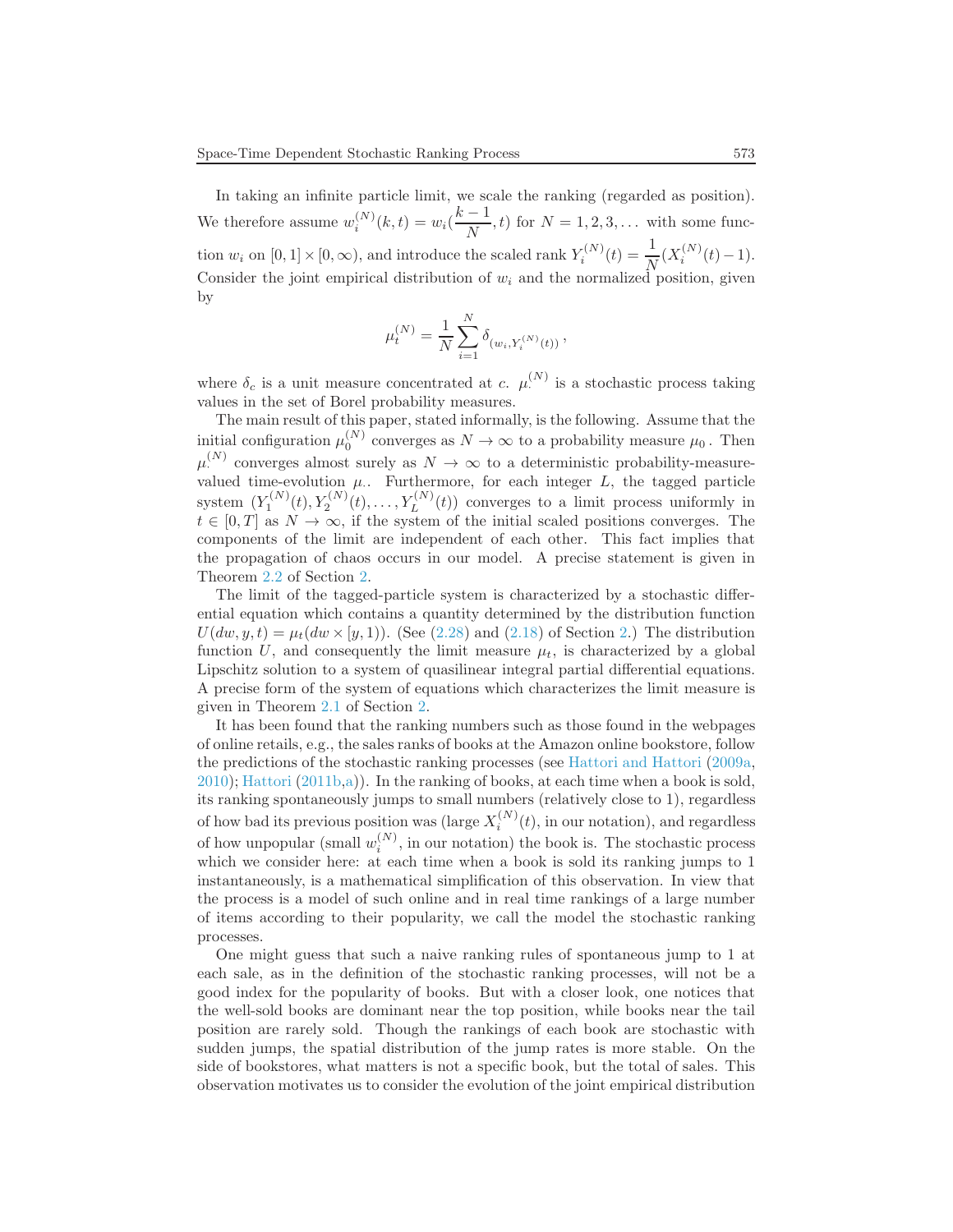In taking an infinite particle limit, we scale the ranking (regarded as position). We therefore assume $w_i^{(N)}(k,t) = w_i(\frac{k-1}{N},t)$ for $N = 1,2,3,\dots$ with some function $w_i$ on $[0,1]\times[0,\infty)$, and introduce the scaled rank $Y_i^{(N)}(t) = \frac{1}{N}(X_i^{(N)}(t)-1)$. Consider the joint empirical distribution of $w_i$ and the normalized position, given by

$$\mu_t^{(N)} = \frac{1}{N}\sum_{i=1}^{N} \delta_{(w_i, Y_i^{(N)}(t))}\,,$$

where $\delta_c$ is a unit measure concentrated at $c$. $\mu_\cdot^{(N)}$ is a stochastic process taking values in the set of Borel probability measures.

The main result of this paper, stated informally, is the following. Assume that the initial configuration $\mu_0^{(N)}$ converges as $N\to\infty$ to a probability measure $\mu_0$. Then $\mu_\cdot^{(N)}$ converges almost surely as $N\to\infty$ to a deterministic probability-measure-valued time-evolution $\mu_\cdot$. Furthermore, for each integer $L$, the tagged particle system $(Y_1^{(N)}(t), Y_2^{(N)}(t), \dots, Y_L^{(N)}(t))$ converges to a limit process uniformly in $t\in[0,T]$ as $N\to\infty$, if the system of the initial scaled positions converges. The components of the limit are independent of each other. This fact implies that the propagation of chaos occurs in our model. A precise statement is given in Theorem 2.2 of Section 2.

The limit of the tagged-particle system is characterized by a stochastic differential equation which contains a quantity determined by the distribution function $U(dw,y,t) = \mu_t(dw\times[y,1))$. (See (2.28) and (2.18) of Section 2.) The distribution function $U$, and consequently the limit measure $\mu_t$, is characterized by a global Lipschitz solution to a system of quasilinear integral partial differential equations. A precise form of the system of equations which characterizes the limit measure is given in Theorem 2.1 of Section 2.

It has been found that the ranking numbers such as those found in the webpages of online retails, e.g., the sales ranks of books at the Amazon online bookstore, follow the predictions of the stochastic ranking processes (see Hattori and Hattori (2009a, 2010); Hattori (2011b,a)). In the ranking of books, at each time when a book is sold, its ranking spontaneously jumps to small numbers (relatively close to 1), regardless of how bad its previous position was (large $X_i^{(N)}(t)$, in our notation), and regardless of how unpopular (small $w_i^{(N)}$, in our notation) the book is. The stochastic process which we consider here: at each time when a book is sold its ranking jumps to 1 instantaneously, is a mathematical simplification of this observation. In view that the process is a model of such online and in real time rankings of a large number of items according to their popularity, we call the model the stochastic ranking processes.

One might guess that such a naive ranking rules of spontaneous jump to 1 at each sale, as in the definition of the stochastic ranking processes, will not be a good index for the popularity of books. But with a closer look, one notices that the well-sold books are dominant near the top position, while books near the tail position are rarely sold. Though the rankings of each book are stochastic with sudden jumps, the spatial distribution of the jump rates is more stable. On the side of bookstores, what matters is not a specific book, but the total of sales. This observation motivates us to consider the evolution of the joint empirical distribution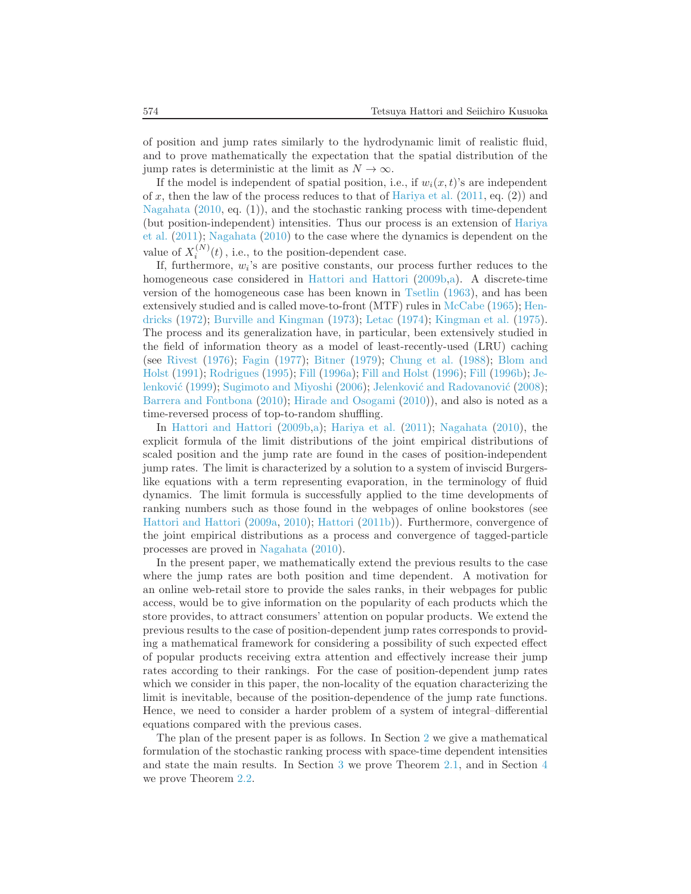of position and jump rates similarly to the hydrodynamic limit of realistic fluid, and to prove mathematically the expectation that the spatial distribution of the jump rates is deterministic at the limit as $N \to \infty$.

If the model is independent of spatial position, i.e., if $w_i(x,t)$'s are independent of $x$, then the law of the process reduces to that of Hariya et al. (2011, eq. (2)) and Nagahata (2010, eq. (1)), and the stochastic ranking process with time-dependent (but position-independent) intensities. Thus our process is an extension of Hariya et al. (2011); Nagahata (2010) to the case where the dynamics is dependent on the value of $X_i^{(N)}(t)$, i.e., to the position-dependent case.

If, furthermore, $w_i$'s are positive constants, our process further reduces to the homogeneous case considered in Hattori and Hattori (2009b,a). A discrete-time version of the homogeneous case has been known in Tsetlin (1963), and has been extensively studied and is called move-to-front (MTF) rules in McCabe (1965); Hendricks (1972); Burville and Kingman (1973); Letac (1974); Kingman et al. (1975). The process and its generalization have, in particular, been extensively studied in the field of information theory as a model of least-recently-used (LRU) caching (see Rivest (1976); Fagin (1977); Bitner (1979); Chung et al. (1988); Blom and Holst (1991); Rodrigues (1995); Fill (1996a); Fill and Holst (1996); Fill (1996b); Jelenković (1999); Sugimoto and Miyoshi (2006); Jelenković and Radovanović (2008); Barrera and Fontbona (2010); Hirade and Osogami (2010)), and also is noted as a time-reversed process of top-to-random shuffling.

In Hattori and Hattori (2009b,a); Hariya et al. (2011); Nagahata (2010), the explicit formula of the limit distributions of the joint empirical distributions of scaled position and the jump rate are found in the cases of position-independent jump rates. The limit is characterized by a solution to a system of inviscid Burgers-like equations with a term representing evaporation, in the terminology of fluid dynamics. The limit formula is successfully applied to the time developments of ranking numbers such as those found in the webpages of online bookstores (see Hattori and Hattori (2009a, 2010); Hattori (2011b)). Furthermore, convergence of the joint empirical distributions as a process and convergence of tagged-particle processes are proved in Nagahata (2010).

In the present paper, we mathematically extend the previous results to the case where the jump rates are both position and time dependent. A motivation for an online web-retail store to provide the sales ranks, in their webpages for public access, would be to give information on the popularity of each products which the store provides, to attract consumers' attention on popular products. We extend the previous results to the case of position-dependent jump rates corresponds to providing a mathematical framework for considering a possibility of such expected effect of popular products receiving extra attention and effectively increase their jump rates according to their rankings. For the case of position-dependent jump rates which we consider in this paper, the non-locality of the equation characterizing the limit is inevitable, because of the position-dependence of the jump rate functions. Hence, we need to consider a harder problem of a system of integral–differential equations compared with the previous cases.

The plan of the present paper is as follows. In Section 2 we give a mathematical formulation of the stochastic ranking process with space-time dependent intensities and state the main results. In Section 3 we prove Theorem 2.1, and in Section 4 we prove Theorem 2.2.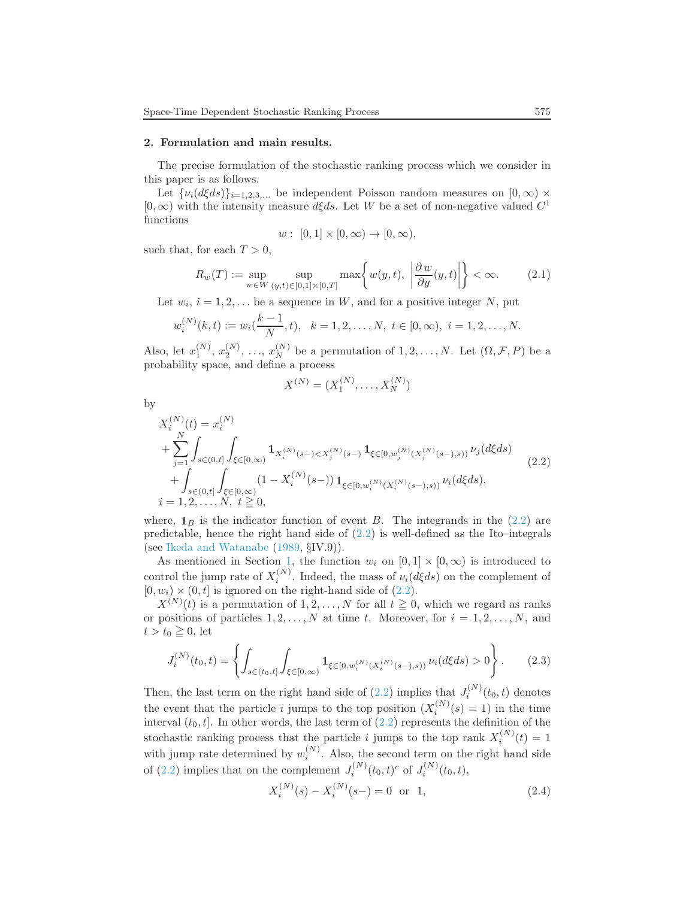**2. Formulation and main results.**

The precise formulation of the stochastic ranking process which we consider in this paper is as follows.

Let $\{\nu_i(d\xi ds)\}_{i=1,2,3,\dots}$ be independent Poisson random measures on $[0,\infty) \times [0,\infty)$ with the intensity measure $d\xi ds$. Let $W$ be a set of non-negative valued $C^1$ functions

$$w:\ [0,1]\times[0,\infty)\to[0,\infty),$$

such that, for each $T>0$,

$$R_w(T) := \sup_{w\in W}\ \sup_{(y,t)\in[0,1]\times[0,T]} \max\left\{ w(y,t),\ \left|\frac{\partial\, w}{\partial y}(y,t)\right| \right\} < \infty. \tag{2.1}$$

Let $w_i$, $i=1,2,\dots$ be a sequence in $W$, and for a positive integer $N$, put

$$w_i^{(N)}(k,t) := w_i(\frac{k-1}{N},t),\quad k=1,2,\dots,N,\ t\in[0,\infty),\ i=1,2,\dots,N.$$

Also, let $x_1^{(N)}$, $x_2^{(N)}$, $\dots$, $x_N^{(N)}$ be a permutation of $1,2,\dots,N$. Let $(\Omega,\mathcal{F},P)$ be a probability space, and define a process

$$X^{(N)} = (X_1^{(N)},\dots,X_N^{(N)})$$

by

$$\begin{aligned} &X_i^{(N)}(t) = x_i^{(N)} \\ &\quad + \sum_{j=1}^N \int_{s\in(0,t]} \int_{\xi\in[0,\infty)} \mathbf{1}_{X_i^{(N)}(s-)<X_j^{(N)}(s-)}\, \mathbf{1}_{\xi\in[0,w_j^{(N)}(X_j^{(N)}(s-),s))}\, \nu_j(d\xi ds) \\ &\quad + \int_{s\in(0,t]} \int_{\xi\in[0,\infty)} (1-X_i^{(N)}(s-))\, \mathbf{1}_{\xi\in[0,w_i^{(N)}(X_i^{(N)}(s-),s))}\, \nu_i(d\xi ds), \\ &i=1,2,\dots,N,\ t\geqq 0, \end{aligned} \tag{2.2}$$

where, $\mathbf{1}_B$ is the indicator function of event $B$. The integrands in the (2.2) are predictable, hence the right hand side of (2.2) is well-defined as the Ito–integrals (see Ikeda and Watanabe (1989, §IV.9)).

As mentioned in Section 1, the function $w_i$ on $[0,1]\times[0,\infty)$ is introduced to control the jump rate of $X_i^{(N)}$. Indeed, the mass of $\nu_i(d\xi ds)$ on the complement of $[0,w_i)\times(0,t]$ is ignored on the right-hand side of (2.2).

$X^{(N)}(t)$ is a permutation of $1,2,\dots,N$ for all $t\geqq 0$, which we regard as ranks or positions of particles $1,2,\dots,N$ at time $t$. Moreover, for $i=1,2,\dots,N$, and $t>t_0\geqq 0$, let

$$J_i^{(N)}(t_0,t) = \left\{ \int_{s\in(t_0,t]} \int_{\xi\in[0,\infty)} \mathbf{1}_{\xi\in[0,w_i^{(N)}(X_i^{(N)}(s-),s))}\, \nu_i(d\xi ds) > 0 \right\}. \tag{2.3}$$

Then, the last term on the right hand side of (2.2) implies that $J_i^{(N)}(t_0,t)$ denotes the event that the particle $i$ jumps to the top position ($X_i^{(N)}(s)=1$) in the time interval $(t_0,t]$. In other words, the last term of (2.2) represents the definition of the stochastic ranking process that the particle $i$ jumps to the top rank $X_i^{(N)}(t)=1$ with jump rate determined by $w_i^{(N)}$. Also, the second term on the right hand side of (2.2) implies that on the complement $J_i^{(N)}(t_0,t)^c$ of $J_i^{(N)}(t_0,t)$,

$$X_i^{(N)}(s) - X_i^{(N)}(s-) = 0 \ \text{ or } \ 1, \tag{2.4}$$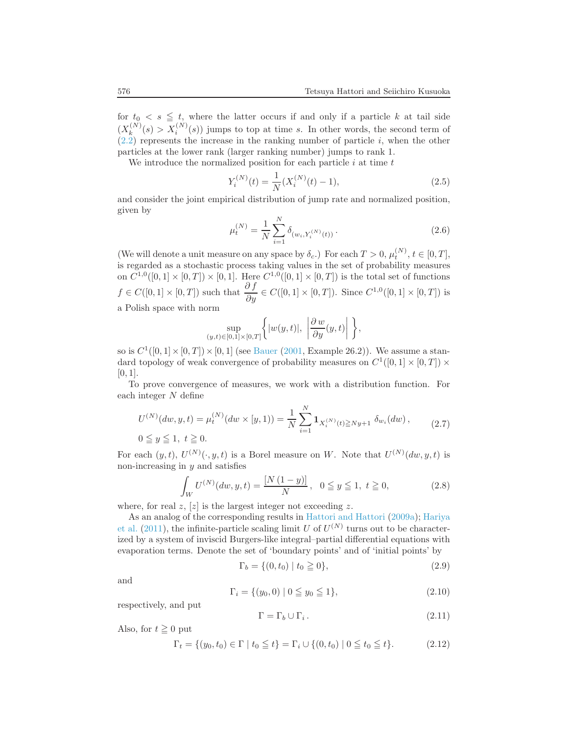for $t_0 < s \leqq t$, where the latter occurs if and only if a particle $k$ at tail side ($X_k^{(N)}(s) > X_i^{(N)}(s)$) jumps to top at time $s$. In other words, the second term of (2.2) represents the increase in the ranking number of particle $i$, when the other particles at the lower rank (larger ranking number) jumps to rank 1.

We introduce the normalized position for each particle $i$ at time $t$

$$Y_i^{(N)}(t) = \frac{1}{N}(X_i^{(N)}(t) - 1), \tag{2.5}$$

and consider the joint empirical distribution of jump rate and normalized position, given by

$$\mu_t^{(N)} = \frac{1}{N}\sum_{i=1}^{N} \delta_{(w_i, Y_i^{(N)}(t))}\,. \tag{2.6}$$

(We will denote a unit measure on any space by $\delta_c$.) For each $T > 0$, $\mu_t^{(N)}$, $t \in [0, T]$, is regarded as a stochastic process taking values in the set of probability measures on $C^{1,0}([0,1] \times [0,T]) \times [0,1]$. Here $C^{1,0}([0,1] \times [0,T])$ is the total set of functions $f \in C([0,1] \times [0,T])$ such that $\dfrac{\partial f}{\partial y} \in C([0,1] \times [0,T])$. Since $C^{1,0}([0,1] \times [0,T])$ is a Polish space with norm

$$\sup_{(y,t)\in[0,1]\times[0,T]} \left\{ |w(y,t)|,\ \left| \frac{\partial w}{\partial y}(y,t) \right| \right\},$$

so is $C^1([0,1] \times [0,T]) \times [0,1]$ (see Bauer (2001, Example 26.2)). We assume a standard topology of weak convergence of probability measures on $C^1([0,1] \times [0,T]) \times [0,1]$.

To prove convergence of measures, we work with a distribution function. For each integer $N$ define

$$U^{(N)}(dw, y, t) = \mu_t^{(N)}(dw \times [y, 1)) = \frac{1}{N}\sum_{i=1}^{N} \mathbf{1}_{X_i^{(N)}(t) \geqq Ny+1}\ \delta_{w_i}(dw)\,, \tag{2.7}$$
$$0 \leqq y \leqq 1,\ t \geqq 0.$$

For each $(y,t)$, $U^{(N)}(\cdot, y, t)$ is a Borel measure on $W$. Note that $U^{(N)}(dw, y, t)$ is non-increasing in $y$ and satisfies

$$\int_W U^{(N)}(dw, y, t) = \frac{[N\,(1-y)]}{N}\,, \quad 0 \leqq y \leqq 1,\ t \geqq 0, \tag{2.8}$$

where, for real $z$, $[z]$ is the largest integer not exceeding $z$.

As an analog of the corresponding results in Hattori and Hattori (2009a); Hariya et al. (2011), the infinite-particle scaling limit $U$ of $U^{(N)}$ turns out to be characterized by a system of inviscid Burgers-like integral–partial differential equations with evaporation terms. Denote the set of 'boundary points' and of 'initial points' by

$$\Gamma_b = \{(0, t_0) \mid t_0 \geqq 0\}, \tag{2.9}$$

and

$$\Gamma_i = \{(y_0, 0) \mid 0 \leqq y_0 \leqq 1\}, \tag{2.10}$$

respectively, and put

$$\Gamma = \Gamma_b \cup \Gamma_i\,. \tag{2.11}$$

Also, for $t \geqq 0$ put

$$\Gamma_t = \{(y_0, t_0) \in \Gamma \mid t_0 \leqq t\} = \Gamma_i \cup \{(0, t_0) \mid 0 \leqq t_0 \leqq t\}. \tag{2.12}$$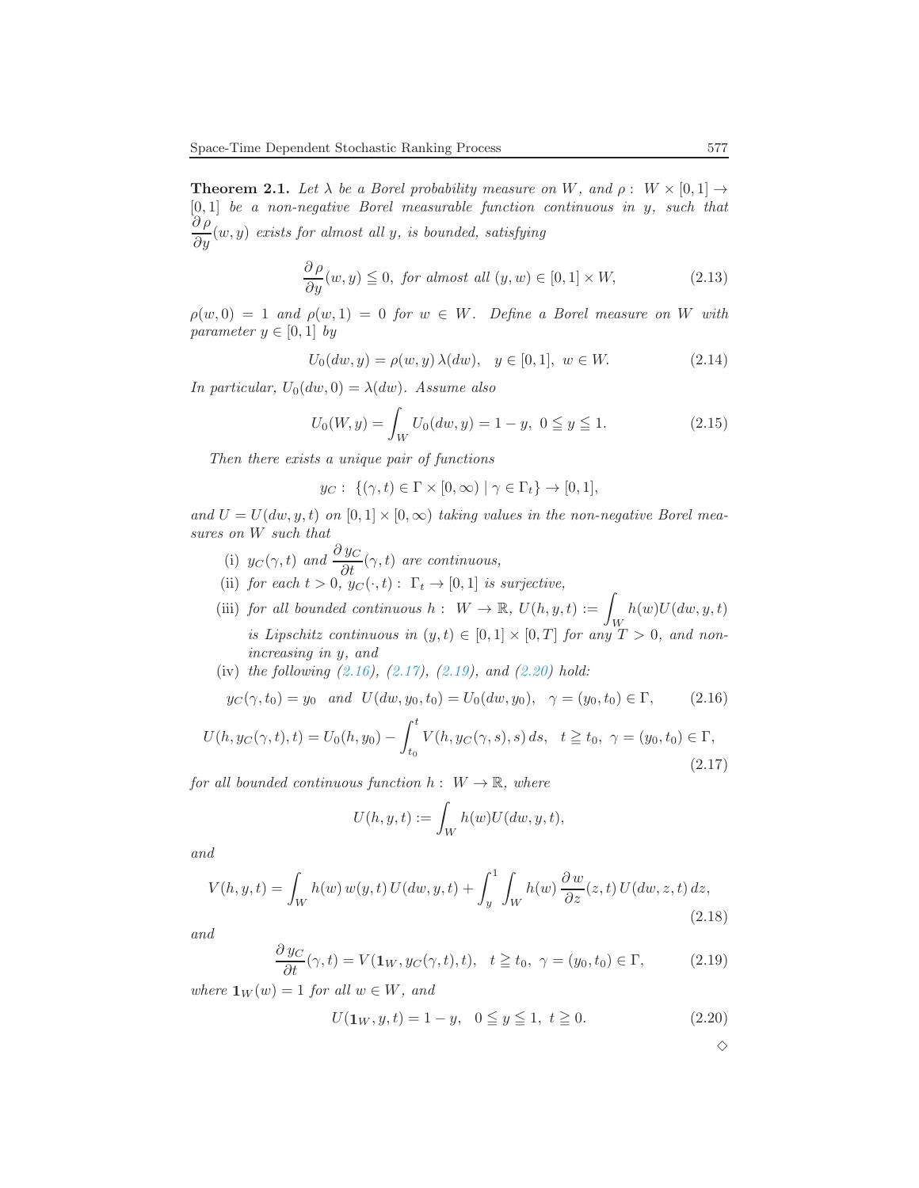**Theorem 2.1.** *Let $\lambda$ be a Borel probability measure on $W$, and $\rho\colon\ W\times[0,1]\to[0,1]$ be a non-negative Borel measurable function continuous in $y$, such that $\dfrac{\partial\rho}{\partial y}(w,y)$ exists for almost all $y$, is bounded, satisfying*

$$\frac{\partial\rho}{\partial y}(w,y)\leqq 0,\ \text{for almost all } (y,w)\in[0,1]\times W, \tag{2.13}$$

*$\rho(w,0)=1$ and $\rho(w,1)=0$ for $w\in W$. Define a Borel measure on $W$ with parameter $y\in[0,1]$ by*

$$U_0(dw,y)=\rho(w,y)\,\lambda(dw),\quad y\in[0,1],\ w\in W. \tag{2.14}$$

*In particular, $U_0(dw,0)=\lambda(dw)$. Assume also*

$$U_0(W,y)=\int_W U_0(dw,y)=1-y,\ 0\leqq y\leqq 1. \tag{2.15}$$

*Then there exists a unique pair of functions*

$$y_C\colon\ \{(\gamma,t)\in\Gamma\times[0,\infty)\mid \gamma\in\Gamma_t\}\to[0,1],$$

*and $U=U(dw,y,t)$ on $[0,1]\times[0,\infty)$ taking values in the non-negative Borel measures on $W$ such that*

(i) *$y_C(\gamma,t)$ and $\dfrac{\partial y_C}{\partial t}(\gamma,t)$ are continuous,*

(ii) *for each $t>0$, $y_C(\cdot,t)\colon\ \Gamma_t\to[0,1]$ is surjective,*

(iii) *for all bounded continuous $h\colon\ W\to\mathbb{R}$, $U(h,y,t):=\displaystyle\int_W h(w)U(dw,y,t)$ is Lipschitz continuous in $(y,t)\in[0,1]\times[0,T]$ for any $T>0$, and non-increasing in $y$, and*

(iv) *the following (2.16), (2.17), (2.19), and (2.20) hold:*

$$y_C(\gamma,t_0)=y_0\quad\text{and}\quad U(dw,y_0,t_0)=U_0(dw,y_0),\quad \gamma=(y_0,t_0)\in\Gamma, \tag{2.16}$$

$$U(h,y_C(\gamma,t),t)=U_0(h,y_0)-\int_{t_0}^{t}V(h,y_C(\gamma,s),s)\,ds,\quad t\geqq t_0,\ \gamma=(y_0,t_0)\in\Gamma, \tag{2.17}$$

*for all bounded continuous function $h\colon\ W\to\mathbb{R}$, where*

$$U(h,y,t):=\int_W h(w)U(dw,y,t),$$

*and*

$$V(h,y,t)=\int_W h(w)\,w(y,t)\,U(dw,y,t)+\int_y^1\int_W h(w)\,\frac{\partial w}{\partial z}(z,t)\,U(dw,z,t)\,dz, \tag{2.18}$$

*and*

$$\frac{\partial y_C}{\partial t}(\gamma,t)=V(\mathbf{1}_W,y_C(\gamma,t),t),\quad t\geqq t_0,\ \gamma=(y_0,t_0)\in\Gamma, \tag{2.19}$$

*where $\mathbf{1}_W(w)=1$ for all $w\in W$, and*

$$U(\mathbf{1}_W,y,t)=1-y,\quad 0\leqq y\leqq 1,\ t\geqq 0. \tag{2.20}$$

◇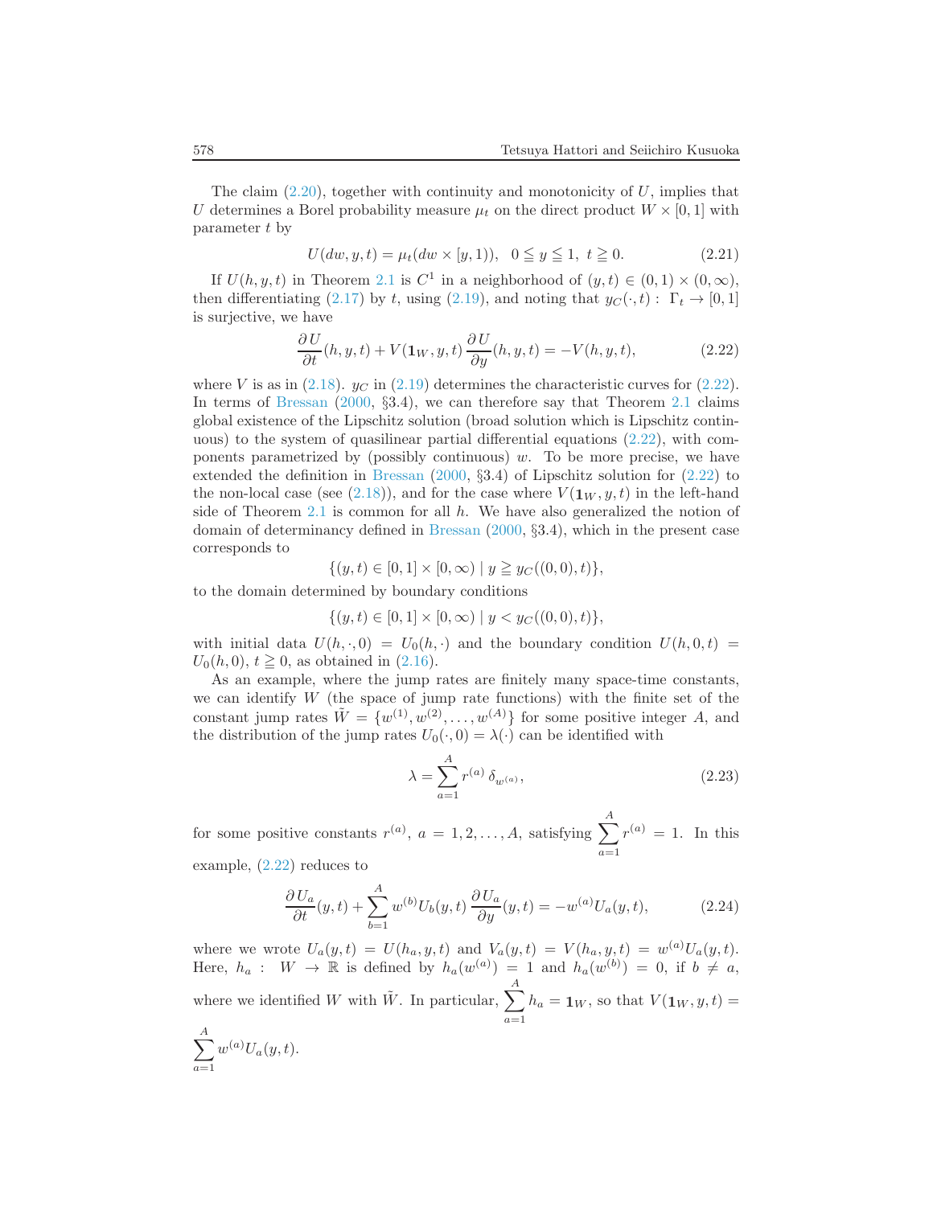The claim (2.20), together with continuity and monotonicity of $U$, implies that $U$ determines a Borel probability measure $\mu_t$ on the direct product $W \times [0,1]$ with parameter $t$ by

$$U(dw, y, t) = \mu_t(dw \times [y, 1)), \quad 0 \leqq y \leqq 1,\ t \geqq 0. \tag{2.21}$$

If $U(h, y, t)$ in Theorem 2.1 is $C^1$ in a neighborhood of $(y, t) \in (0,1) \times (0, \infty)$, then differentiating (2.17) by $t$, using (2.19), and noting that $y_C(\cdot, t) : \Gamma_t \to [0,1]$ is surjective, we have

$$\frac{\partial U}{\partial t}(h, y, t) + V(\mathbf{1}_W, y, t)\, \frac{\partial U}{\partial y}(h, y, t) = -V(h, y, t), \tag{2.22}$$

where $V$ is as in (2.18). $y_C$ in (2.19) determines the characteristic curves for (2.22). In terms of Bressan (2000, §3.4), we can therefore say that Theorem 2.1 claims global existence of the Lipschitz solution (broad solution which is Lipschitz continuous) to the system of quasilinear partial differential equations (2.22), with components parametrized by (possibly continuous) $w$. To be more precise, we have extended the definition in Bressan (2000, §3.4) of Lipschitz solution for (2.22) to the non-local case (see (2.18)), and for the case where $V(\mathbf{1}_W, y, t)$ in the left-hand side of Theorem 2.1 is common for all $h$. We have also generalized the notion of domain of determinancy defined in Bressan (2000, §3.4), which in the present case corresponds to

$$\{(y, t) \in [0,1] \times [0, \infty) \mid y \geqq y_C((0,0), t)\},$$

to the domain determined by boundary conditions

$$\{(y, t) \in [0,1] \times [0, \infty) \mid y < y_C((0,0), t)\},$$

with initial data $U(h, \cdot, 0) = U_0(h, \cdot)$ and the boundary condition $U(h, 0, t) = U_0(h, 0)$, $t \geqq 0$, as obtained in (2.16).

As an example, where the jump rates are finitely many space-time constants, we can identify $W$ (the space of jump rate functions) with the finite set of the constant jump rates $\tilde{W} = \{w^{(1)}, w^{(2)}, \ldots, w^{(A)}\}$ for some positive integer $A$, and the distribution of the jump rates $U_0(\cdot, 0) = \lambda(\cdot)$ can be identified with

$$\lambda = \sum_{a=1}^{A} r^{(a)}\, \delta_{w^{(a)}}, \tag{2.23}$$

for some positive constants $r^{(a)}$, $a = 1, 2, \ldots, A$, satisfying $\displaystyle\sum_{a=1}^{A} r^{(a)} = 1$. In this example, (2.22) reduces to

$$\frac{\partial U_a}{\partial t}(y, t) + \sum_{b=1}^{A} w^{(b)} U_b(y, t)\, \frac{\partial U_a}{\partial y}(y, t) = -w^{(a)} U_a(y, t), \tag{2.24}$$

where we wrote $U_a(y, t) = U(h_a, y, t)$ and $V_a(y, t) = V(h_a, y, t) = w^{(a)} U_a(y, t)$. Here, $h_a : W \to \mathbb{R}$ is defined by $h_a(w^{(a)}) = 1$ and $h_a(w^{(b)}) = 0$, if $b \neq a$, where we identified $W$ with $\tilde{W}$. In particular, $\displaystyle\sum_{a=1}^{A} h_a = \mathbf{1}_W$, so that $V(\mathbf{1}_W, y, t) = \displaystyle\sum_{a=1}^{A} w^{(a)} U_a(y, t)$.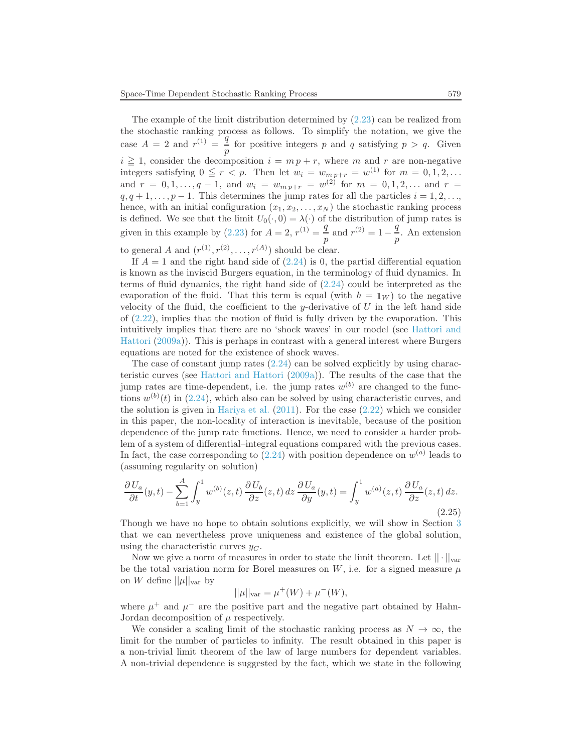The example of the limit distribution determined by (2.23) can be realized from the stochastic ranking process as follows. To simplify the notation, we give the case $A = 2$ and $r^{(1)} = \dfrac{q}{p}$ for positive integers $p$ and $q$ satisfying $p > q$. Given $i \geqq 1$, consider the decomposition $i = m\,p + r$, where $m$ and $r$ are non-negative integers satisfying $0 \leqq r < p$. Then let $w_i = w_{m\,p+r} = w^{(1)}$ for $m = 0, 1, 2, \ldots$ and $r = 0, 1, \ldots, q-1$, and $w_i = w_{m\,p+r} = w^{(2)}$ for $m = 0, 1, 2, \ldots$ and $r = q, q+1, \ldots, p-1$. This determines the jump rates for all the particles $i = 1, 2, \ldots$, hence, with an initial configuration $(x_1, x_2, \ldots, x_N)$ the stochastic ranking process is defined. We see that the limit $U_0(\cdot, 0) = \lambda(\cdot)$ of the distribution of jump rates is given in this example by (2.23) for $A = 2$, $r^{(1)} = \dfrac{q}{p}$ and $r^{(2)} = 1 - \dfrac{q}{p}$. An extension to general $A$ and $(r^{(1)}, r^{(2)}, \ldots, r^{(A)})$ should be clear.

If $A = 1$ and the right hand side of (2.24) is 0, the partial differential equation is known as the inviscid Burgers equation, in the terminology of fluid dynamics. In terms of fluid dynamics, the right hand side of (2.24) could be interpreted as the evaporation of the fluid. That this term is equal (with $h = \mathbf{1}_W$) to the negative velocity of the fluid, the coefficient to the $y$-derivative of $U$ in the left hand side of (2.22), implies that the motion of fluid is fully driven by the evaporation. This intuitively implies that there are no 'shock waves' in our model (see Hattori and Hattori (2009a)). This is perhaps in contrast with a general interest where Burgers equations are noted for the existence of shock waves.

The case of constant jump rates (2.24) can be solved explicitly by using characteristic curves (see Hattori and Hattori (2009a)). The results of the case that the jump rates are time-dependent, i.e. the jump rates $w^{(b)}$ are changed to the functions $w^{(b)}(t)$ in (2.24), which also can be solved by using characteristic curves, and the solution is given in Hariya et al. (2011). For the case (2.22) which we consider in this paper, the non-locality of interaction is inevitable, because of the position dependence of the jump rate functions. Hence, we need to consider a harder problem of a system of differential–integral equations compared with the previous cases. In fact, the case corresponding to (2.24) with position dependence on $w^{(a)}$ leads to (assuming regularity on solution)

$$\frac{\partial U_a}{\partial t}(y,t) - \sum_{b=1}^{A} \int_y^1 w^{(b)}(z,t)\,\frac{\partial U_b}{\partial z}(z,t)\,dz\,\frac{\partial U_a}{\partial y}(y,t) = \int_y^1 w^{(a)}(z,t)\,\frac{\partial U_a}{\partial z}(z,t)\,dz. \tag{2.25}$$

Though we have no hope to obtain solutions explicitly, we will show in Section 3 that we can nevertheless prove uniqueness and existence of the global solution, using the characteristic curves $y_C$.

Now we give a norm of measures in order to state the limit theorem. Let $||\cdot||_{\mathrm{var}}$ be the total variation norm for Borel measures on $W$, i.e. for a signed measure $\mu$ on $W$ define $||\mu||_{\mathrm{var}}$ by

$$||\mu||_{\mathrm{var}} = \mu^+(W) + \mu^-(W),$$

where $\mu^+$ and $\mu^-$ are the positive part and the negative part obtained by Hahn-Jordan decomposition of $\mu$ respectively.

We consider a scaling limit of the stochastic ranking process as $N \to \infty$, the limit for the number of particles to infinity. The result obtained in this paper is a non-trivial limit theorem of the law of large numbers for dependent variables. A non-trivial dependence is suggested by the fact, which we state in the following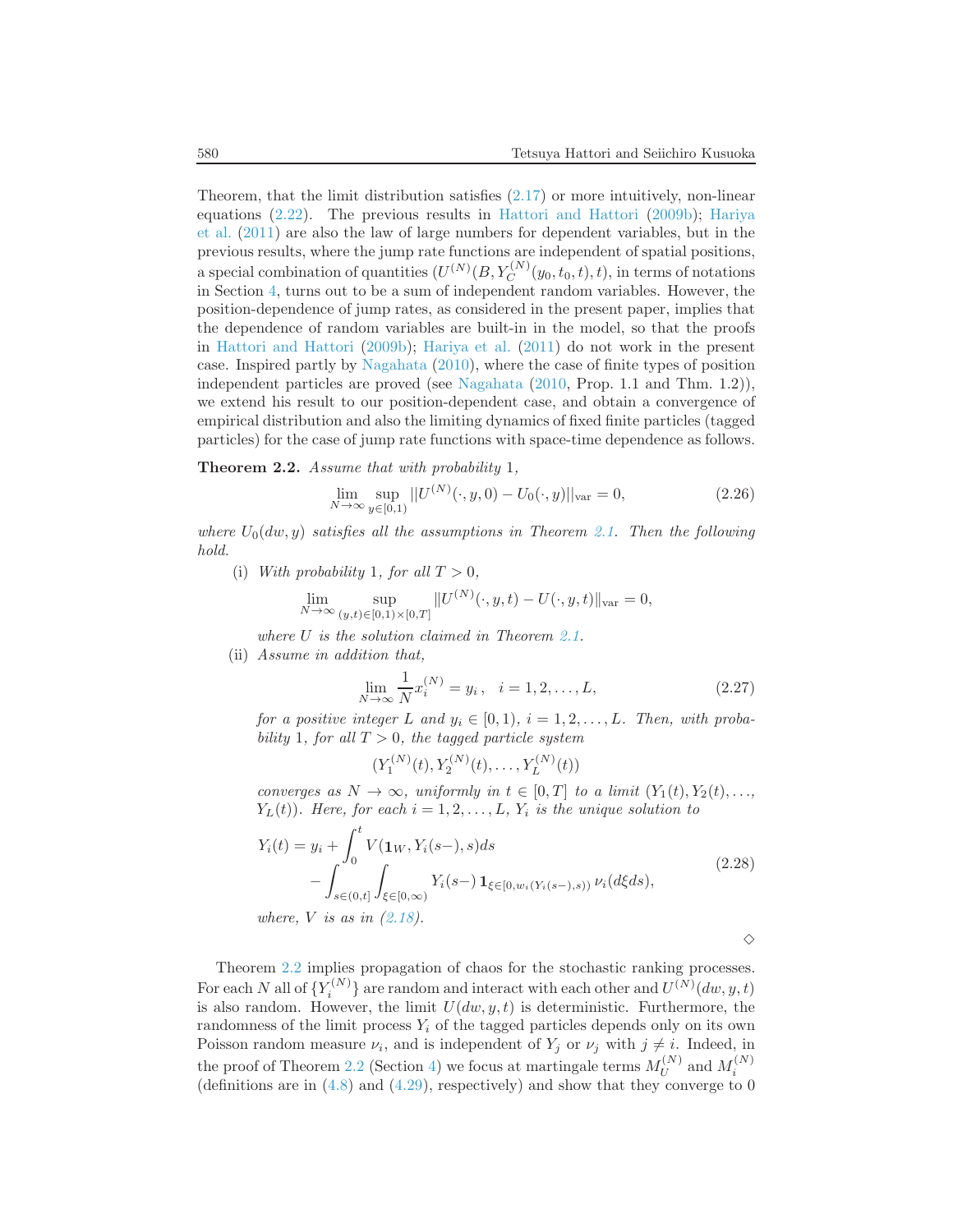Theorem, that the limit distribution satisfies (2.17) or more intuitively, non-linear equations (2.22). The previous results in Hattori and Hattori (2009b); Hariya et al. (2011) are also the law of large numbers for dependent variables, but in the previous results, where the jump rate functions are independent of spatial positions, a special combination of quantities $(U^{(N)}(B, Y_C^{(N)}(y_0,t_0,t),t)$, in terms of notations in Section 4, turns out to be a sum of independent random variables. However, the position-dependence of jump rates, as considered in the present paper, implies that the dependence of random variables are built-in in the model, so that the proofs in Hattori and Hattori (2009b); Hariya et al. (2011) do not work in the present case. Inspired partly by Nagahata (2010), where the case of finite types of position independent particles are proved (see Nagahata (2010, Prop. 1.1 and Thm. 1.2)), we extend his result to our position-dependent case, and obtain a convergence of empirical distribution and also the limiting dynamics of fixed finite particles (tagged particles) for the case of jump rate functions with space-time dependence as follows.

**Theorem 2.2.** *Assume that with probability* 1,

$$\lim_{N\to\infty} \sup_{y\in[0,1)} \|U^{(N)}(\cdot,y,0) - U_0(\cdot,y)\|_{\text{var}} = 0, \tag{2.26}$$

*where $U_0(dw,y)$ satisfies all the assumptions in Theorem 2.1. Then the following hold.*

(i) *With probability* 1, *for all $T > 0$,*

$$\lim_{N\to\infty} \sup_{(y,t)\in[0,1)\times[0,T]} \|U^{(N)}(\cdot,y,t) - U(\cdot,y,t)\|_{\text{var}} = 0,$$

*where $U$ is the solution claimed in Theorem 2.1.*

(ii) *Assume in addition that,*

$$\lim_{N\to\infty} \frac{1}{N} x_i^{(N)} = y_i\,, \quad i = 1,2,\ldots,L, \tag{2.27}$$

*for a positive integer $L$ and $y_i \in [0,1)$, $i = 1,2,\ldots,L$. Then, with probability* 1, *for all $T > 0$, the tagged particle system*

$$(Y_1^{(N)}(t), Y_2^{(N)}(t), \ldots, Y_L^{(N)}(t))$$

*converges as $N \to \infty$, uniformly in $t \in [0,T]$ to a limit $(Y_1(t), Y_2(t), \ldots, Y_L(t))$. Here, for each $i = 1,2,\ldots,L$, $Y_i$ is the unique solution to*

$$\begin{aligned} Y_i(t) = y_i &+ \int_0^t V(\mathbf{1}_W, Y_i(s-), s)ds \\ &- \int_{s\in(0,t]} \int_{\xi\in[0,\infty)} Y_i(s-)\, \mathbf{1}_{\xi\in[0,w_i(Y_i(s-),s))}\, \nu_i(d\xi ds), \end{aligned} \tag{2.28}$$

*where, $V$ is as in (2.18).*

◇

Theorem 2.2 implies propagation of chaos for the stochastic ranking processes. For each $N$ all of $\{Y_i^{(N)}\}$ are random and interact with each other and $U^{(N)}(dw,y,t)$ is also random. However, the limit $U(dw,y,t)$ is deterministic. Furthermore, the randomness of the limit process $Y_i$ of the tagged particles depends only on its own Poisson random measure $\nu_i$, and is independent of $Y_j$ or $\nu_j$ with $j \neq i$. Indeed, in the proof of Theorem 2.2 (Section 4) we focus at martingale terms $M_U^{(N)}$ and $M_i^{(N)}$ (definitions are in (4.8) and (4.29), respectively) and show that they converge to 0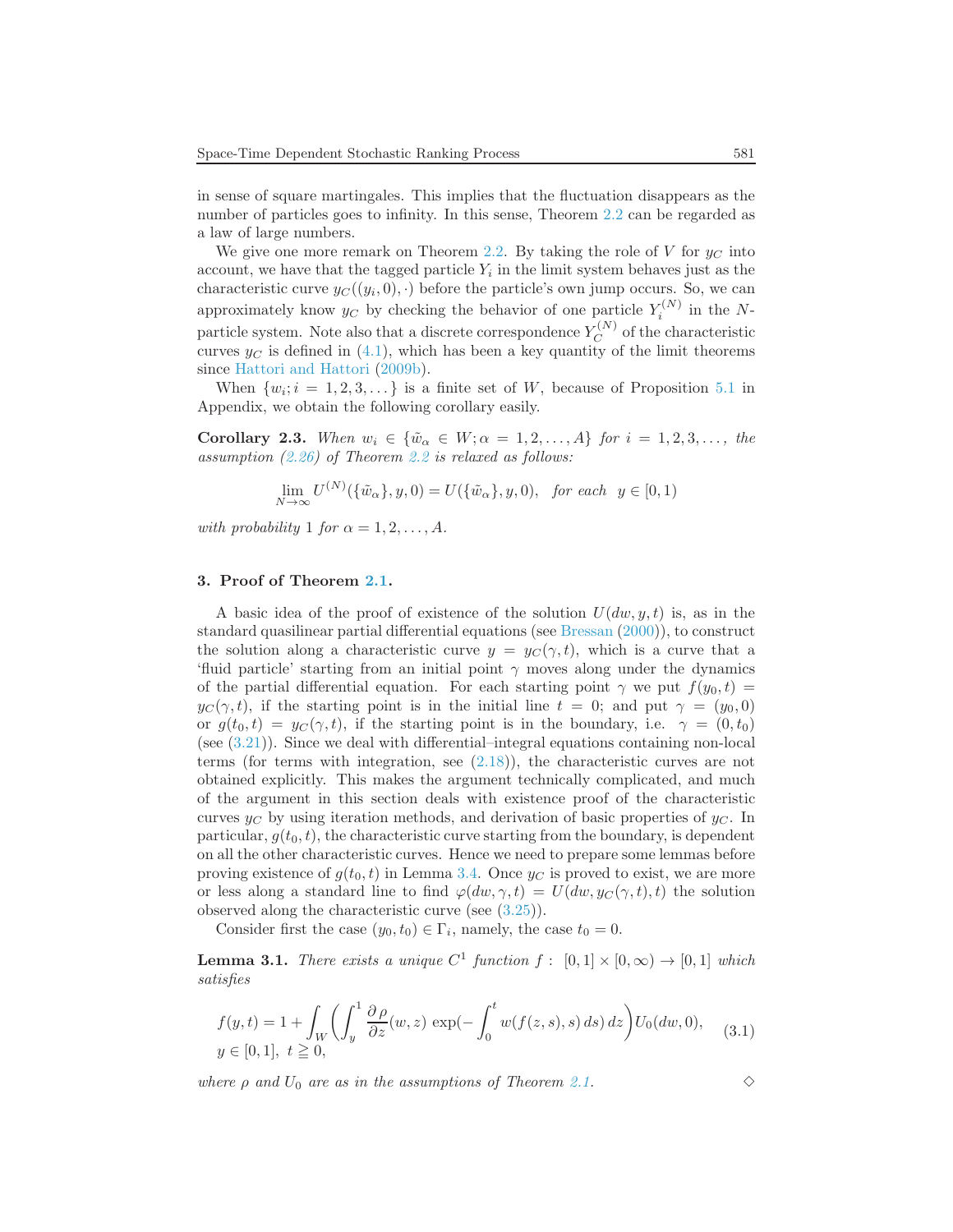in sense of square martingales. This implies that the fluctuation disappears as the number of particles goes to infinity. In this sense, Theorem 2.2 can be regarded as a law of large numbers.

We give one more remark on Theorem 2.2. By taking the role of $V$ for $y_C$ into account, we have that the tagged particle $Y_i$ in the limit system behaves just as the characteristic curve $y_C((y_i, 0), \cdot)$ before the particle's own jump occurs. So, we can approximately know $y_C$ by checking the behavior of one particle $Y_i^{(N)}$ in the $N$-particle system. Note also that a discrete correspondence $Y_C^{(N)}$ of the characteristic curves $y_C$ is defined in (4.1), which has been a key quantity of the limit theorems since Hattori and Hattori (2009b).

When $\{w_i; i = 1, 2, 3, \dots\}$ is a finite set of $W$, because of Proposition 5.1 in Appendix, we obtain the following corollary easily.

**Corollary 2.3.** *When $w_i \in \{\tilde{w}_\alpha \in W; \alpha = 1, 2, \dots, A\}$ for $i = 1, 2, 3, \dots$, the assumption (2.26) of Theorem 2.2 is relaxed as follows:*

$$\lim_{N \to \infty} U^{(N)}(\{\tilde{w}_\alpha\}, y, 0) = U(\{\tilde{w}_\alpha\}, y, 0), \quad \textit{for each} \;\; y \in [0, 1)$$

*with probability 1 for $\alpha = 1, 2, \dots, A$.*

## 3. Proof of Theorem 2.1.

A basic idea of the proof of existence of the solution $U(dw, y, t)$ is, as in the standard quasilinear partial differential equations (see Bressan (2000)), to construct the solution along a characteristic curve $y = y_C(\gamma, t)$, which is a curve that a 'fluid particle' starting from an initial point $\gamma$ moves along under the dynamics of the partial differential equation. For each starting point $\gamma$ we put $f(y_0, t) = y_C(\gamma, t)$, if the starting point is in the initial line $t = 0$; and put $\gamma = (y_0, 0)$ or $g(t_0, t) = y_C(\gamma, t)$, if the starting point is in the boundary, i.e. $\gamma = (0, t_0)$ (see (3.21)). Since we deal with differential–integral equations containing non-local terms (for terms with integration, see (2.18)), the characteristic curves are not obtained explicitly. This makes the argument technically complicated, and much of the argument in this section deals with existence proof of the characteristic curves $y_C$ by using iteration methods, and derivation of basic properties of $y_C$. In particular, $g(t_0, t)$, the characteristic curve starting from the boundary, is dependent on all the other characteristic curves. Hence we need to prepare some lemmas before proving existence of $g(t_0, t)$ in Lemma 3.4. Once $y_C$ is proved to exist, we are more or less along a standard line to find $\varphi(dw, \gamma, t) = U(dw, y_C(\gamma, t), t)$ the solution observed along the characteristic curve (see (3.25)).

Consider first the case $(y_0, t_0) \in \Gamma_i$, namely, the case $t_0 = 0$.

**Lemma 3.1.** *There exists a unique $C^1$ function $f : \; [0, 1] \times [0, \infty) \to [0, 1]$ which satisfies*

$$f(y, t) = 1 + \int_W \left( \int_y^1 \frac{\partial \rho}{\partial z}(w, z) \exp(-\int_0^t w(f(z, s), s)\, ds)\, dz \right) U_0(dw, 0), \tag{3.1}$$
$$y \in [0, 1], \;\; t \geqq 0,$$

*where $\rho$ and $U_0$ are as in the assumptions of Theorem 2.1.* $\diamond$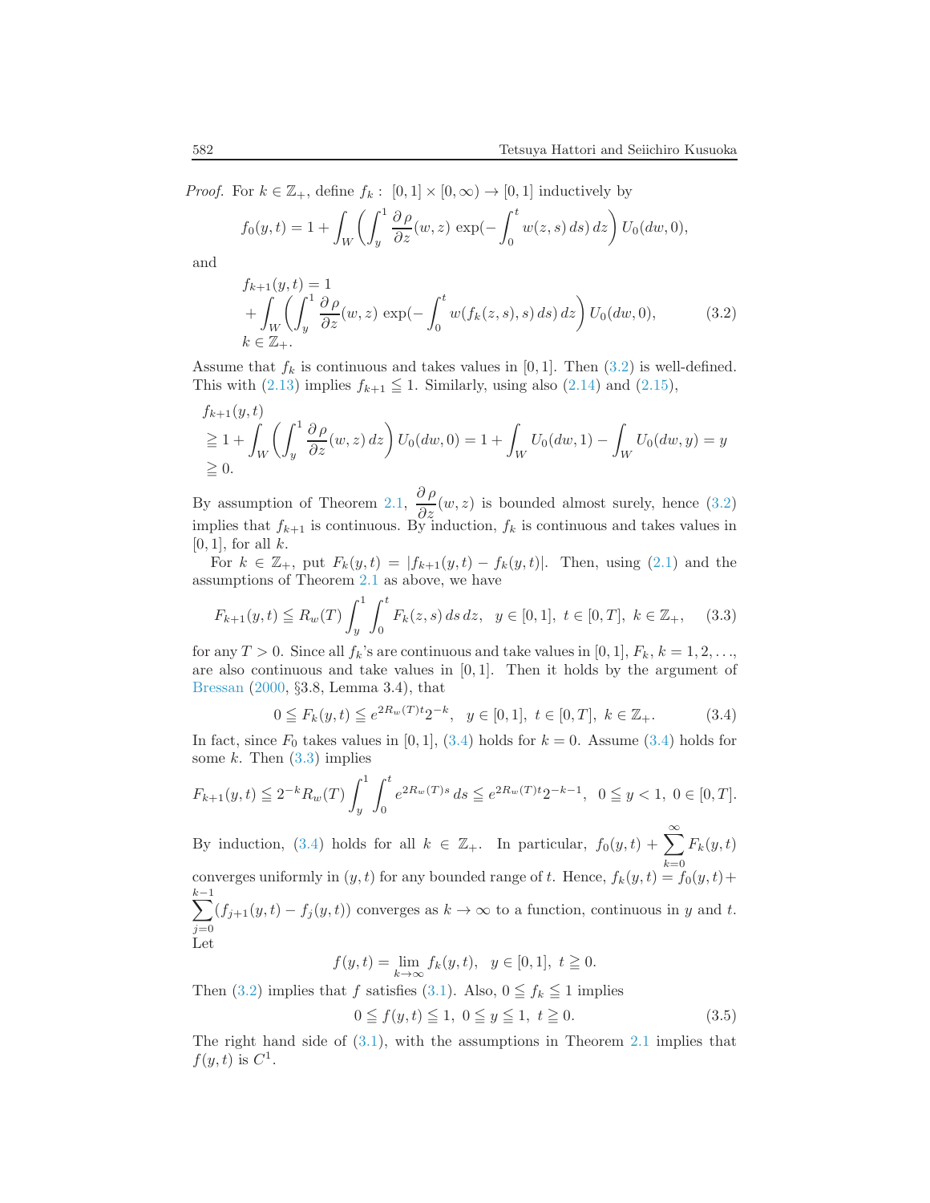*Proof.* For $k \in \mathbb{Z}_+$, define $f_k : [0,1] \times [0,\infty) \to [0,1]$ inductively by

$$f_0(y,t) = 1 + \int_W \left( \int_y^1 \frac{\partial \rho}{\partial z}(w,z) \exp(-\int_0^t w(z,s)\,ds)\,dz \right) U_0(dw,0),$$

and

$$\begin{aligned} &f_{k+1}(y,t) = 1 \\ &\quad + \int_W \left( \int_y^1 \frac{\partial \rho}{\partial z}(w,z) \exp(-\int_0^t w(f_k(z,s),s)\,ds)\,dz \right) U_0(dw,0), \qquad (3.2) \\ &k \in \mathbb{Z}_+. \end{aligned}$$

Assume that $f_k$ is continuous and takes values in $[0,1]$. Then (3.2) is well-defined. This with (2.13) implies $f_{k+1} \leqq 1$. Similarly, using also (2.14) and (2.15),

$$\begin{aligned} &f_{k+1}(y,t) \\ &\geqq 1 + \int_W \left( \int_y^1 \frac{\partial \rho}{\partial z}(w,z)\,dz \right) U_0(dw,0) = 1 + \int_W U_0(dw,1) - \int_W U_0(dw,y) = y \\ &\geqq 0. \end{aligned}$$

By assumption of Theorem 2.1, $\dfrac{\partial \rho}{\partial z}(w,z)$ is bounded almost surely, hence (3.2) implies that $f_{k+1}$ is continuous. By induction, $f_k$ is continuous and takes values in $[0,1]$, for all $k$.

For $k \in \mathbb{Z}_+$, put $F_k(y,t) = |f_{k+1}(y,t) - f_k(y,t)|$. Then, using (2.1) and the assumptions of Theorem 2.1 as above, we have

$$F_{k+1}(y,t) \leqq R_w(T) \int_y^1 \int_0^t F_k(z,s)\,ds\,dz, \quad y \in [0,1],\ t \in [0,T],\ k \in \mathbb{Z}_+, \qquad (3.3)$$

for any $T > 0$. Since all $f_k$'s are continuous and take values in $[0,1]$, $F_k$, $k = 1,2,\ldots$, are also continuous and take values in $[0,1]$. Then it holds by the argument of Bressan (2000, §3.8, Lemma 3.4), that

$$0 \leqq F_k(y,t) \leqq e^{2R_w(T)t} 2^{-k}, \quad y \in [0,1],\ t \in [0,T],\ k \in \mathbb{Z}_+. \qquad (3.4)$$

In fact, since $F_0$ takes values in $[0,1]$, (3.4) holds for $k = 0$. Assume (3.4) holds for some $k$. Then (3.3) implies

$$F_{k+1}(y,t) \leqq 2^{-k} R_w(T) \int_y^1 \int_0^t e^{2R_w(T)s}\,ds \leqq e^{2R_w(T)t} 2^{-k-1}, \quad 0 \leqq y < 1,\ 0 \in [0,T].$$

By induction, (3.4) holds for all $k \in \mathbb{Z}_+$. In particular, $f_0(y,t) + \sum_{k=0}^{\infty} F_k(y,t)$ converges uniformly in $(y,t)$ for any bounded range of $t$. Hence, $f_k(y,t) = f_0(y,t) + \sum_{j=0}^{k-1} (f_{j+1}(y,t) - f_j(y,t))$ converges as $k \to \infty$ to a function, continuous in $y$ and $t$. Let

$$f(y,t) = \lim_{k \to \infty} f_k(y,t), \quad y \in [0,1],\ t \geqq 0.$$

Then (3.2) implies that $f$ satisfies (3.1). Also, $0 \leqq f_k \leqq 1$ implies

$$0 \leqq f(y,t) \leqq 1,\ 0 \leqq y \leqq 1,\ t \geqq 0. \qquad (3.5)$$

The right hand side of (3.1), with the assumptions in Theorem 2.1 implies that $f(y,t)$ is $C^1$.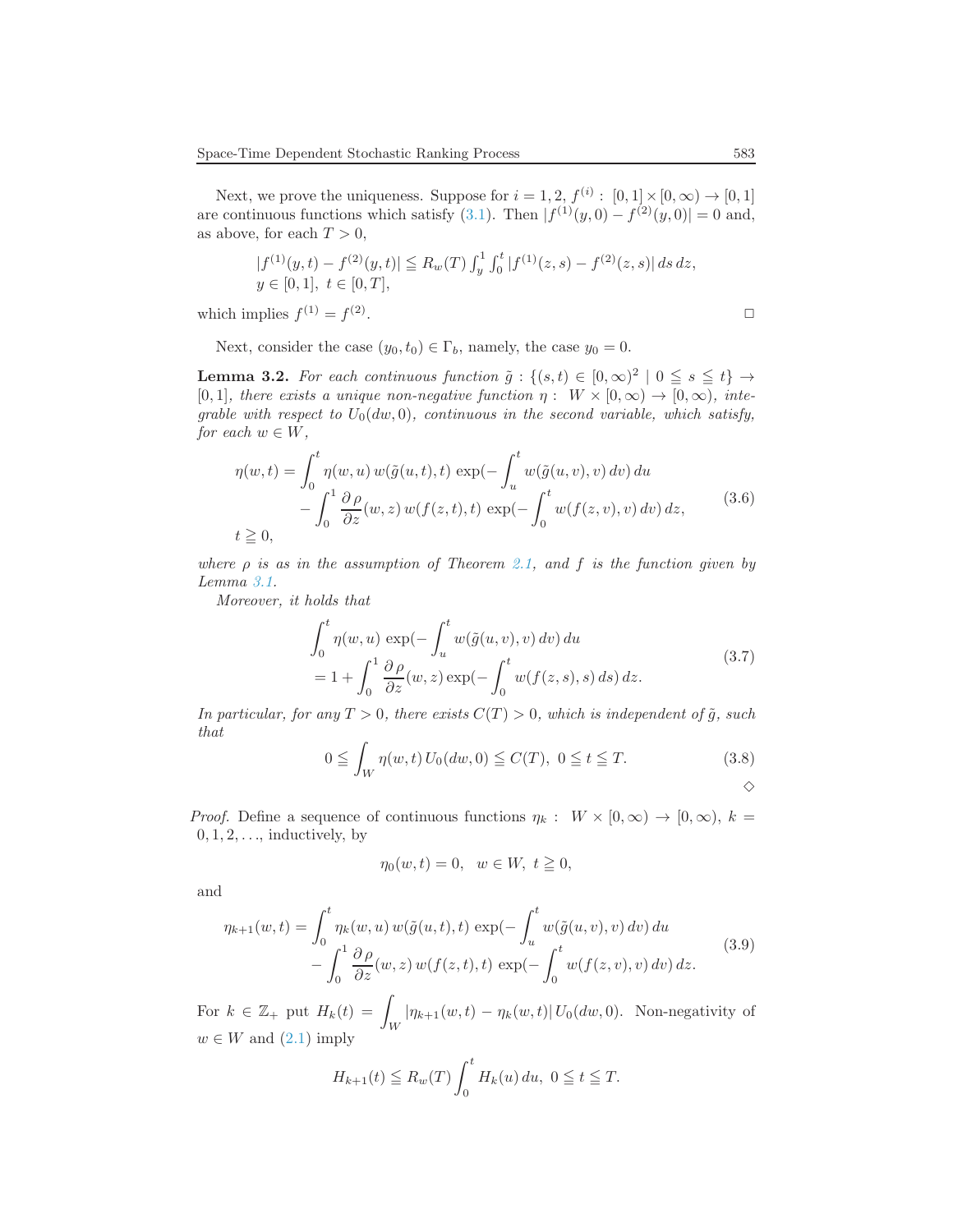Next, we prove the uniqueness. Suppose for $i = 1, 2$, $f^{(i)} : [0,1] \times [0,\infty) \to [0,1]$ are continuous functions which satisfy (3.1). Then $|f^{(1)}(y,0) - f^{(2)}(y,0)| = 0$ and, as above, for each $T > 0$,

$$
|f^{(1)}(y,t) - f^{(2)}(y,t)| \leqq R_w(T) \int_y^1 \int_0^t |f^{(1)}(z,s) - f^{(2)}(z,s)|\, ds\, dz,
$$
$$
y \in [0,1],\ t \in [0,T],
$$

which implies $f^{(1)} = f^{(2)}$. $\square$

Next, consider the case $(y_0, t_0) \in \Gamma_b$, namely, the case $y_0 = 0$.

**Lemma 3.2.** *For each continuous function $\tilde{g} : \{(s,t) \in [0,\infty)^2 \mid 0 \leqq s \leqq t\} \to [0,1]$, there exists a unique non-negative function $\eta :\ W \times [0,\infty) \to [0,\infty)$, integrable with respect to $U_0(dw,0)$, continuous in the second variable, which satisfy, for each $w \in W$,*

$$
\begin{aligned}
\eta(w,t) = &\int_0^t \eta(w,u)\, w(\tilde{g}(u,t),t)\, \exp(-\int_u^t w(\tilde{g}(u,v),v)\, dv)\, du \\
&- \int_0^1 \frac{\partial \rho}{\partial z}(w,z)\, w(f(z,t),t)\, \exp(-\int_0^t w(f(z,v),v)\, dv)\, dz,
\end{aligned}
\tag{3.6}
$$
$$
t \geqq 0,
$$

*where $\rho$ is as in the assumption of Theorem 2.1, and $f$ is the function given by Lemma 3.1.*

*Moreover, it holds that*

$$
\begin{aligned}
&\int_0^t \eta(w,u)\, \exp(-\int_u^t w(\tilde{g}(u,v),v)\, dv)\, du \\
&= 1 + \int_0^1 \frac{\partial \rho}{\partial z}(w,z) \exp(-\int_0^t w(f(z,s),s)\, ds)\, dz.
\end{aligned}
\tag{3.7}
$$

*In particular, for any $T > 0$, there exists $C(T) > 0$, which is independent of $\tilde{g}$, such that*

$$
0 \leqq \int_W \eta(w,t)\, U_0(dw,0) \leqq C(T),\ \ 0 \leqq t \leqq T. \tag{3.8}
$$

$\diamond$

*Proof.* Define a sequence of continuous functions $\eta_k :\ W \times [0,\infty) \to [0,\infty)$, $k = 0, 1, 2, \ldots$, inductively, by

$$
\eta_0(w,t) = 0,\quad w \in W,\ t \geqq 0,
$$

and

$$
\begin{aligned}
\eta_{k+1}(w,t) = &\int_0^t \eta_k(w,u)\, w(\tilde{g}(u,t),t)\, \exp(-\int_u^t w(\tilde{g}(u,v),v)\, dv)\, du \\
&- \int_0^1 \frac{\partial \rho}{\partial z}(w,z)\, w(f(z,t),t)\, \exp(-\int_0^t w(f(z,v),v)\, dv)\, dz.
\end{aligned}
\tag{3.9}
$$

For $k \in \mathbb{Z}_+$ put $H_k(t) = \displaystyle\int_W |\eta_{k+1}(w,t) - \eta_k(w,t)|\, U_0(dw,0)$. Non-negativity of $w \in W$ and (2.1) imply

$$
H_{k+1}(t) \leqq R_w(T) \int_0^t H_k(u)\, du,\ \ 0 \leqq t \leqq T.
$$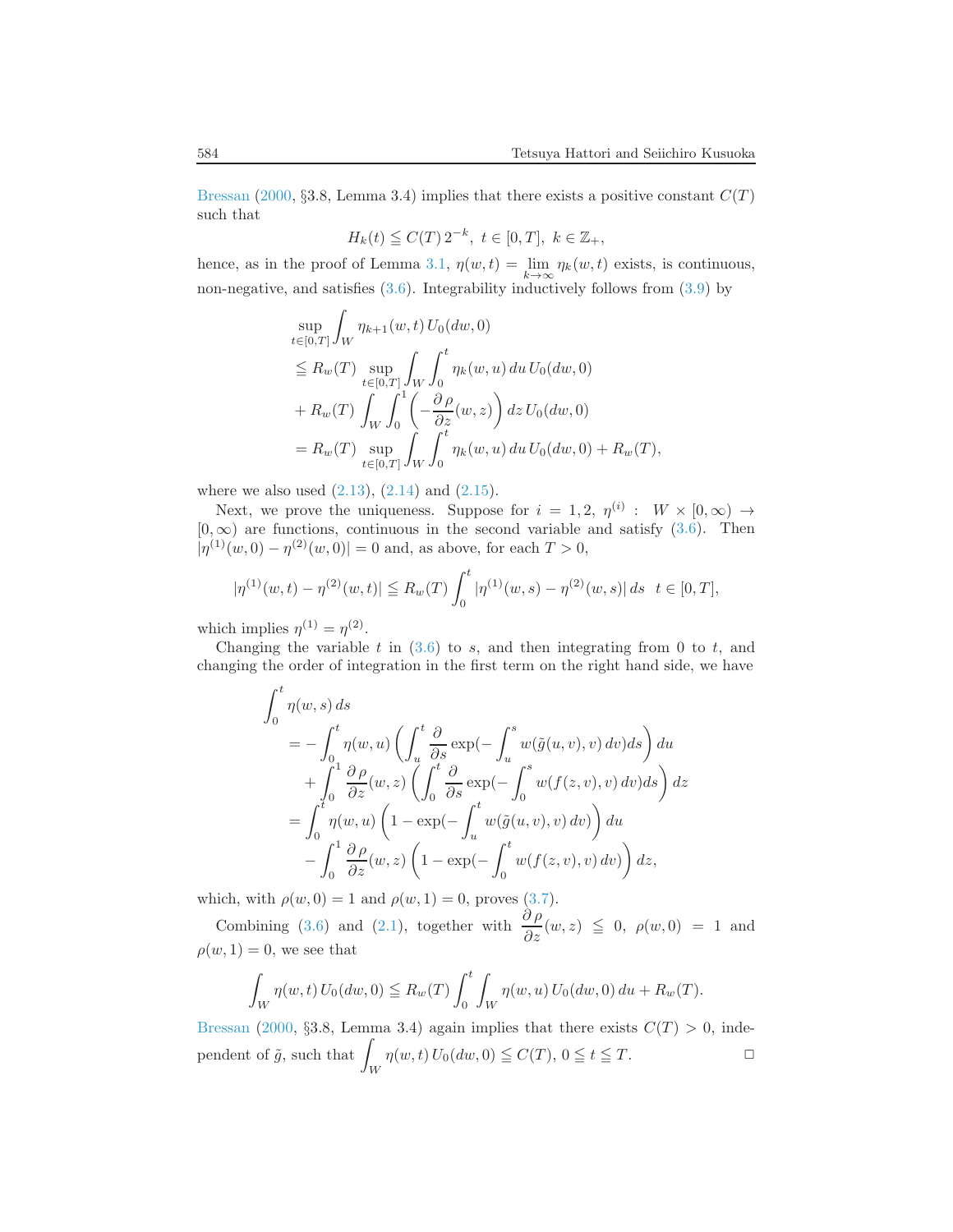Bressan (2000, §3.8, Lemma 3.4) implies that there exists a positive constant $C(T)$ such that

$$H_k(t) \leqq C(T)\, 2^{-k},\ t \in [0,T],\ k \in \mathbb{Z}_+,$$

hence, as in the proof of Lemma 3.1, $\eta(w,t) = \lim_{k\to\infty} \eta_k(w,t)$ exists, is continuous, non-negative, and satisfies (3.6). Integrability inductively follows from (3.9) by

$$\begin{aligned}
&\sup_{t\in[0,T]} \int_W \eta_{k+1}(w,t)\, U_0(dw,0) \\
&\leqq R_w(T) \sup_{t\in[0,T]} \int_W \int_0^t \eta_k(w,u)\, du\, U_0(dw,0) \\
&+ R_w(T) \int_W \int_0^1 \left( -\frac{\partial \rho}{\partial z}(w,z) \right) dz\, U_0(dw,0) \\
&= R_w(T) \sup_{t\in[0,T]} \int_W \int_0^t \eta_k(w,u)\, du\, U_0(dw,0) + R_w(T),
\end{aligned}$$

where we also used (2.13), (2.14) and (2.15).

Next, we prove the uniqueness. Suppose for $i = 1,2$, $\eta^{(i)} : W \times [0,\infty) \to [0,\infty)$ are functions, continuous in the second variable and satisfy (3.6). Then $|\eta^{(1)}(w,0) - \eta^{(2)}(w,0)| = 0$ and, as above, for each $T > 0$,

$$|\eta^{(1)}(w,t) - \eta^{(2)}(w,t)| \leqq R_w(T) \int_0^t |\eta^{(1)}(w,s) - \eta^{(2)}(w,s)|\, ds \quad t \in [0,T],$$

which implies $\eta^{(1)} = \eta^{(2)}$.

Changing the variable $t$ in (3.6) to $s$, and then integrating from 0 to $t$, and changing the order of integration in the first term on the right hand side, we have

$$\begin{aligned}
&\int_0^t \eta(w,s)\, ds \\
&\quad = -\int_0^t \eta(w,u) \left( \int_u^t \frac{\partial}{\partial s} \exp\Big(-\int_u^s w(\tilde{g}(u,v),v)\, dv\Big) ds \right) du \\
&\qquad + \int_0^1 \frac{\partial \rho}{\partial z}(w,z) \left( \int_0^t \frac{\partial}{\partial s} \exp\Big(-\int_0^s w(f(z,v),v)\, dv\Big) ds \right) dz \\
&\quad = \int_0^t \eta(w,u) \left( 1 - \exp\Big(-\int_u^t w(\tilde{g}(u,v),v)\, dv\Big) \right) du \\
&\qquad - \int_0^1 \frac{\partial \rho}{\partial z}(w,z) \left( 1 - \exp\Big(-\int_0^t w(f(z,v),v)\, dv\Big) \right) dz,
\end{aligned}$$

which, with $\rho(w,0) = 1$ and $\rho(w,1) = 0$, proves (3.7).

Combining (3.6) and (2.1), together with $\dfrac{\partial \rho}{\partial z}(w,z) \leqq 0$, $\rho(w,0) = 1$ and $\rho(w,1) = 0$, we see that

$$\int_W \eta(w,t)\, U_0(dw,0) \leqq R_w(T) \int_0^t \int_W \eta(w,u)\, U_0(dw,0)\, du + R_w(T).$$

Bressan (2000, §3.8, Lemma 3.4) again implies that there exists $C(T) > 0$, independent of $\tilde{g}$, such that $\displaystyle\int_W \eta(w,t)\, U_0(dw,0) \leqq C(T)$, $0 \leqq t \leqq T$. $\square$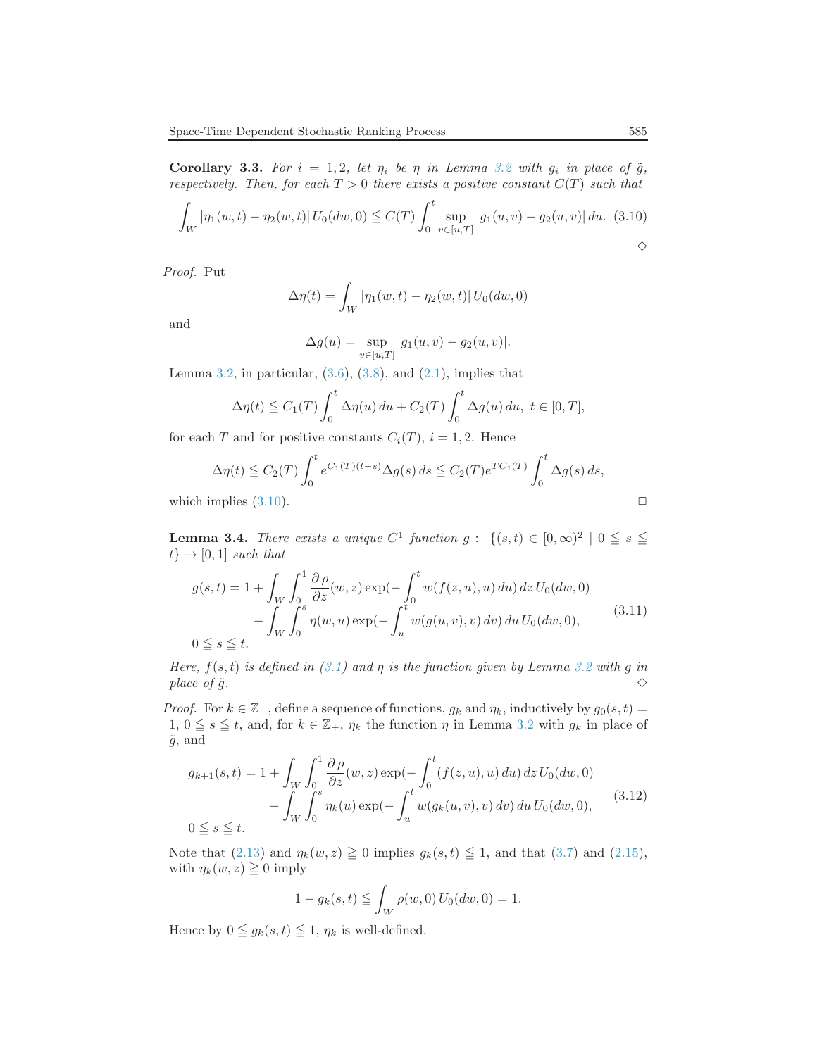**Corollary 3.3.** *For $i = 1, 2$, let $\eta_i$ be $\eta$ in Lemma 3.2 with $g_i$ in place of $\tilde{g}$, respectively. Then, for each $T > 0$ there exists a positive constant $C(T)$ such that*

$$\int_W |\eta_1(w,t) - \eta_2(w,t)|\, U_0(dw, 0) \leqq C(T) \int_0^t \sup_{v \in [u,T]} |g_1(u,v) - g_2(u,v)|\, du. \tag{3.10}$$

$\diamond$

*Proof.* Put

$$\Delta\eta(t) = \int_W |\eta_1(w,t) - \eta_2(w,t)|\, U_0(dw, 0)$$

and

$$\Delta g(u) = \sup_{v \in [u,T]} |g_1(u,v) - g_2(u,v)|.$$

Lemma 3.2, in particular, (3.6), (3.8), and (2.1), implies that

$$\Delta\eta(t) \leqq C_1(T) \int_0^t \Delta\eta(u)\, du + C_2(T) \int_0^t \Delta g(u)\, du, \ t \in [0,T],$$

for each $T$ and for positive constants $C_i(T)$, $i = 1, 2$. Hence

$$\Delta\eta(t) \leqq C_2(T) \int_0^t e^{C_1(T)(t-s)} \Delta g(s)\, ds \leqq C_2(T) e^{TC_1(T)} \int_0^t \Delta g(s)\, ds,$$

which implies (3.10). $\square$

**Lemma 3.4.** *There exists a unique $C^1$ function $g:\ \{(s,t) \in [0,\infty)^2 \mid 0 \leqq s \leqq t\} \to [0,1]$ such that*

$$\begin{aligned} g(s,t) = 1 &+ \int_W \int_0^1 \frac{\partial \rho}{\partial z}(w,z) \exp\Bigl(-\int_0^t w(f(z,u),u)\, du\Bigr)\, dz\, U_0(dw,0) \\ &- \int_W \int_0^s \eta(w,u) \exp\Bigl(-\int_u^t w(g(u,v),v)\, dv\Bigr)\, du\, U_0(dw,0), \\ 0 \leqq s &\leqq t. \end{aligned} \tag{3.11}$$

*Here, $f(s,t)$ is defined in (3.1) and $\eta$ is the function given by Lemma 3.2 with $g$ in place of $\tilde{g}$.* $\diamond$

*Proof.* For $k \in \mathbb{Z}_+$, define a sequence of functions, $g_k$ and $\eta_k$, inductively by $g_0(s,t) = 1$, $0 \leqq s \leqq t$, and, for $k \in \mathbb{Z}_+$, $\eta_k$ the function $\eta$ in Lemma 3.2 with $g_k$ in place of $\tilde{g}$, and

$$\begin{aligned} g_{k+1}(s,t) = 1 &+ \int_W \int_0^1 \frac{\partial \rho}{\partial z}(w,z) \exp\Bigl(-\int_0^t (f(z,u),u)\, du\Bigr)\, dz\, U_0(dw,0) \\ &- \int_W \int_0^s \eta_k(u) \exp\Bigl(-\int_u^t w(g_k(u,v),v)\, dv\Bigr)\, du\, U_0(dw,0), \\ 0 \leqq s &\leqq t. \end{aligned} \tag{3.12}$$

Note that (2.13) and $\eta_k(w,z) \geqq 0$ implies $g_k(s,t) \leqq 1$, and that (3.7) and (2.15), with $\eta_k(w,z) \geqq 0$ imply

$$1 - g_k(s,t) \leqq \int_W \rho(w,0)\, U_0(dw,0) = 1.$$

Hence by $0 \leqq g_k(s,t) \leqq 1$, $\eta_k$ is well-defined.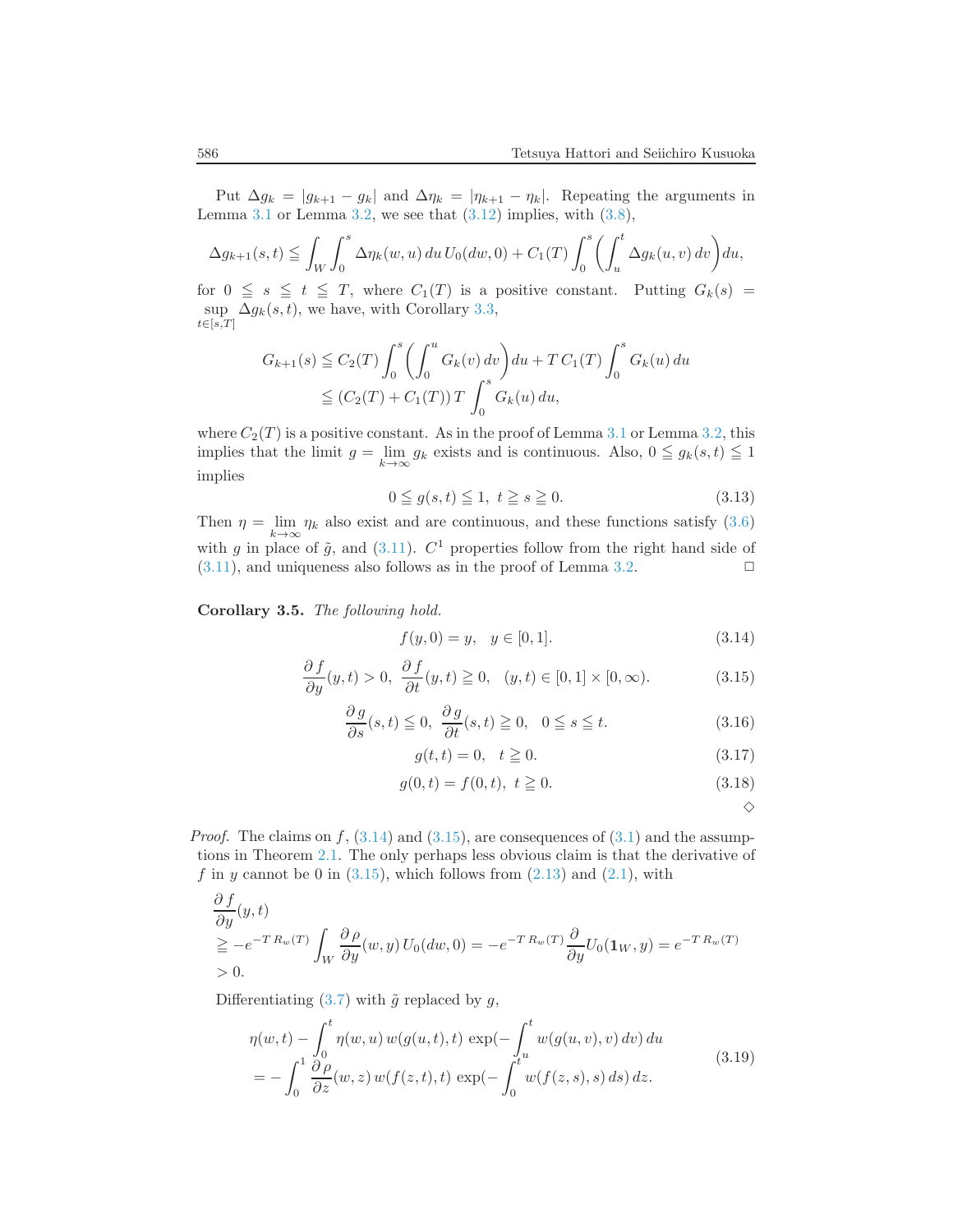Put $\Delta g_k = |g_{k+1} - g_k|$ and $\Delta \eta_k = |\eta_{k+1} - \eta_k|$. Repeating the arguments in Lemma 3.1 or Lemma 3.2, we see that (3.12) implies, with (3.8),

$$\Delta g_{k+1}(s,t) \leqq \int_W \int_0^s \Delta\eta_k(w,u)\,du\, U_0(dw,0) + C_1(T)\int_0^s \left(\int_u^t \Delta g_k(u,v)\,dv\right)du,$$

for $0 \leqq s \leqq t \leqq T$, where $C_1(T)$ is a positive constant. Putting $G_k(s) = \sup_{t\in[s,T]} \Delta g_k(s,t)$, we have, with Corollary 3.3,

$$\begin{aligned} G_{k+1}(s) &\leqq C_2(T)\int_0^s \left(\int_0^u G_k(v)\,dv\right)du + T\,C_1(T)\int_0^s G_k(u)\,du \\ &\leqq (C_2(T)+C_1(T))\,T\int_0^s G_k(u)\,du, \end{aligned}$$

where $C_2(T)$ is a positive constant. As in the proof of Lemma 3.1 or Lemma 3.2, this implies that the limit $g = \lim_{k\to\infty} g_k$ exists and is continuous. Also, $0 \leqq g_k(s,t) \leqq 1$ implies

$$0 \leqq g(s,t) \leqq 1,\ \ t \geqq s \geqq 0. \tag{3.13}$$

Then $\eta = \lim_{k\to\infty} \eta_k$ also exist and are continuous, and these functions satisfy (3.6) with $g$ in place of $\tilde g$, and (3.11). $C^1$ properties follow from the right hand side of (3.11), and uniqueness also follows as in the proof of Lemma 3.2. □

**Corollary 3.5.** *The following hold.*

$$f(y,0) = y, \quad y\in[0,1]. \tag{3.14}$$

$$\frac{\partial f}{\partial y}(y,t) > 0,\ \ \frac{\partial f}{\partial t}(y,t) \geqq 0, \quad (y,t)\in[0,1]\times[0,\infty). \tag{3.15}$$

$$\frac{\partial g}{\partial s}(s,t) \leqq 0,\ \ \frac{\partial g}{\partial t}(s,t) \geqq 0, \quad 0\leqq s\leqq t. \tag{3.16}$$

$$g(t,t) = 0, \quad t\geqq 0. \tag{3.17}$$

$$g(0,t) = f(0,t),\ \ t\geqq 0. \tag{3.18}$$

◇

*Proof.* The claims on $f$, (3.14) and (3.15), are consequences of (3.1) and the assumptions in Theorem 2.1. The only perhaps less obvious claim is that the derivative of $f$ in $y$ cannot be 0 in (3.15), which follows from (2.13) and (2.1), with

$$\begin{aligned} &\frac{\partial f}{\partial y}(y,t) \\ &\geqq -e^{-T\,R_w(T)}\int_W \frac{\partial \rho}{\partial y}(w,y)\,U_0(dw,0) = -e^{-T\,R_w(T)}\frac{\partial}{\partial y}U_0(\mathbf{1}_W,y) = e^{-T\,R_w(T)} \\ &> 0. \end{aligned}$$

Differentiating (3.7) with $\tilde g$ replaced by $g$,

$$\begin{aligned} &\eta(w,t) - \int_0^t \eta(w,u)\,w(g(u,t),t)\,\exp\Big(-\int_u^t w(g(u,v),v)\,dv\Big)\,du \\ &= -\int_0^1 \frac{\partial \rho}{\partial z}(w,z)\,w(f(z,t),t)\,\exp\Big(-\int_0^t w(f(z,s),s)\,ds\Big)\,dz. \end{aligned} \tag{3.19}$$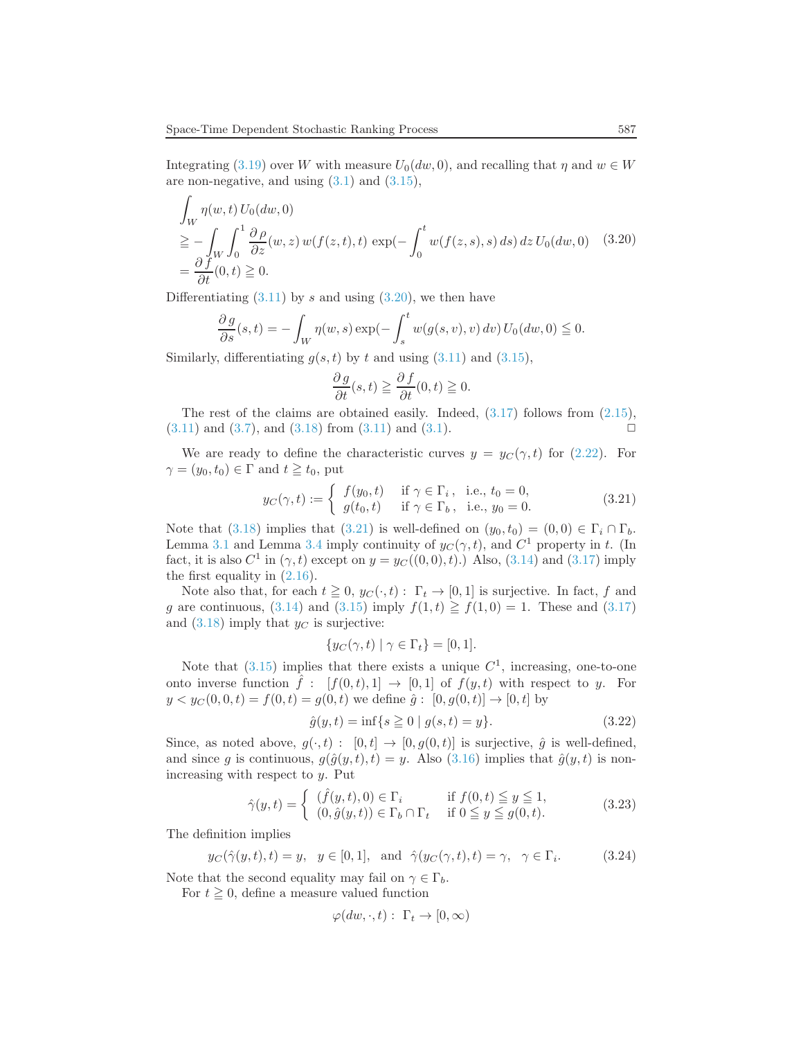Integrating (3.19) over $W$ with measure $U_0(dw,0)$, and recalling that $\eta$ and $w \in W$ are non-negative, and using (3.1) and (3.15),

$$
\begin{aligned}
&\int_W \eta(w,t)\, U_0(dw,0) \\
&\geqq -\int_W \int_0^1 \frac{\partial \rho}{\partial z}(w,z)\, w(f(z,t),t)\, \exp(-\int_0^t w(f(z,s),s)\, ds)\, dz\, U_0(dw,0) \\
&= \frac{\partial f}{\partial t}(0,t) \geqq 0.
\end{aligned}
\tag{3.20}
$$

Differentiating (3.11) by $s$ and using (3.20), we then have

$$
\frac{\partial g}{\partial s}(s,t) = -\int_W \eta(w,s) \exp(-\int_s^t w(g(s,v),v)\, dv)\, U_0(dw,0) \leqq 0.
$$

Similarly, differentiating $g(s,t)$ by $t$ and using (3.11) and (3.15),

$$
\frac{\partial g}{\partial t}(s,t) \geqq \frac{\partial f}{\partial t}(0,t) \geqq 0.
$$

The rest of the claims are obtained easily. Indeed, (3.17) follows from (2.15), (3.11) and (3.7), and (3.18) from (3.11) and (3.1). ☐

We are ready to define the characteristic curves $y = y_C(\gamma,t)$ for (2.22). For $\gamma = (y_0,t_0) \in \Gamma$ and $t \geqq t_0$, put

$$
y_C(\gamma,t) := \begin{cases} f(y_0,t) & \text{if } \gamma \in \Gamma_i\,, \ \text{ i.e., } t_0 = 0, \\ g(t_0,t) & \text{if } \gamma \in \Gamma_b\,, \ \text{ i.e., } y_0 = 0. \end{cases}
\tag{3.21}
$$

Note that (3.18) implies that (3.21) is well-defined on $(y_0,t_0) = (0,0) \in \Gamma_i \cap \Gamma_b$. Lemma 3.1 and Lemma 3.4 imply continuity of $y_C(\gamma,t)$, and $C^1$ property in $t$. (In fact, it is also $C^1$ in $(\gamma,t)$ except on $y = y_C((0,0),t)$.) Also, (3.14) and (3.17) imply the first equality in (2.16).

Note also that, for each $t \geqq 0$, $y_C(\cdot,t): \ \Gamma_t \to [0,1]$ is surjective. In fact, $f$ and $g$ are continuous, (3.14) and (3.15) imply $f(1,t) \geqq f(1,0) = 1$. These and (3.17) and (3.18) imply that $y_C$ is surjective:

$$
\{y_C(\gamma,t) \mid \gamma \in \Gamma_t\} = [0,1].
$$

Note that (3.15) implies that there exists a unique $C^1$, increasing, one-to-one onto inverse function $\hat{f}: \ [f(0,t),1] \to [0,1]$ of $f(y,t)$ with respect to $y$. For $y < y_C(0,0,t) = f(0,t) = g(0,t)$ we define $\hat{g}: \ [0,g(0,t)] \to [0,t]$ by

$$
\hat{g}(y,t) = \inf\{s \geqq 0 \mid g(s,t) = y\}.
\tag{3.22}
$$

Since, as noted above, $g(\cdot,t): \ [0,t] \to [0,g(0,t)]$ is surjective, $\hat{g}$ is well-defined, and since $g$ is continuous, $g(\hat{g}(y,t),t) = y$. Also (3.16) implies that $\hat{g}(y,t)$ is non-increasing with respect to $y$. Put

$$
\hat{\gamma}(y,t) = \begin{cases} (\hat{f}(y,t),0) \in \Gamma_i & \text{if } f(0,t) \leqq y \leqq 1, \\ (0,\hat{g}(y,t)) \in \Gamma_b \cap \Gamma_t & \text{if } 0 \leqq y \leqq g(0,t). \end{cases}
\tag{3.23}
$$

The definition implies

$$
y_C(\hat{\gamma}(y,t),t) = y, \quad y \in [0,1], \quad \text{and} \quad \hat{\gamma}(y_C(\gamma,t),t) = \gamma, \quad \gamma \in \Gamma_i.
\tag{3.24}
$$

Note that the second equality may fail on $\gamma \in \Gamma_b$.

For $t \geqq 0$, define a measure valued function

$$
\varphi(dw,\cdot,t): \ \Gamma_t \to [0,\infty)
$$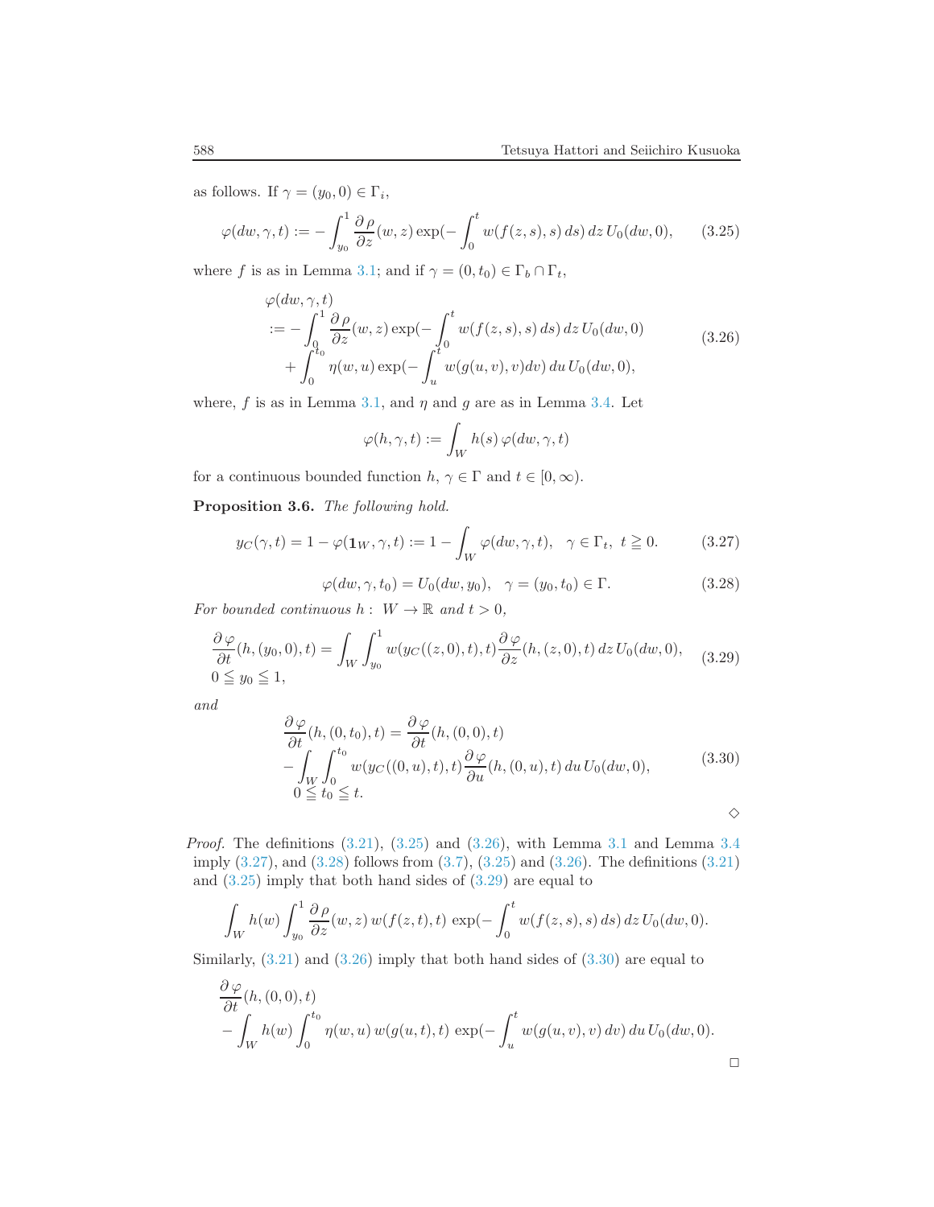as follows. If $\gamma = (y_0, 0) \in \Gamma_i$,

$$\varphi(dw, \gamma, t) := -\int_{y_0}^{1} \frac{\partial \rho}{\partial z}(w, z) \exp(-\int_0^t w(f(z,s), s)\, ds)\, dz\, U_0(dw, 0), \tag{3.25}$$

where $f$ is as in Lemma 3.1; and if $\gamma = (0, t_0) \in \Gamma_b \cap \Gamma_t$,

$$\begin{aligned} &\varphi(dw, \gamma, t) \\ &:= -\int_0^1 \frac{\partial \rho}{\partial z}(w, z) \exp(-\int_0^t w(f(z,s), s)\, ds)\, dz\, U_0(dw, 0) \\ &\quad + \int_0^{t_0} \eta(w, u) \exp(-\int_u^t w(g(u,v), v) dv)\, du\, U_0(dw, 0), \end{aligned} \tag{3.26}$$

where, $f$ is as in Lemma 3.1, and $\eta$ and $g$ are as in Lemma 3.4. Let

$$\varphi(h, \gamma, t) := \int_W h(s)\, \varphi(dw, \gamma, t)$$

for a continuous bounded function $h$, $\gamma \in \Gamma$ and $t \in [0, \infty)$.

**Proposition 3.6.** *The following hold.*

$$y_C(\gamma, t) = 1 - \varphi(\mathbf{1}_W, \gamma, t) := 1 - \int_W \varphi(dw, \gamma, t), \quad \gamma \in \Gamma_t,\ t \geqq 0. \tag{3.27}$$

$$\varphi(dw, \gamma, t_0) = U_0(dw, y_0), \quad \gamma = (y_0, t_0) \in \Gamma. \tag{3.28}$$

*For bounded continuous $h : W \to \mathbb{R}$ and $t > 0$,*

$$\frac{\partial \varphi}{\partial t}(h, (y_0, 0), t) = \int_W \int_{y_0}^1 w(y_C((z,0),t), t) \frac{\partial \varphi}{\partial z}(h, (z, 0), t)\, dz\, U_0(dw, 0), \quad 0 \leqq y_0 \leqq 1, \tag{3.29}$$

*and*

$$\begin{aligned} \frac{\partial \varphi}{\partial t}(h, (0, t_0), t) &= \frac{\partial \varphi}{\partial t}(h, (0, 0), t) \\ &- \int_W \int_0^{t_0} w(y_C((0,u),t), t) \frac{\partial \varphi}{\partial u}(h, (0, u), t)\, du\, U_0(dw, 0), \\ &0 \leqq t_0 \leqq t. \end{aligned} \tag{3.30}$$

◇

*Proof.* The definitions (3.21), (3.25) and (3.26), with Lemma 3.1 and Lemma 3.4 imply (3.27), and (3.28) follows from (3.7), (3.25) and (3.26). The definitions (3.21) and (3.25) imply that both hand sides of (3.29) are equal to

$$\int_W h(w) \int_{y_0}^1 \frac{\partial \rho}{\partial z}(w, z)\, w(f(z,t), t)\, \exp(-\int_0^t w(f(z,s), s)\, ds)\, dz\, U_0(dw, 0).$$

Similarly, (3.21) and (3.26) imply that both hand sides of (3.30) are equal to

$$\begin{aligned} &\frac{\partial \varphi}{\partial t}(h, (0,0), t) \\ &- \int_W h(w) \int_0^{t_0} \eta(w, u)\, w(g(u,t), t)\, \exp(-\int_u^t w(g(u,v), v)\, dv)\, du\, U_0(dw, 0). \end{aligned}$$

□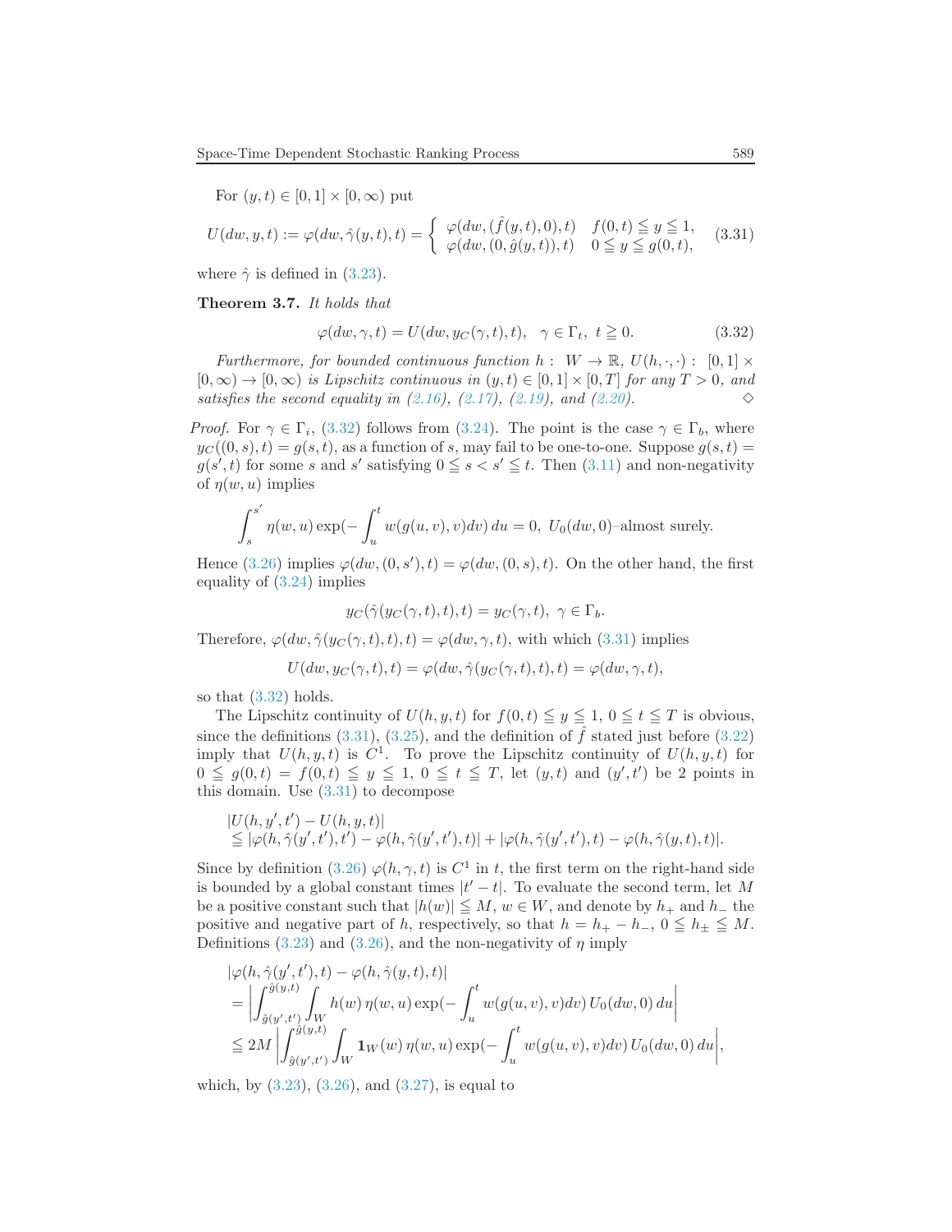For $(y,t) \in [0,1] \times [0,\infty)$ put

$$U(dw, y, t) := \varphi(dw, \hat{\gamma}(y,t), t) = \begin{cases} \varphi(dw, (\hat{f}(y,t), 0), t) & f(0,t) \leqq y \leqq 1, \\ \varphi(dw, (0, \hat{g}(y,t)), t) & 0 \leqq y \leqq g(0,t), \end{cases} \tag{3.31}$$

where $\hat{\gamma}$ is defined in (3.23).

**Theorem 3.7.** *It holds that*

$$\varphi(dw, \gamma, t) = U(dw, y_C(\gamma, t), t), \quad \gamma \in \Gamma_t, \ t \geqq 0. \tag{3.32}$$

*Furthermore, for bounded continuous function $h: \ W \to \mathbb{R}$, $U(h, \cdot, \cdot): \ [0,1] \times [0,\infty) \to [0,\infty)$ is Lipschitz continuous in $(y,t) \in [0,1] \times [0,T]$ for any $T > 0$, and satisfies the second equality in (2.16), (2.17), (2.19), and (2.20).* $\diamond$

*Proof.* For $\gamma \in \Gamma_i$, (3.32) follows from (3.24). The point is the case $\gamma \in \Gamma_b$, where $y_C((0,s),t) = g(s,t)$, as a function of $s$, may fail to be one-to-one. Suppose $g(s,t) = g(s',t)$ for some $s$ and $s'$ satisfying $0 \leqq s < s' \leqq t$. Then (3.11) and non-negativity of $\eta(w,u)$ implies

$$\int_s^{s'} \eta(w,u) \exp(-\int_u^t w(g(u,v),v)dv)\, du = 0, \ U_0(dw,0)\text{–almost surely.}$$

Hence (3.26) implies $\varphi(dw,(0,s'),t) = \varphi(dw,(0,s),t)$. On the other hand, the first equality of (3.24) implies

$$y_C(\hat{\gamma}(y_C(\gamma,t),t),t) = y_C(\gamma,t), \ \gamma \in \Gamma_b.$$

Therefore, $\varphi(dw, \hat{\gamma}(y_C(\gamma,t),t),t) = \varphi(dw,\gamma,t)$, with which (3.31) implies

$$U(dw, y_C(\gamma,t),t) = \varphi(dw, \hat{\gamma}(y_C(\gamma,t),t),t) = \varphi(dw,\gamma,t),$$

so that (3.32) holds.

The Lipschitz continuity of $U(h,y,t)$ for $f(0,t) \leqq y \leqq 1$, $0 \leqq t \leqq T$ is obvious, since the definitions (3.31), (3.25), and the definition of $\hat{f}$ stated just before (3.22) imply that $U(h,y,t)$ is $C^1$. To prove the Lipschitz continuity of $U(h,y,t)$ for $0 \leqq g(0,t) = f(0,t) \leqq y \leqq 1$, $0 \leqq t \leqq T$, let $(y,t)$ and $(y',t')$ be 2 points in this domain. Use (3.31) to decompose

$$\begin{aligned} &|U(h,y',t') - U(h,y,t)| \\ &\leqq |\varphi(h,\hat{\gamma}(y',t'),t') - \varphi(h,\hat{\gamma}(y',t'),t)| + |\varphi(h,\hat{\gamma}(y',t'),t) - \varphi(h,\hat{\gamma}(y,t),t)|. \end{aligned}$$

Since by definition (3.26) $\varphi(h,\gamma,t)$ is $C^1$ in $t$, the first term on the right-hand side is bounded by a global constant times $|t'-t|$. To evaluate the second term, let $M$ be a positive constant such that $|h(w)| \leqq M$, $w \in W$, and denote by $h_+$ and $h_-$ the positive and negative part of $h$, respectively, so that $h = h_+ - h_-$, $0 \leqq h_\pm \leqq M$. Definitions (3.23) and (3.26), and the non-negativity of $\eta$ imply

$$\begin{aligned} &|\varphi(h,\hat{\gamma}(y',t'),t) - \varphi(h,\hat{\gamma}(y,t),t)| \\ &= \left| \int_{\hat{g}(y',t')}^{\hat{g}(y,t)} \int_W h(w)\, \eta(w,u) \exp(-\int_u^t w(g(u,v),v)dv)\, U_0(dw,0)\, du \right| \\ &\leqq 2M \left| \int_{\hat{g}(y',t')}^{\hat{g}(y,t)} \int_W \mathbf{1}_W(w)\, \eta(w,u) \exp(-\int_u^t w(g(u,v),v)dv)\, U_0(dw,0)\, du \right|, \end{aligned}$$

which, by (3.23), (3.26), and (3.27), is equal to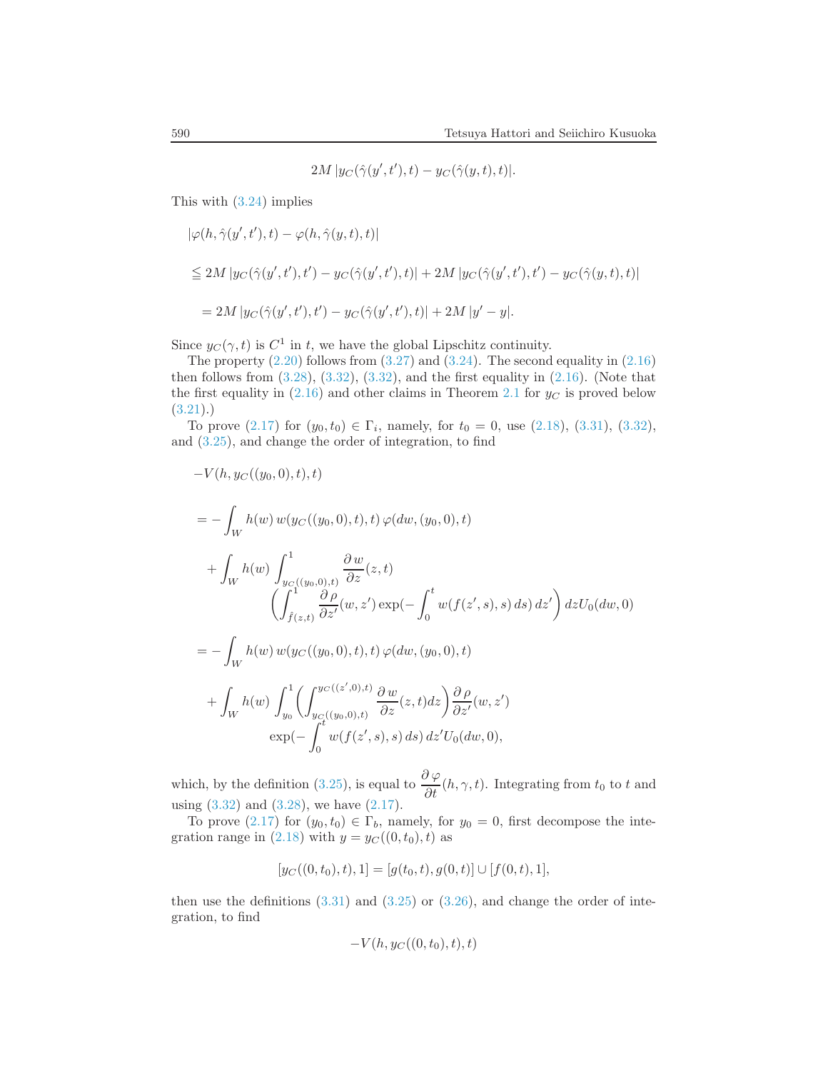$$2M\,|y_C(\hat\gamma(y',t'),t) - y_C(\hat\gamma(y,t),t)|.$$

This with (3.24) implies

$$\begin{aligned}
&|\varphi(h,\hat\gamma(y',t'),t) - \varphi(h,\hat\gamma(y,t),t)| \\
&\leqq 2M\,|y_C(\hat\gamma(y',t'),t') - y_C(\hat\gamma(y',t'),t)| + 2M\,|y_C(\hat\gamma(y',t'),t') - y_C(\hat\gamma(y,t),t)| \\
&\quad = 2M\,|y_C(\hat\gamma(y',t'),t') - y_C(\hat\gamma(y',t'),t)| + 2M\,|y' - y|.
\end{aligned}$$

Since $y_C(\gamma,t)$ is $C^1$ in $t$, we have the global Lipschitz continuity.

The property (2.20) follows from (3.27) and (3.24). The second equality in (2.16) then follows from (3.28), (3.32), (3.32), and the first equality in (2.16). (Note that the first equality in (2.16) and other claims in Theorem 2.1 for $y_C$ is proved below (3.21).)

To prove (2.17) for $(y_0,t_0) \in \Gamma_i$, namely, for $t_0 = 0$, use (2.18), (3.31), (3.32), and (3.25), and change the order of integration, to find

$$\begin{aligned}
&-V(h, y_C((y_0,0),t),t) \\
&= -\int_W h(w)\,w(y_C((y_0,0),t),t)\,\varphi(dw,(y_0,0),t) \\
&\quad + \int_W h(w) \int_{y_C((y_0,0),t)}^1 \frac{\partial\, w}{\partial z}(z,t) \\
&\qquad \left( \int_{\hat f(z,t)}^1 \frac{\partial\,\rho}{\partial z'}(w,z') \exp(-\int_0^t w(f(z',s),s)\,ds)\,dz' \right) dz U_0(dw,0) \\
&= -\int_W h(w)\,w(y_C((y_0,0),t),t)\,\varphi(dw,(y_0,0),t) \\
&\quad + \int_W h(w) \int_{y_0}^1 \left( \int_{y_C((y_0,0),t)}^{y_C((z',0),t)} \frac{\partial\, w}{\partial z}(z,t) dz \right) \frac{\partial\,\rho}{\partial z'}(w,z') \\
&\qquad \exp(-\int_0^t w(f(z',s),s)\,ds)\,dz' U_0(dw,0),
\end{aligned}$$

which, by the definition (3.25), is equal to $\dfrac{\partial\,\varphi}{\partial t}(h,\gamma,t)$. Integrating from $t_0$ to $t$ and using (3.32) and (3.28), we have (2.17).

To prove (2.17) for $(y_0,t_0) \in \Gamma_b$, namely, for $y_0 = 0$, first decompose the integration range in (2.18) with $y = y_C((0,t_0),t)$ as

$$[y_C((0,t_0),t),1] = [g(t_0,t), g(0,t)] \cup [f(0,t),1],$$

then use the definitions (3.31) and (3.25) or (3.26), and change the order of integration, to find

$$-V(h, y_C((0,t_0),t),t)$$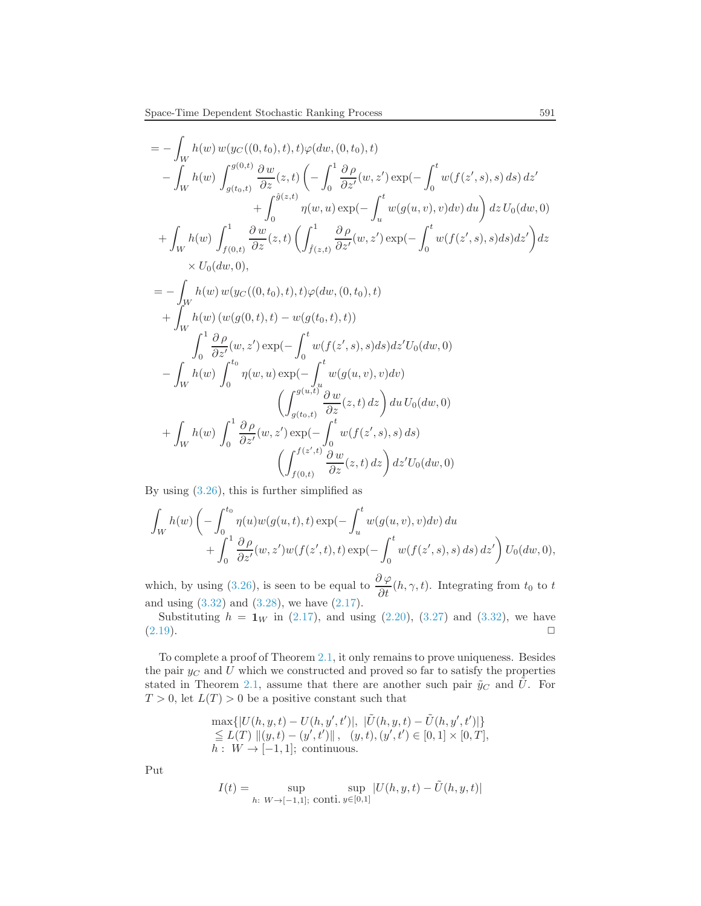$$
\begin{aligned}
&= -\int_W h(w)\, w(y_C((0,t_0),t),t)\varphi(dw,(0,t_0),t) \\
&\quad -\int_W h(w) \int_{g(t_0,t)}^{g(0,t)} \frac{\partial\, w}{\partial z}(z,t) \biggl( -\int_0^1 \frac{\partial \rho}{\partial z'}(w,z') \exp(-\int_0^t w(f(z',s),s)\, ds)\, dz' \\
&\qquad\qquad + \int_0^{\hat{g}(z,t)} \eta(w,u) \exp(-\int_u^t w(g(u,v),v) dv)\, du \biggr)\, dz\, U_0(dw,0) \\
&\quad + \int_W h(w) \int_{f(0,t)}^1 \frac{\partial\, w}{\partial z}(z,t) \biggl( \int_{\hat{f}(z,t)}^1 \frac{\partial \rho}{\partial z'}(w,z') \exp(-\int_0^t w(f(z',s),s) ds) dz' \biggr) dz \\
&\qquad \times U_0(dw,0), \\
&= -\int_W h(w)\, w(y_C((0,t_0),t),t)\varphi(dw,(0,t_0),t) \\
&\quad + \int_W h(w)\, (w(g(0,t),t) - w(g(t_0,t),t)) \\
&\qquad \int_0^1 \frac{\partial \rho}{\partial z'}(w,z') \exp(-\int_0^t w(f(z',s),s) ds) dz' U_0(dw,0) \\
&\quad - \int_W h(w) \int_0^{t_0} \eta(w,u) \exp(-\int_u^t w(g(u,v),v) dv) \\
&\qquad\qquad \biggl( \int_{g(t_0,t)}^{g(u,t)} \frac{\partial\, w}{\partial z}(z,t)\, dz \biggr)\, du\, U_0(dw,0) \\
&\quad + \int_W h(w) \int_0^1 \frac{\partial \rho}{\partial z'}(w,z') \exp(-\int_0^t w(f(z',s),s)\, ds) \\
&\qquad\qquad \biggl( \int_{f(0,t)}^{f(z',t)} \frac{\partial\, w}{\partial z}(z,t)\, dz \biggr)\, dz' U_0(dw,0)
\end{aligned}
$$

By using (3.26), this is further simplified as

$$
\begin{aligned}
\int_W h(w) \biggl( &-\int_0^{t_0} \eta(u) w(g(u,t),t) \exp(-\int_u^t w(g(u,v),v) dv)\, du \\
&+ \int_0^1 \frac{\partial \rho}{\partial z'}(w,z') w(f(z',t),t) \exp(-\int_0^t w(f(z',s),s)\, ds)\, dz' \biggr) U_0(dw,0),
\end{aligned}
$$

which, by using (3.26), is seen to be equal to $\dfrac{\partial\, \varphi}{\partial t}(h,\gamma,t)$. Integrating from $t_0$ to $t$ and using (3.32) and (3.28), we have (2.17).

Substituting $h = \mathbf{1}_W$ in (2.17), and using (2.20), (3.27) and (3.32), we have (2.19). $\square$

To complete a proof of Theorem 2.1, it only remains to prove uniqueness. Besides the pair $y_C$ and $U$ which we constructed and proved so far to satisfy the properties stated in Theorem 2.1, assume that there are another such pair $\tilde{y}_C$ and $\tilde{U}$. For $T > 0$, let $L(T) > 0$ be a positive constant such that

$$
\begin{aligned}
&\max\{|U(h,y,t) - U(h,y',t')|,\ |\tilde{U}(h,y,t) - \tilde{U}(h,y',t')|\} \\
&\leqq L(T)\ \|(y,t) - (y',t')\|\,, \quad (y,t),(y',t') \in [0,1]\times[0,T], \\
&h:\ W \to [-1,1];\ \text{continuous.}
\end{aligned}
$$

Put

$$
I(t) = \sup_{h:\ W\to[-1,1];\ \text{conti.}} \ \sup_{y\in[0,1]} |U(h,y,t) - \tilde{U}(h,y,t)|
$$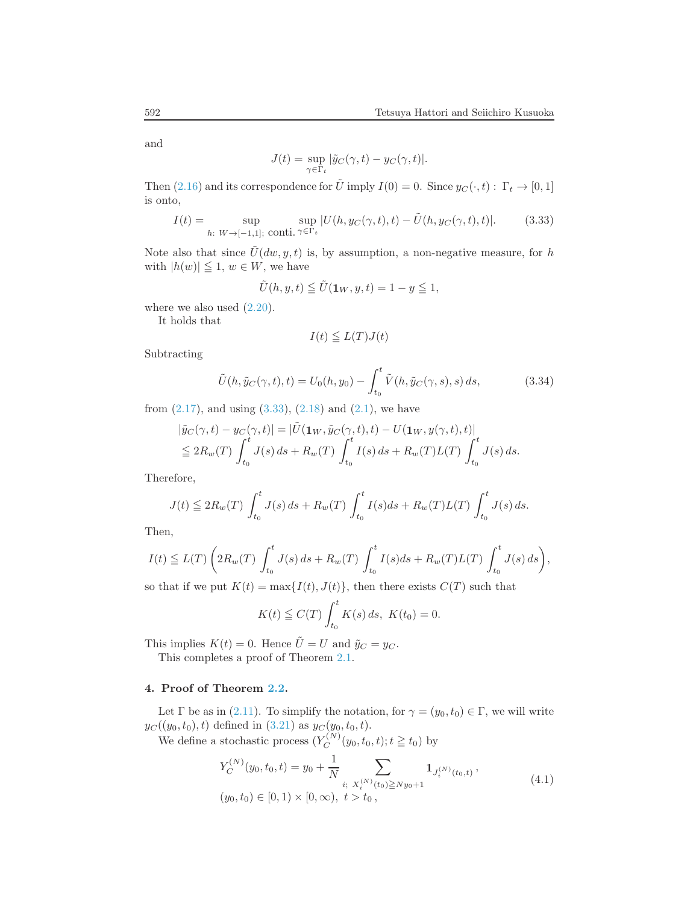and

$$J(t) = \sup_{\gamma \in \Gamma_t} |\tilde{y}_C(\gamma, t) - y_C(\gamma, t)|.$$

Then (2.16) and its correspondence for $\tilde{U}$ imply $I(0) = 0$. Since $y_C(\cdot, t) : \Gamma_t \to [0, 1]$ is onto,

$$I(t) = \sup_{h:\ W \to [-1,1];\ \text{conti.}} \sup_{\gamma \in \Gamma_t} |U(h, y_C(\gamma, t), t) - \tilde{U}(h, y_C(\gamma, t), t)|. \tag{3.33}$$

Note also that since $\tilde{U}(dw, y, t)$ is, by assumption, a non-negative measure, for $h$ with $|h(w)| \leqq 1$, $w \in W$, we have

$$\tilde{U}(h, y, t) \leqq \tilde{U}(\mathbf{1}_W, y, t) = 1 - y \leqq 1,$$

where we also used (2.20).

It holds that

$$I(t) \leqq L(T) J(t)$$

Subtracting

$$\tilde{U}(h, \tilde{y}_C(\gamma, t), t) = U_0(h, y_0) - \int_{t_0}^{t} \tilde{V}(h, \tilde{y}_C(\gamma, s), s)\, ds, \tag{3.34}$$

from (2.17), and using (3.33), (2.18) and (2.1), we have

$$\begin{aligned}
&|\tilde{y}_C(\gamma, t) - y_C(\gamma, t)| = |\tilde{U}(\mathbf{1}_W, \tilde{y}_C(\gamma, t), t) - U(\mathbf{1}_W, y(\gamma, t), t)| \\
&\leqq 2R_w(T) \int_{t_0}^{t} J(s)\, ds + R_w(T) \int_{t_0}^{t} I(s)\, ds + R_w(T) L(T) \int_{t_0}^{t} J(s)\, ds.
\end{aligned}$$

Therefore,

$$J(t) \leqq 2R_w(T) \int_{t_0}^{t} J(s)\, ds + R_w(T) \int_{t_0}^{t} I(s) ds + R_w(T) L(T) \int_{t_0}^{t} J(s)\, ds.$$

Then,

$$I(t) \leqq L(T) \left( 2R_w(T) \int_{t_0}^{t} J(s)\, ds + R_w(T) \int_{t_0}^{t} I(s) ds + R_w(T) L(T) \int_{t_0}^{t} J(s)\, ds \right),$$

so that if we put $K(t) = \max\{I(t), J(t)\}$, then there exists $C(T)$ such that

$$K(t) \leqq C(T) \int_{t_0}^{t} K(s)\, ds,\ \ K(t_0) = 0.$$

This implies $K(t) = 0$. Hence $\tilde{U} = U$ and $\tilde{y}_C = y_C$.

This completes a proof of Theorem 2.1.

## 4. Proof of Theorem 2.2.

Let $\Gamma$ be as in (2.11). To simplify the notation, for $\gamma = (y_0, t_0) \in \Gamma$, we will write $y_C((y_0, t_0), t)$ defined in (3.21) as $y_C(y_0, t_0, t)$.

We define a stochastic process $(Y_C^{(N)}(y_0, t_0, t); t \geqq t_0)$ by

$$\begin{aligned}
&Y_C^{(N)}(y_0, t_0, t) = y_0 + \frac{1}{N} \sum_{i;\ X_i^{(N)}(t_0) \geqq N y_0 + 1} \mathbf{1}_{J_i^{(N)}(t_0, t)}\,, \\
&(y_0, t_0) \in [0, 1) \times [0, \infty),\ \ t > t_0\,,
\end{aligned} \tag{4.1}$$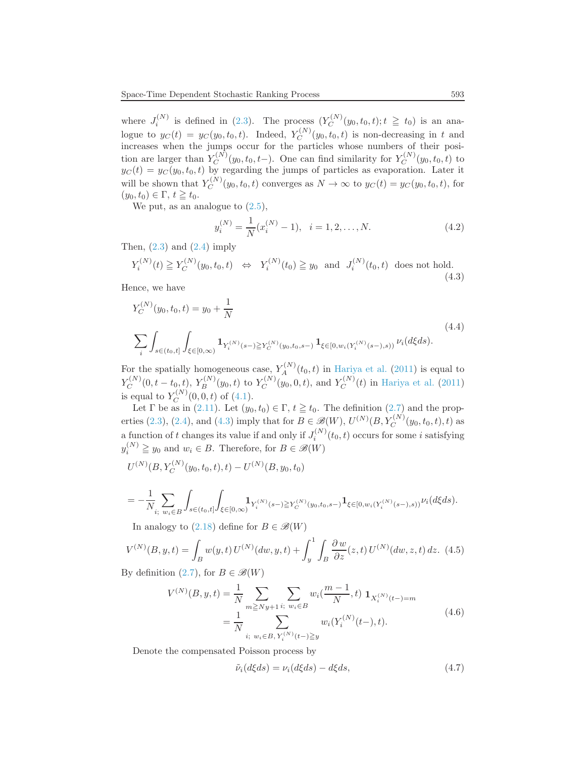where $J_i^{(N)}$ is defined in (2.3). The process $(Y_C^{(N)}(y_0,t_0,t); t \geqq t_0)$ is an analogue to $y_C(t) = y_C(y_0,t_0,t)$. Indeed, $Y_C^{(N)}(y_0,t_0,t)$ is non-decreasing in $t$ and increases when the jumps occur for the particles whose numbers of their position are larger than $Y_C^{(N)}(y_0,t_0,t-)$. One can find similarity for $Y_C^{(N)}(y_0,t_0,t)$ to $y_C(t) = y_C(y_0,t_0,t)$ by regarding the jumps of particles as evaporation. Later it will be shown that $Y_C^{(N)}(y_0,t_0,t)$ converges as $N \to \infty$ to $y_C(t) = y_C(y_0,t_0,t)$, for $(y_0,t_0) \in \Gamma$, $t \geqq t_0$.

We put, as an analogue to (2.5),

$$y_i^{(N)} = \frac{1}{N}(x_i^{(N)} - 1), \quad i = 1, 2, \ldots, N. \tag{4.2}$$

Then, (2.3) and (2.4) imply

$$Y_i^{(N)}(t) \geqq Y_C^{(N)}(y_0,t_0,t) \quad \Leftrightarrow \quad Y_i^{(N)}(t_0) \geqq y_0 \ \text{ and } \ J_i^{(N)}(t_0,t) \ \text{ does not hold.} \tag{4.3}$$

Hence, we have

$$\begin{aligned} &Y_C^{(N)}(y_0,t_0,t) = y_0 + \frac{1}{N} \\ &\sum_i \int_{s\in(t_0,t]} \int_{\xi\in[0,\infty)} \mathbf{1}_{Y_i^{(N)}(s-)\geqq Y_C^{(N)}(y_0,t_0,s-)}\, \mathbf{1}_{\xi\in[0,w_i(Y_i^{(N)}(s-),s))}\, \nu_i(d\xi ds). \end{aligned} \tag{4.4}$$

For the spatially homogeneous case, $Y_A^{(N)}(t_0,t)$ in Hariya et al. (2011) is equal to $Y_C^{(N)}(0,t-t_0,t)$, $Y_B^{(N)}(y_0,t)$ to $Y_C^{(N)}(y_0,0,t)$, and $Y_C^{(N)}(t)$ in Hariya et al. (2011) is equal to $Y_C^{(N)}(0,0,t)$ of (4.1).

Let $\Gamma$ be as in (2.11). Let $(y_0,t_0) \in \Gamma$, $t \geqq t_0$. The definition (2.7) and the properties (2.3), (2.4), and (4.3) imply that for $B \in \mathscr{B}(W)$, $U^{(N)}(B, Y_C^{(N)}(y_0,t_0,t),t)$ as a function of $t$ changes its value if and only if $J_i^{(N)}(t_0,t)$ occurs for some $i$ satisfying $y_i^{(N)} \geqq y_0$ and $w_i \in B$. Therefore, for $B \in \mathscr{B}(W)$

$$\begin{aligned} &U^{(N)}(B, Y_C^{(N)}(y_0,t_0,t),t) - U^{(N)}(B,y_0,t_0) \\ &= -\frac{1}{N} \sum_{i;\ w_i\in B} \int_{s\in(t_0,t]} \int_{\xi\in[0,\infty)} \mathbf{1}_{Y_i^{(N)}(s-)\geqq Y_C^{(N)}(y_0,t_0,s-)} \mathbf{1}_{\xi\in[0,w_i(Y_i^{(N)}(s-),s))} \nu_i(d\xi ds). \end{aligned}$$

In analogy to (2.18) define for $B \in \mathscr{B}(W)$

$$V^{(N)}(B,y,t) = \int_B w(y,t)\, U^{(N)}(dw,y,t) + \int_y^1 \int_B \frac{\partial w}{\partial z}(z,t)\, U^{(N)}(dw,z,t)\, dz. \tag{4.5}$$

By definition (2.7), for $B \in \mathscr{B}(W)$

$$\begin{aligned} V^{(N)}(B,y,t) &= \frac{1}{N} \sum_{m\geqq Ny+1} \sum_{i;\ w_i\in B} w_i\Big(\frac{m-1}{N},t\Big)\, \mathbf{1}_{X_i^{(N)}(t-)=m} \\ &= \frac{1}{N} \sum_{i;\ w_i\in B,\, Y_i^{(N)}(t-)\geqq y} w_i(Y_i^{(N)}(t-),t). \end{aligned} \tag{4.6}$$

Denote the compensated Poisson process by

$$\tilde{\nu}_i(d\xi ds) = \nu_i(d\xi ds) - d\xi ds, \tag{4.7}$$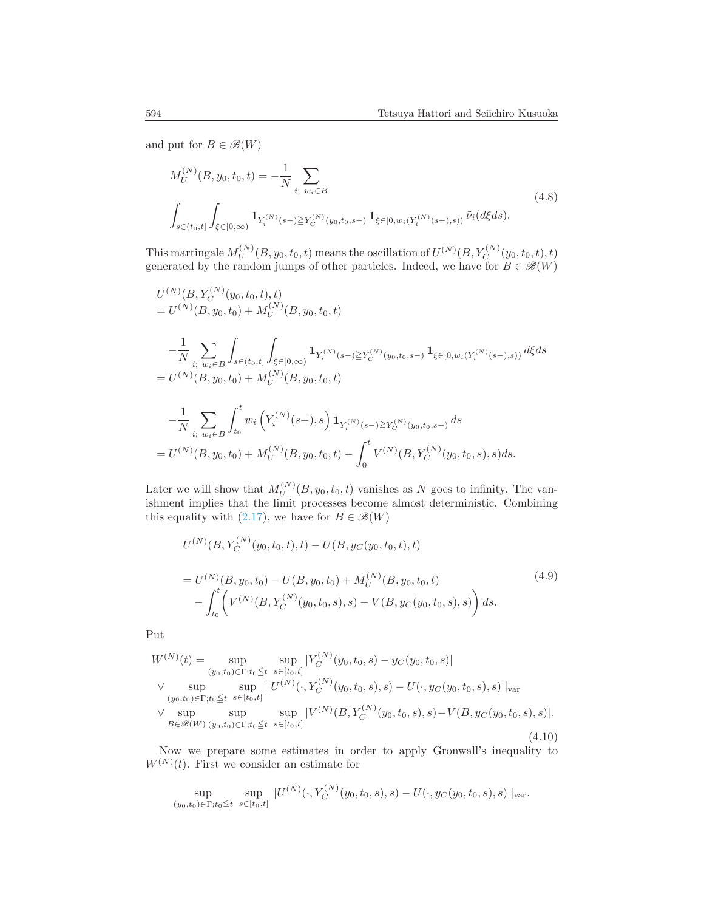and put for $B \in \mathscr{B}(W)$

$$
\begin{aligned}
&M_U^{(N)}(B, y_0, t_0, t) = -\frac{1}{N} \sum_{i;\ w_i \in B} \\
&\int_{s\in(t_0,t]} \int_{\xi\in[0,\infty)} \mathbf{1}_{Y_i^{(N)}(s-) \geqq Y_C^{(N)}(y_0,t_0,s-)} \mathbf{1}_{\xi\in[0,w_i(Y_i^{(N)}(s-),s))}\, \tilde{\nu}_i(d\xi ds).
\end{aligned}
\tag{4.8}
$$

This martingale $M_U^{(N)}(B, y_0, t_0, t)$ means the oscillation of $U^{(N)}(B, Y_C^{(N)}(y_0, t_0, t), t)$ generated by the random jumps of other particles. Indeed, we have for $B \in \mathscr{B}(W)$

$$
\begin{aligned}
&U^{(N)}(B, Y_C^{(N)}(y_0, t_0, t), t) \\
&= U^{(N)}(B, y_0, t_0) + M_U^{(N)}(B, y_0, t_0, t) \\
&\quad -\frac{1}{N} \sum_{i;\ w_i \in B} \int_{s\in(t_0,t]} \int_{\xi\in[0,\infty)} \mathbf{1}_{Y_i^{(N)}(s-) \geqq Y_C^{(N)}(y_0,t_0,s-)} \mathbf{1}_{\xi\in[0,w_i(Y_i^{(N)}(s-),s))}\, d\xi ds \\
&= U^{(N)}(B, y_0, t_0) + M_U^{(N)}(B, y_0, t_0, t) \\
&\quad -\frac{1}{N} \sum_{i;\ w_i \in B} \int_{t_0}^{t} w_i\left(Y_i^{(N)}(s-), s\right) \mathbf{1}_{Y_i^{(N)}(s-) \geqq Y_C^{(N)}(y_0,t_0,s-)}\, ds \\
&= U^{(N)}(B, y_0, t_0) + M_U^{(N)}(B, y_0, t_0, t) - \int_0^t V^{(N)}(B, Y_C^{(N)}(y_0, t_0, s), s) ds.
\end{aligned}
$$

Later we will show that $M_U^{(N)}(B, y_0, t_0, t)$ vanishes as $N$ goes to infinity. The vanishment implies that the limit processes become almost deterministic. Combining this equality with (2.17), we have for $B \in \mathscr{B}(W)$

$$
\begin{aligned}
&U^{(N)}(B, Y_C^{(N)}(y_0, t_0, t), t) - U(B, y_C(y_0, t_0, t), t) \\
&= U^{(N)}(B, y_0, t_0) - U(B, y_0, t_0) + M_U^{(N)}(B, y_0, t_0, t) \\
&\quad - \int_{t_0}^{t} \bigg( V^{(N)}(B, Y_C^{(N)}(y_0, t_0, s), s) - V(B, y_C(y_0, t_0, s), s) \bigg) ds.
\end{aligned}
\tag{4.9}
$$

Put

$$
\begin{aligned}
W^{(N)}(t) &= \sup_{(y_0,t_0)\in\Gamma; t_0 \leqq t}\ \sup_{s\in[t_0,t]} |Y_C^{(N)}(y_0, t_0, s) - y_C(y_0, t_0, s)| \\
&\vee \sup_{(y_0,t_0)\in\Gamma; t_0 \leqq t}\ \sup_{s\in[t_0,t]} ||U^{(N)}(\cdot, Y_C^{(N)}(y_0, t_0, s), s) - U(\cdot, y_C(y_0, t_0, s), s)||_{\mathrm{var}} \\
&\vee \sup_{B\in\mathscr{B}(W)}\ \sup_{(y_0,t_0)\in\Gamma; t_0 \leqq t}\ \sup_{s\in[t_0,t]} |V^{(N)}(B, Y_C^{(N)}(y_0, t_0, s), s) - V(B, y_C(y_0, t_0, s), s)|.
\end{aligned}
\tag{4.10}
$$

Now we prepare some estimates in order to apply Gronwall's inequality to $W^{(N)}(t)$. First we consider an estimate for

$$
\sup_{(y_0,t_0)\in\Gamma; t_0 \leqq t}\ \sup_{s\in[t_0,t]} ||U^{(N)}(\cdot, Y_C^{(N)}(y_0, t_0, s), s) - U(\cdot, y_C(y_0, t_0, s), s)||_{\mathrm{var}}.
$$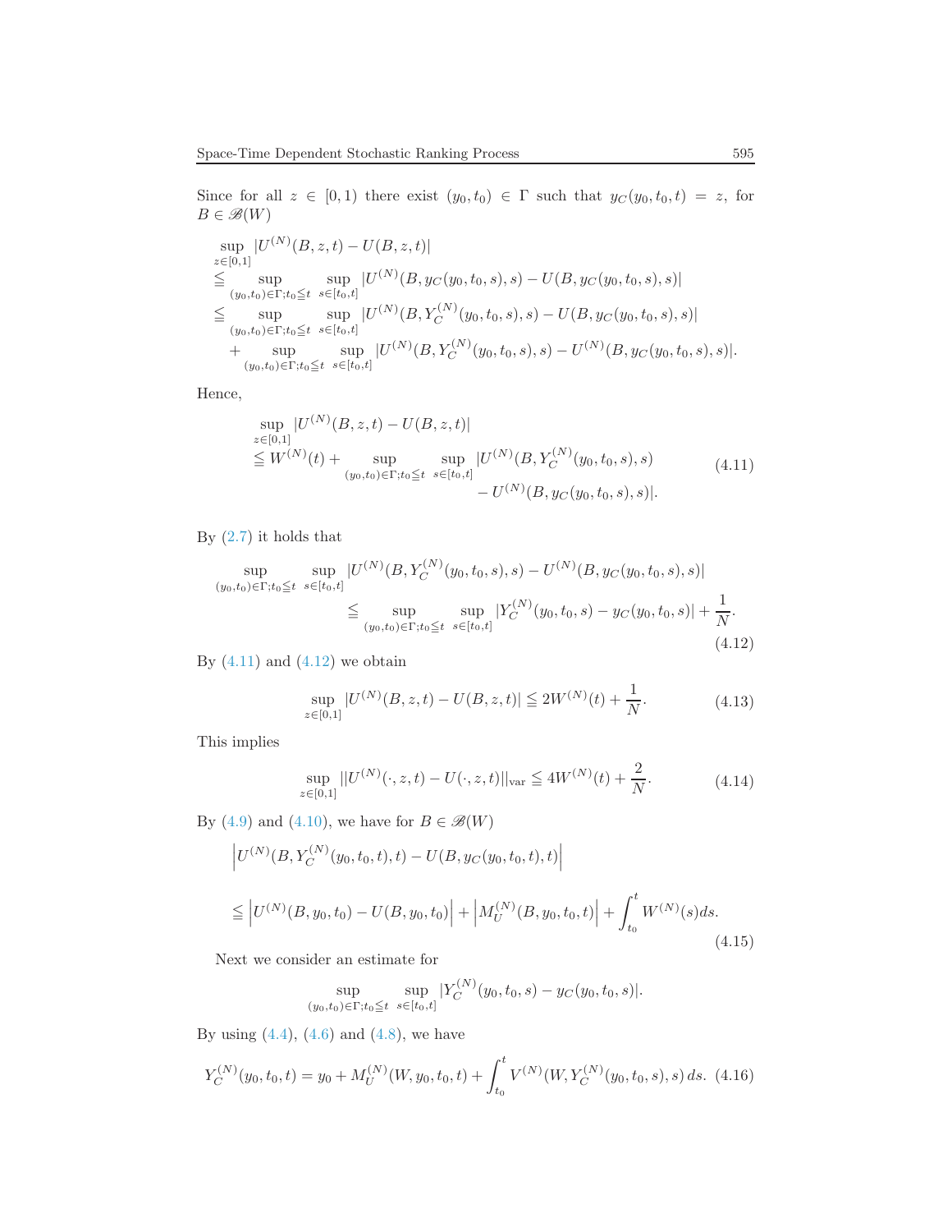Since for all $z \in [0,1)$ there exist $(y_0, t_0) \in \Gamma$ such that $y_C(y_0, t_0, t) = z$, for $B \in \mathscr{B}(W)$

$$
\begin{aligned}
&\sup_{z\in[0,1]} |U^{(N)}(B,z,t) - U(B,z,t)| \\
&\leqq \sup_{(y_0,t_0)\in\Gamma; t_0\leqq t} \sup_{s\in[t_0,t]} |U^{(N)}(B, y_C(y_0,t_0,s), s) - U(B, y_C(y_0,t_0,s), s)| \\
&\leqq \sup_{(y_0,t_0)\in\Gamma; t_0\leqq t} \sup_{s\in[t_0,t]} |U^{(N)}(B, Y_C^{(N)}(y_0,t_0,s), s) - U(B, y_C(y_0,t_0,s), s)| \\
&\quad + \sup_{(y_0,t_0)\in\Gamma; t_0\leqq t} \sup_{s\in[t_0,t]} |U^{(N)}(B, Y_C^{(N)}(y_0,t_0,s), s) - U^{(N)}(B, y_C(y_0,t_0,s), s)|.
\end{aligned}
$$

Hence,

$$
\begin{aligned}
&\sup_{z\in[0,1]} |U^{(N)}(B,z,t) - U(B,z,t)| \\
&\leqq W^{(N)}(t) + \sup_{(y_0,t_0)\in\Gamma; t_0\leqq t} \sup_{s\in[t_0,t]} |U^{(N)}(B, Y_C^{(N)}(y_0,t_0,s), s) \\
&\qquad\qquad - U^{(N)}(B, y_C(y_0,t_0,s), s)|.
\end{aligned} \tag{4.11}
$$

By (2.7) it holds that

$$
\begin{aligned}
&\sup_{(y_0,t_0)\in\Gamma; t_0\leqq t} \sup_{s\in[t_0,t]} |U^{(N)}(B, Y_C^{(N)}(y_0,t_0,s), s) - U^{(N)}(B, y_C(y_0,t_0,s), s)| \\
&\qquad \leqq \sup_{(y_0,t_0)\in\Gamma; t_0\leqq t} \sup_{s\in[t_0,t]} |Y_C^{(N)}(y_0,t_0,s) - y_C(y_0,t_0,s)| + \frac{1}{N}.
\end{aligned} \tag{4.12}
$$

By (4.11) and (4.12) we obtain

$$
\sup_{z\in[0,1]} |U^{(N)}(B,z,t) - U(B,z,t)| \leqq 2W^{(N)}(t) + \frac{1}{N}. \tag{4.13}
$$

This implies

$$
\sup_{z\in[0,1]} ||U^{(N)}(\cdot,z,t) - U(\cdot,z,t)||_{\text{var}} \leqq 4W^{(N)}(t) + \frac{2}{N}. \tag{4.14}
$$

By (4.9) and (4.10), we have for $B \in \mathscr{B}(W)$

$$
\begin{aligned}
&\left| U^{(N)}(B, Y_C^{(N)}(y_0,t_0,t), t) - U(B, y_C(y_0,t_0,t), t) \right| \\
&\leqq \left| U^{(N)}(B, y_0, t_0) - U(B, y_0, t_0) \right| + \left| M_U^{(N)}(B, y_0, t_0, t) \right| + \int_{t_0}^{t} W^{(N)}(s) ds.
\end{aligned} \tag{4.15}
$$

Next we consider an estimate for

$$
\sup_{(y_0,t_0)\in\Gamma; t_0\leqq t} \sup_{s\in[t_0,t]} |Y_C^{(N)}(y_0,t_0,s) - y_C(y_0,t_0,s)|.
$$

By using (4.4), (4.6) and (4.8), we have

$$
Y_C^{(N)}(y_0,t_0,t) = y_0 + M_U^{(N)}(W, y_0, t_0, t) + \int_{t_0}^{t} V^{(N)}(W, Y_C^{(N)}(y_0,t_0,s), s)\, ds. \tag{4.16}
$$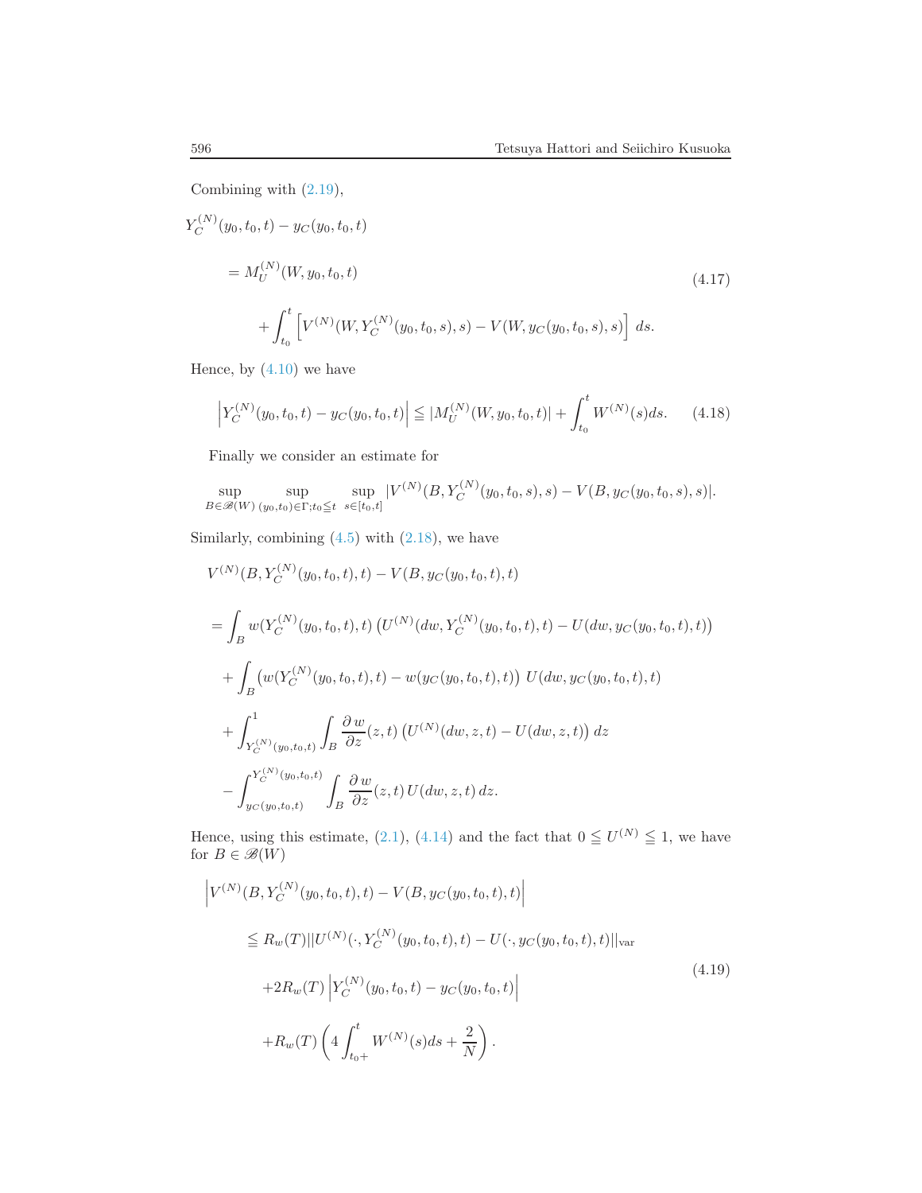Combining with (2.19),

$$
\begin{aligned}
&Y_C^{(N)}(y_0,t_0,t) - y_C(y_0,t_0,t) \\
&\quad = M_U^{(N)}(W,y_0,t_0,t) \\
&\qquad + \int_{t_0}^{t} \left[ V^{(N)}(W, Y_C^{(N)}(y_0,t_0,s),s) - V(W, y_C(y_0,t_0,s),s) \right] ds.
\end{aligned}
\tag{4.17}
$$

Hence, by (4.10) we have

$$
\left| Y_C^{(N)}(y_0,t_0,t) - y_C(y_0,t_0,t) \right| \leqq |M_U^{(N)}(W,y_0,t_0,t)| + \int_{t_0}^{t} W^{(N)}(s) ds. \tag{4.18}
$$

Finally we consider an estimate for

$$
\sup_{B\in\mathscr{B}(W)} \sup_{(y_0,t_0)\in\Gamma; t_0\leqq t} \sup_{s\in[t_0,t]} |V^{(N)}(B, Y_C^{(N)}(y_0,t_0,s),s) - V(B, y_C(y_0,t_0,s),s)|.
$$

Similarly, combining (4.5) with (2.18), we have

$$
\begin{aligned}
&V^{(N)}(B, Y_C^{(N)}(y_0,t_0,t),t) - V(B, y_C(y_0,t_0,t),t) \\
&= \int_B w(Y_C^{(N)}(y_0,t_0,t),t) \left( U^{(N)}(dw, Y_C^{(N)}(y_0,t_0,t),t) - U(dw, y_C(y_0,t_0,t),t) \right) \\
&\quad + \int_B \left( w(Y_C^{(N)}(y_0,t_0,t),t) - w(y_C(y_0,t_0,t),t) \right) U(dw, y_C(y_0,t_0,t),t) \\
&\quad + \int_{Y_C^{(N)}(y_0,t_0,t)}^{1} \int_B \frac{\partial w}{\partial z}(z,t) \left( U^{(N)}(dw,z,t) - U(dw,z,t) \right) dz \\
&\quad - \int_{y_C(y_0,t_0,t)}^{Y_C^{(N)}(y_0,t_0,t)} \int_B \frac{\partial w}{\partial z}(z,t)\, U(dw,z,t)\, dz.
\end{aligned}
$$

Hence, using this estimate, (2.1), (4.14) and the fact that $0 \leqq U^{(N)} \leqq 1$, we have for $B \in \mathscr{B}(W)$

$$
\begin{aligned}
&\left| V^{(N)}(B, Y_C^{(N)}(y_0,t_0,t),t) - V(B, y_C(y_0,t_0,t),t) \right| \\
&\qquad \leqq R_w(T) ||U^{(N)}(\cdot, Y_C^{(N)}(y_0,t_0,t),t) - U(\cdot, y_C(y_0,t_0,t),t)||_{\mathrm{var}} \\
&\qquad\quad + 2R_w(T) \left| Y_C^{(N)}(y_0,t_0,t) - y_C(y_0,t_0,t) \right| \\
&\qquad\quad + R_w(T) \left( 4 \int_{t_0+}^{t} W^{(N)}(s) ds + \frac{2}{N} \right).
\end{aligned}
\tag{4.19}
$$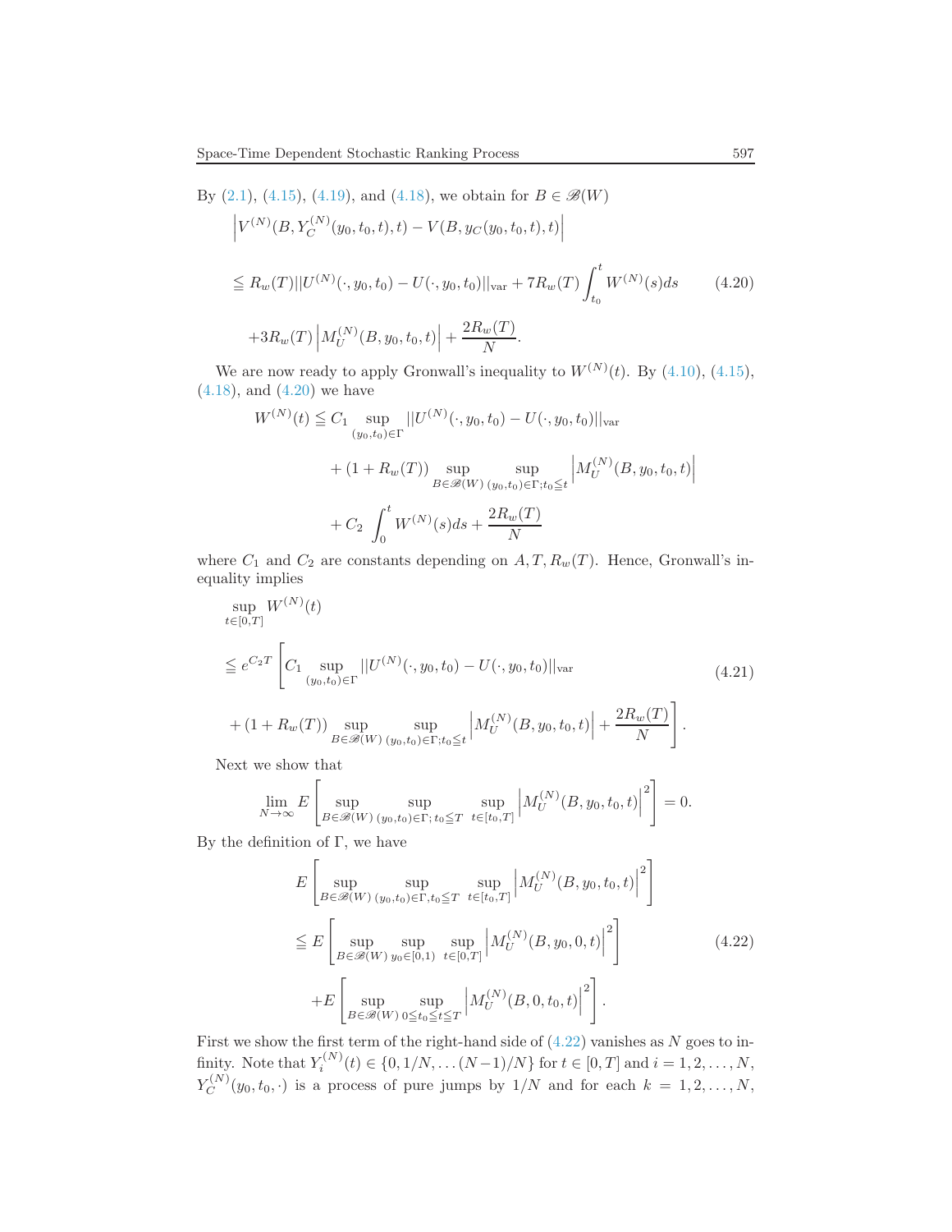By (2.1), (4.15), (4.19), and (4.18), we obtain for $B \in \mathscr{B}(W)$

$$
\begin{aligned}
&\left|V^{(N)}(B, Y_C^{(N)}(y_0,t_0,t),t) - V(B, y_C(y_0,t_0,t),t)\right| \\
&\leqq R_w(T)||U^{(N)}(\cdot,y_0,t_0) - U(\cdot,y_0,t_0)||_{\mathrm{var}} + 7R_w(T)\int_{t_0}^t W^{(N)}(s)ds \qquad (4.20)\\
&\quad +3R_w(T)\left|M_U^{(N)}(B,y_0,t_0,t)\right| + \frac{2R_w(T)}{N}.
\end{aligned}
$$

We are now ready to apply Gronwall's inequality to $W^{(N)}(t)$. By (4.10), (4.15), (4.18), and (4.20) we have

$$
\begin{aligned}
W^{(N)}(t) \leqq\, & C_1 \sup_{(y_0,t_0)\in\Gamma} ||U^{(N)}(\cdot,y_0,t_0) - U(\cdot,y_0,t_0)||_{\mathrm{var}} \\
&+ (1+R_w(T)) \sup_{B\in\mathscr{B}(W)} \sup_{(y_0,t_0)\in\Gamma; t_0\leqq t} \left|M_U^{(N)}(B,y_0,t_0,t)\right| \\
&+ C_2\int_0^t W^{(N)}(s)ds + \frac{2R_w(T)}{N}
\end{aligned}
$$

where $C_1$ and $C_2$ are constants depending on $A, T, R_w(T)$. Hence, Gronwall's inequality implies

$$
\begin{aligned}
&\sup_{t\in[0,T]} W^{(N)}(t) \\
&\leqq e^{C_2 T}\left[C_1 \sup_{(y_0,t_0)\in\Gamma} ||U^{(N)}(\cdot,y_0,t_0) - U(\cdot,y_0,t_0)||_{\mathrm{var}} \right. \qquad (4.21)\\
&\left. + (1+R_w(T)) \sup_{B\in\mathscr{B}(W)} \sup_{(y_0,t_0)\in\Gamma; t_0\leqq t} \left|M_U^{(N)}(B,y_0,t_0,t)\right| + \frac{2R_w(T)}{N}\right].
\end{aligned}
$$

Next we show that

$$
\lim_{N\to\infty} E\left[\sup_{B\in\mathscr{B}(W)} \sup_{(y_0,t_0)\in\Gamma;\, t_0\leqq T} \sup_{t\in[t_0,T]} \left|M_U^{(N)}(B,y_0,t_0,t)\right|^2\right] = 0.
$$

By the definition of $\Gamma$, we have

$$
\begin{aligned}
&E\left[\sup_{B\in\mathscr{B}(W)} \sup_{(y_0,t_0)\in\Gamma, t_0\leqq T} \sup_{t\in[t_0,T]} \left|M_U^{(N)}(B,y_0,t_0,t)\right|^2\right] \\
&\leqq E\left[\sup_{B\in\mathscr{B}(W)} \sup_{y_0\in[0,1)} \sup_{t\in[0,T]} \left|M_U^{(N)}(B,y_0,0,t)\right|^2\right] \qquad (4.22)\\
&\quad + E\left[\sup_{B\in\mathscr{B}(W)} \sup_{0\leqq t_0\leqq t\leqq T} \left|M_U^{(N)}(B,0,t_0,t)\right|^2\right].
\end{aligned}
$$

First we show the first term of the right-hand side of (4.22) vanishes as $N$ goes to infinity. Note that $Y_i^{(N)}(t) \in \{0, 1/N, \dots (N-1)/N\}$ for $t \in [0,T]$ and $i = 1,2,\dots,N$, $Y_C^{(N)}(y_0,t_0,\cdot)$ is a process of pure jumps by $1/N$ and for each $k = 1,2,\dots,N$,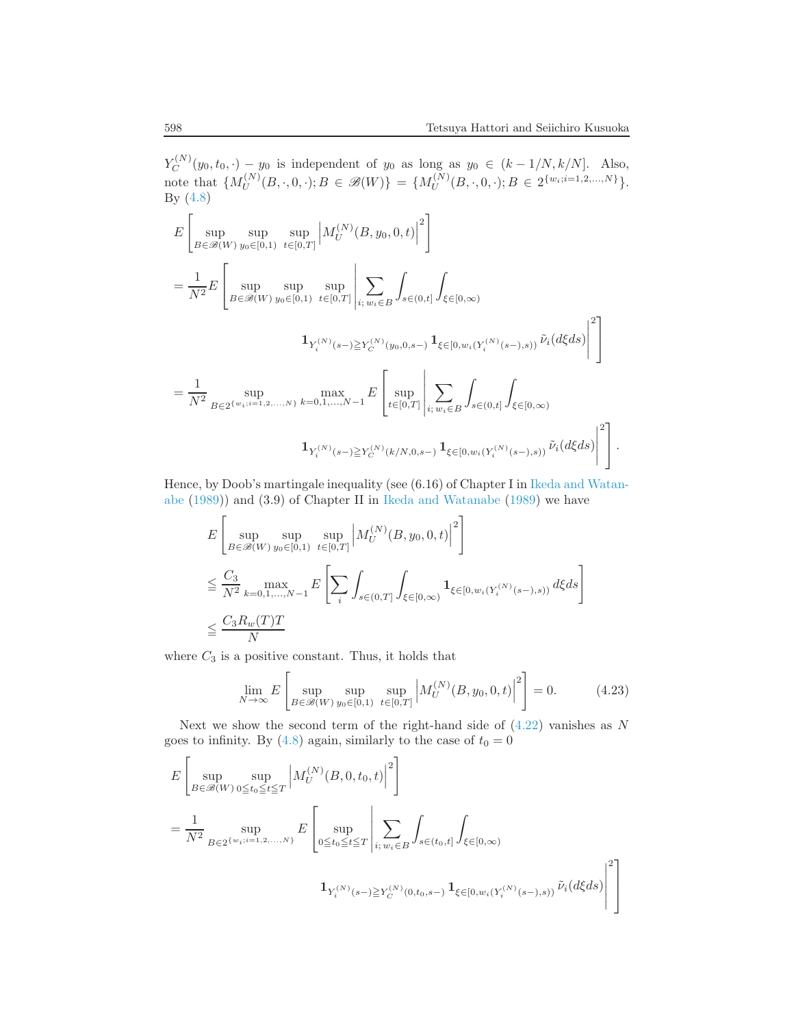$Y_C^{(N)}(y_0, t_0, \cdot) - y_0$ is independent of $y_0$ as long as $y_0 \in (k - 1/N, k/N]$. Also, note that $\{M_U^{(N)}(B, \cdot, 0, \cdot); B \in \mathscr{B}(W)\} = \{M_U^{(N)}(B, \cdot, 0, \cdot); B \in 2^{\{w_i; i=1,2,\ldots,N\}}\}$. By (4.8)

$$
\begin{aligned}
&E\left[\sup_{B\in\mathscr{B}(W)} \sup_{y_0\in[0,1)} \sup_{t\in[0,T]} \left|M_U^{(N)}(B, y_0, 0, t)\right|^2\right] \\
&= \frac{1}{N^2} E\left[\sup_{B\in\mathscr{B}(W)} \sup_{y_0\in[0,1)} \sup_{t\in[0,T]} \left|\sum_{i;\, w_i\in B} \int_{s\in(0,t]} \int_{\xi\in[0,\infty)} \right.\right. \\
&\qquad\qquad \left.\left. \mathbf{1}_{Y_i^{(N)}(s-)\geqq Y_C^{(N)}(y_0,0,s-)}\, \mathbf{1}_{\xi\in[0, w_i(Y_i^{(N)}(s-), s))}\, \tilde{\nu}_i(d\xi ds)\right|^2\right] \\
&= \frac{1}{N^2} \sup_{B\in 2^{\{w_i; i=1,2,\ldots,N\}}} \max_{k=0,1,\ldots,N-1} E\left[\sup_{t\in[0,T]} \left|\sum_{i;\, w_i\in B} \int_{s\in(0,t]} \int_{\xi\in[0,\infty)} \right.\right. \\
&\qquad\qquad \left.\left. \mathbf{1}_{Y_i^{(N)}(s-)\geqq Y_C^{(N)}(k/N,0,s-)}\, \mathbf{1}_{\xi\in[0, w_i(Y_i^{(N)}(s-), s))}\, \tilde{\nu}_i(d\xi ds)\right|^2\right].
\end{aligned}
$$

Hence, by Doob's martingale inequality (see (6.16) of Chapter I in Ikeda and Watanabe (1989)) and (3.9) of Chapter II in Ikeda and Watanabe (1989) we have

$$
\begin{aligned}
&E\left[\sup_{B\in\mathscr{B}(W)} \sup_{y_0\in[0,1)} \sup_{t\in[0,T]} \left|M_U^{(N)}(B, y_0, 0, t)\right|^2\right] \\
&\leqq \frac{C_3}{N^2} \max_{k=0,1,\ldots,N-1} E\left[\sum_i \int_{s\in(0,T]} \int_{\xi\in[0,\infty)} \mathbf{1}_{\xi\in[0, w_i(Y_i^{(N)}(s-), s))}\, d\xi ds\right] \\
&\leqq \frac{C_3 R_w(T) T}{N}
\end{aligned}
$$

where $C_3$ is a positive constant. Thus, it holds that

$$
\lim_{N\to\infty} E\left[\sup_{B\in\mathscr{B}(W)} \sup_{y_0\in[0,1)} \sup_{t\in[0,T]} \left|M_U^{(N)}(B, y_0, 0, t)\right|^2\right] = 0. \tag{4.23}
$$

Next we show the second term of the right-hand side of (4.22) vanishes as $N$ goes to infinity. By (4.8) again, similarly to the case of $t_0 = 0$

$$
\begin{aligned}
&E\left[\sup_{B\in\mathscr{B}(W)} \sup_{0\leqq t_0\leqq t\leqq T} \left|M_U^{(N)}(B, 0, t_0, t)\right|^2\right] \\
&= \frac{1}{N^2} \sup_{B\in 2^{\{w_i; i=1,2,\ldots,N\}}} E\left[\sup_{0\leqq t_0\leqq t\leqq T} \left|\sum_{i;\, w_i\in B} \int_{s\in(t_0,t]} \int_{\xi\in[0,\infty)} \right.\right. \\
&\qquad\qquad \left.\left. \mathbf{1}_{Y_i^{(N)}(s-)\geqq Y_C^{(N)}(0,t_0,s-)}\, \mathbf{1}_{\xi\in[0, w_i(Y_i^{(N)}(s-), s))}\, \tilde{\nu}_i(d\xi ds)\right|^2\right]
\end{aligned}
$$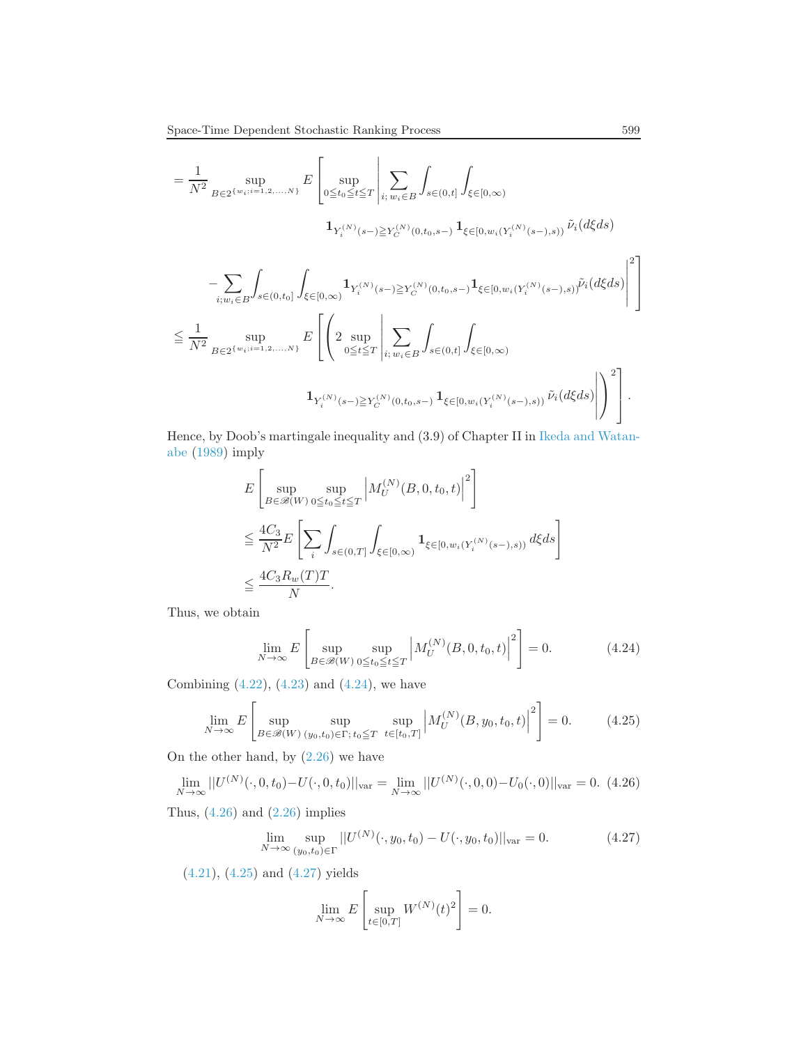$$= \frac{1}{N^2} \sup_{B \in 2^{\{w_i; i=1,2,\dots,N\}}} E\left[ \sup_{0 \leqq t_0 \leqq t \leqq T} \left| \sum_{i;\, w_i \in B} \int_{s\in(0,t]} \int_{\xi \in [0,\infty)} \mathbf{1}_{Y_i^{(N)}(s-) \geqq Y_C^{(N)}(0,t_0,s-)} \mathbf{1}_{\xi \in [0, w_i(Y_i^{(N)}(s-),s))} \tilde{\nu}_i(d\xi ds) \right.\right.$$

$$\left.\left. - \sum_{i; w_i \in B} \int_{s \in (0,t_0]} \int_{\xi \in [0,\infty)} \mathbf{1}_{Y_i^{(N)}(s-) \geqq Y_C^{(N)}(0,t_0,s-)} \mathbf{1}_{\xi \in [0, w_i(Y_i^{(N)}(s-),s))} \tilde{\nu}_i(d\xi ds) \right|^2 \right]$$

$$\leqq \frac{1}{N^2} \sup_{B \in 2^{\{w_i; i=1,2,\dots,N\}}} E\left[ \left( 2 \sup_{0 \leqq t \leqq T} \left| \sum_{i;\, w_i \in B} \int_{s\in(0,t]} \int_{\xi \in [0,\infty)} \mathbf{1}_{Y_i^{(N)}(s-) \geqq Y_C^{(N)}(0,t_0,s-)} \mathbf{1}_{\xi \in [0, w_i(Y_i^{(N)}(s-),s))} \tilde{\nu}_i(d\xi ds) \right| \right)^2 \right].$$

Hence, by Doob's martingale inequality and (3.9) of Chapter II in Ikeda and Watanabe (1989) imply

$$E\left[ \sup_{B \in \mathscr{B}(W)} \sup_{0 \leqq t_0 \leqq t \leqq T} \left| M_U^{(N)}(B, 0, t_0, t) \right|^2 \right]$$

$$\leqq \frac{4C_3}{N^2} E\left[ \sum_i \int_{s \in (0,T]} \int_{\xi \in [0,\infty)} \mathbf{1}_{\xi \in [0, w_i(Y_i^{(N)}(s-),s))} \, d\xi ds \right]$$

$$\leqq \frac{4C_3 R_w(T) T}{N}.$$

Thus, we obtain

$$\lim_{N\to\infty} E\left[ \sup_{B \in \mathscr{B}(W)} \sup_{0 \leqq t_0 \leqq t \leqq T} \left| M_U^{(N)}(B, 0, t_0, t) \right|^2 \right] = 0. \tag{4.24}$$

Combining (4.22), (4.23) and (4.24), we have

$$\lim_{N\to\infty} E\left[ \sup_{B \in \mathscr{B}(W)} \sup_{(y_0,t_0) \in \Gamma;\, t_0 \leqq T} \sup_{t \in [t_0,T]} \left| M_U^{(N)}(B, y_0, t_0, t) \right|^2 \right] = 0. \tag{4.25}$$

On the other hand, by (2.26) we have

$$\lim_{N\to\infty} ||U^{(N)}(\cdot, 0, t_0) - U(\cdot, 0, t_0)||_{\text{var}} = \lim_{N\to\infty} ||U^{(N)}(\cdot, 0, 0) - U_0(\cdot, 0)||_{\text{var}} = 0. \tag{4.26}$$

Thus, (4.26) and (2.26) implies

$$\lim_{N\to\infty} \sup_{(y_0,t_0)\in\Gamma} ||U^{(N)}(\cdot, y_0, t_0) - U(\cdot, y_0, t_0)||_{\text{var}} = 0. \tag{4.27}$$

(4.21), (4.25) and (4.27) yields

$$\lim_{N\to\infty} E\left[ \sup_{t\in[0,T]} W^{(N)}(t)^2 \right] = 0.$$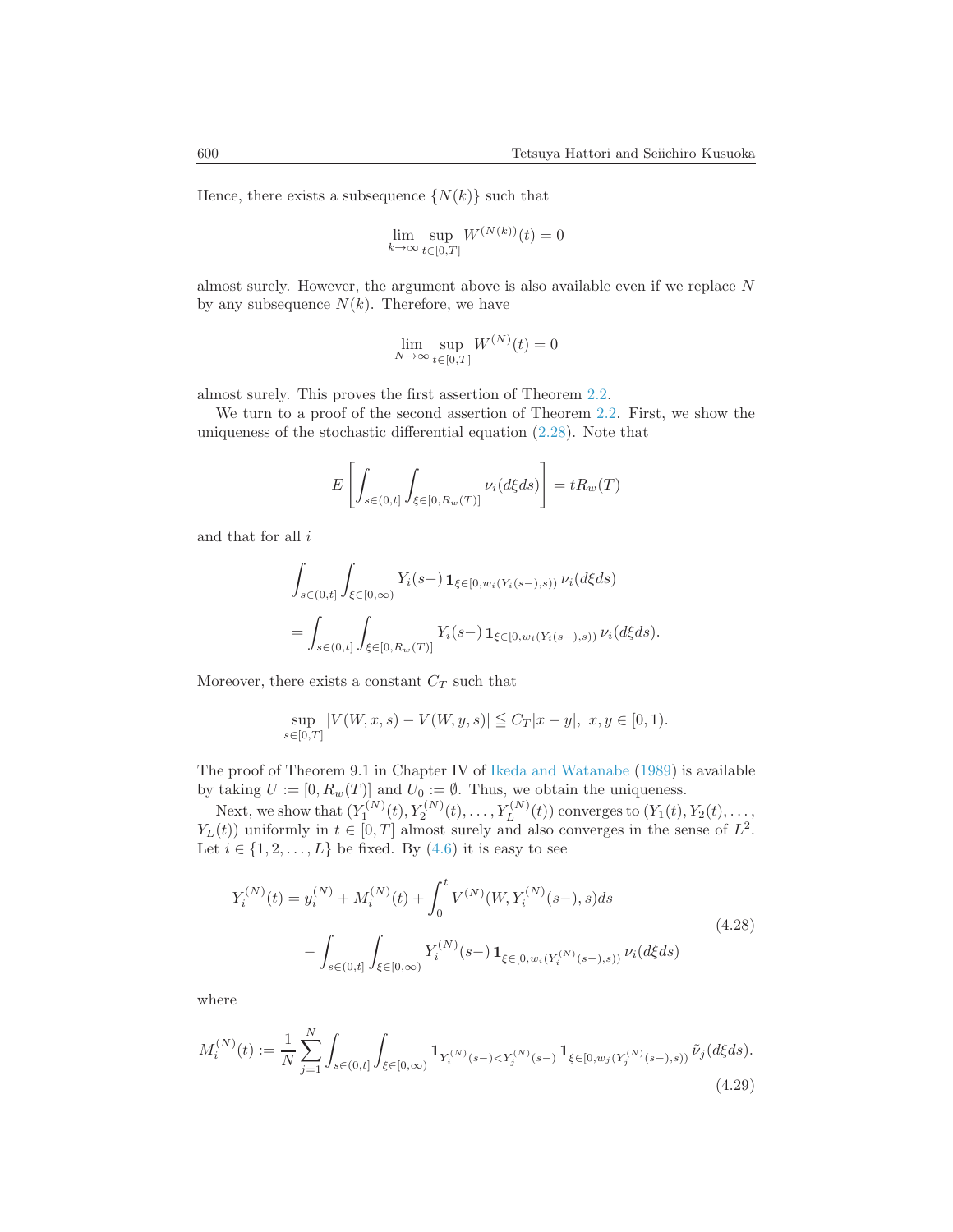Hence, there exists a subsequence $\{N(k)\}$ such that

$$\lim_{k\to\infty} \sup_{t\in[0,T]} W^{(N(k))}(t) = 0$$

almost surely. However, the argument above is also available even if we replace $N$ by any subsequence $N(k)$. Therefore, we have

$$\lim_{N\to\infty} \sup_{t\in[0,T]} W^{(N)}(t) = 0$$

almost surely. This proves the first assertion of Theorem 2.2.

We turn to a proof of the second assertion of Theorem 2.2. First, we show the uniqueness of the stochastic differential equation (2.28). Note that

$$E\left[\int_{s\in(0,t]} \int_{\xi\in[0,R_w(T)]} \nu_i(d\xi ds)\right] = tR_w(T)$$

and that for all $i$

$$\begin{aligned}
&\int_{s\in(0,t]} \int_{\xi\in[0,\infty)} Y_i(s-)\, \mathbf{1}_{\xi\in[0,w_i(Y_i(s-),s))}\, \nu_i(d\xi ds) \\
&= \int_{s\in(0,t]} \int_{\xi\in[0,R_w(T)]} Y_i(s-)\, \mathbf{1}_{\xi\in[0,w_i(Y_i(s-),s))}\, \nu_i(d\xi ds).
\end{aligned}$$

Moreover, there exists a constant $C_T$ such that

$$\sup_{s\in[0,T]} |V(W,x,s) - V(W,y,s)| \leqq C_T|x-y|, \ \ x,y\in[0,1).$$

The proof of Theorem 9.1 in Chapter IV of Ikeda and Watanabe (1989) is available by taking $U := [0,R_w(T)]$ and $U_0 := \emptyset$. Thus, we obtain the uniqueness.

Next, we show that $(Y_1^{(N)}(t), Y_2^{(N)}(t), \ldots, Y_L^{(N)}(t))$ converges to $(Y_1(t), Y_2(t), \ldots, Y_L(t))$ uniformly in $t\in[0,T]$ almost surely and also converges in the sense of $L^2$. Let $i\in\{1,2,\ldots,L\}$ be fixed. By (4.6) it is easy to see

$$\begin{aligned}
Y_i^{(N)}(t) = y_i^{(N)} + M_i^{(N)}(t) + \int_0^t V^{(N)}(W, Y_i^{(N)}(s-), s) ds \\
- \int_{s\in(0,t]} \int_{\xi\in[0,\infty)} Y_i^{(N)}(s-)\, \mathbf{1}_{\xi\in[0,w_i(Y_i^{(N)}(s-),s))}\, \nu_i(d\xi ds)
\end{aligned} \tag{4.28}$$

where

$$M_i^{(N)}(t) := \frac{1}{N}\sum_{j=1}^N \int_{s\in(0,t]} \int_{\xi\in[0,\infty)} \mathbf{1}_{Y_i^{(N)}(s-)<Y_j^{(N)}(s-)}\, \mathbf{1}_{\xi\in[0,w_j(Y_j^{(N)}(s-),s))}\, \tilde{\nu}_j(d\xi ds). \tag{4.29}$$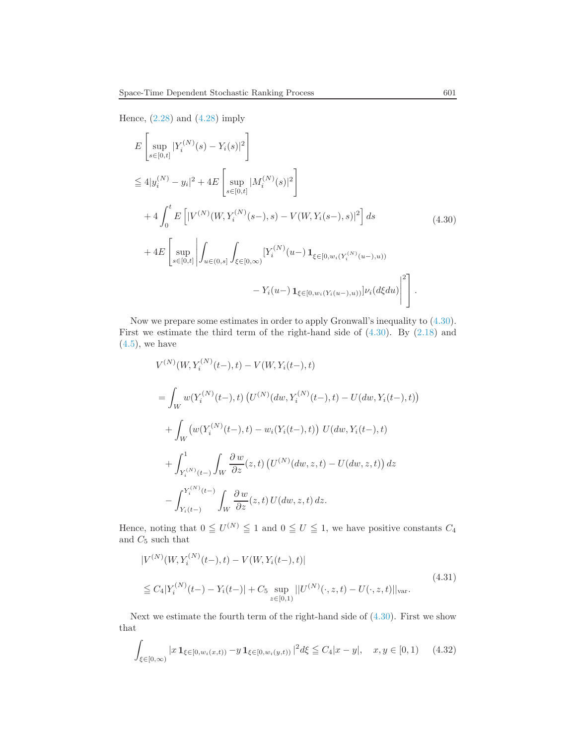Hence, (2.28) and (4.28) imply

$$
\begin{aligned}
&E\left[\sup_{s\in[0,t]} |Y_i^{(N)}(s) - Y_i(s)|^2\right] \\
&\leqq 4|y_i^{(N)} - y_i|^2 + 4E\left[\sup_{s\in[0,t]} |M_i^{(N)}(s)|^2\right] \\
&\quad + 4\int_0^t E\left[|V^{(N)}(W, Y_i^{(N)}(s-), s) - V(W, Y_i(s-), s)|^2\right] ds \\
&\quad + 4E\left[\sup_{s\in[0,t]} \left| \int_{u\in(0,s]} \int_{\xi\in[0,\infty)} [Y_i^{(N)}(u-)\, \mathbf{1}_{\xi\in[0,w_i(Y_i^{(N)}(u-),u))} \right.\right. \\
&\qquad\qquad\qquad \left.\left. - Y_i(u-)\, \mathbf{1}_{\xi\in[0,w_i(Y_i(u-),u))}] \nu_i(d\xi du) \right|^2\right].
\end{aligned}
\tag{4.30}
$$

Now we prepare some estimates in order to apply Gronwall's inequality to (4.30). First we estimate the third term of the right-hand side of (4.30). By (2.18) and (4.5), we have

$$
\begin{aligned}
&V^{(N)}(W, Y_i^{(N)}(t-), t) - V(W, Y_i(t-), t) \\
&= \int_W w(Y_i^{(N)}(t-), t) \left(U^{(N)}(dw, Y_i^{(N)}(t-), t) - U(dw, Y_i(t-), t)\right) \\
&\quad + \int_W \left(w(Y_i^{(N)}(t-), t) - w_i(Y_i(t-), t)\right) U(dw, Y_i(t-), t) \\
&\quad + \int_{Y_i^{(N)}(t-)}^1 \int_W \frac{\partial w}{\partial z}(z, t) \left(U^{(N)}(dw, z, t) - U(dw, z, t)\right) dz \\
&\quad - \int_{Y_i(t-)}^{Y_i^{(N)}(t-)} \int_W \frac{\partial w}{\partial z}(z, t)\, U(dw, z, t)\, dz.
\end{aligned}
$$

Hence, noting that $0 \leqq U^{(N)} \leqq 1$ and $0 \leqq U \leqq 1$, we have positive constants $C_4$ and $C_5$ such that

$$
\begin{aligned}
&|V^{(N)}(W, Y_i^{(N)}(t-), t) - V(W, Y_i(t-), t)| \\
&\leqq C_4 |Y_i^{(N)}(t-) - Y_i(t-)| + C_5 \sup_{z\in[0,1)} ||U^{(N)}(\cdot, z, t) - U(\cdot, z, t)||_{\mathrm{var}}.
\end{aligned}
\tag{4.31}
$$

Next we estimate the fourth term of the right-hand side of (4.30). First we show that

$$
\int_{\xi\in[0,\infty)} |x\, \mathbf{1}_{\xi\in[0,w_i(x,t))} - y\, \mathbf{1}_{\xi\in[0,w_i(y,t))}|^2 d\xi \leqq C_4 |x - y|, \quad x, y \in [0, 1) \tag{4.32}
$$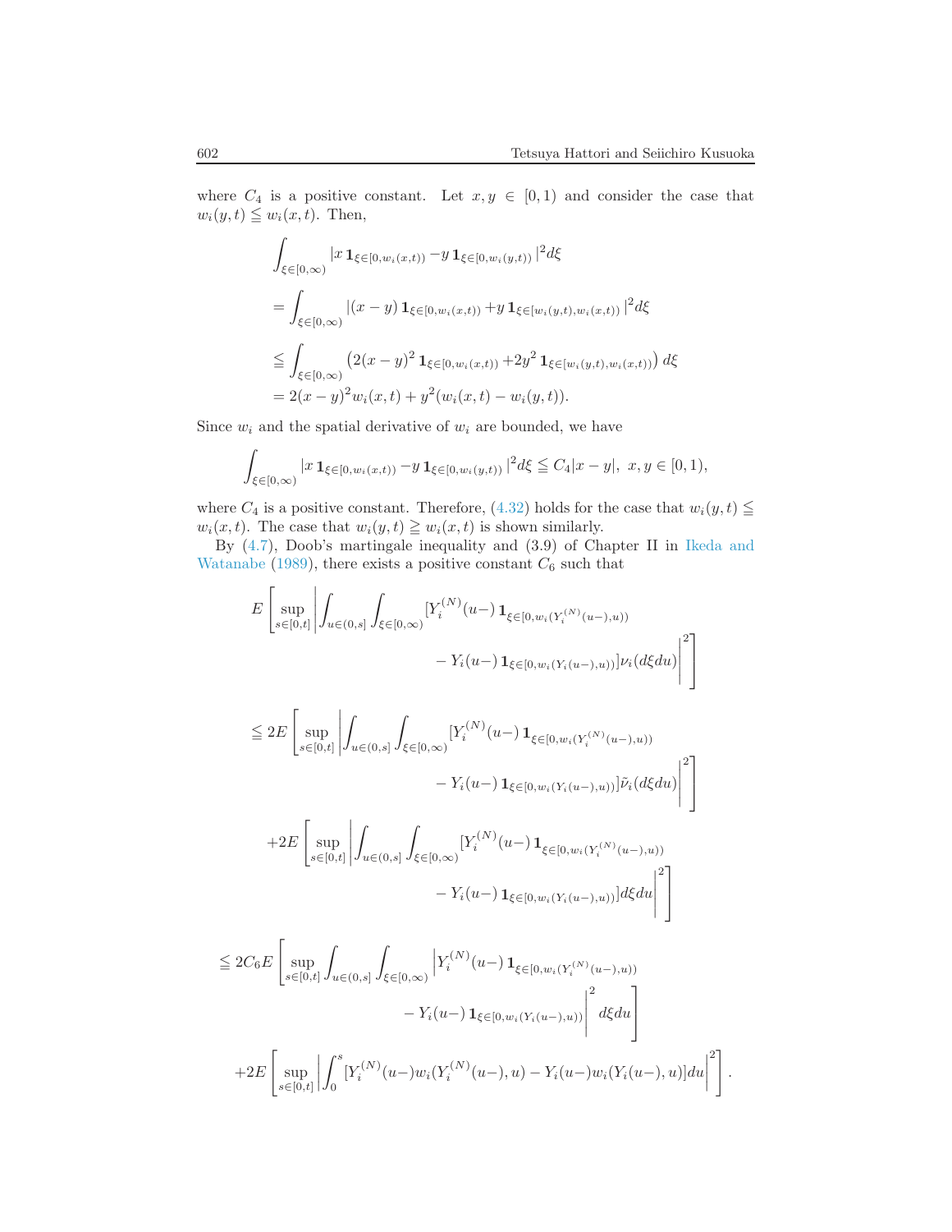where $C_4$ is a positive constant. Let $x, y \in [0,1)$ and consider the case that $w_i(y,t) \leqq w_i(x,t)$. Then,

$$
\begin{aligned}
&\int_{\xi\in[0,\infty)} |x\, \mathbf{1}_{\xi\in[0,w_i(x,t))} - y\, \mathbf{1}_{\xi\in[0,w_i(y,t))}|^2 d\xi \\
&= \int_{\xi\in[0,\infty)} |(x-y)\, \mathbf{1}_{\xi\in[0,w_i(x,t))} + y\, \mathbf{1}_{\xi\in[w_i(y,t),w_i(x,t))}|^2 d\xi \\
&\leqq \int_{\xi\in[0,\infty)} \left(2(x-y)^2\, \mathbf{1}_{\xi\in[0,w_i(x,t))} + 2y^2\, \mathbf{1}_{\xi\in[w_i(y,t),w_i(x,t))}\right) d\xi \\
&= 2(x-y)^2 w_i(x,t) + y^2(w_i(x,t) - w_i(y,t)).
\end{aligned}
$$

Since $w_i$ and the spatial derivative of $w_i$ are bounded, we have

$$
\int_{\xi\in[0,\infty)} |x\, \mathbf{1}_{\xi\in[0,w_i(x,t))} - y\, \mathbf{1}_{\xi\in[0,w_i(y,t))}|^2 d\xi \leqq C_4|x-y|, \;\; x, y \in [0,1),
$$

where $C_4$ is a positive constant. Therefore, (4.32) holds for the case that $w_i(y,t) \leqq w_i(x,t)$. The case that $w_i(y,t) \geqq w_i(x,t)$ is shown similarly.

By (4.7), Doob's martingale inequality and (3.9) of Chapter II in Ikeda and Watanabe (1989), there exists a positive constant $C_6$ such that

$$
\begin{aligned}
&E\left[\sup_{s\in[0,t]}\left|\int_{u\in(0,s]}\int_{\xi\in[0,\infty)} [Y_i^{(N)}(u-)\, \mathbf{1}_{\xi\in[0,w_i(Y_i^{(N)}(u-),u))} \right.\right. \\
&\qquad\qquad\qquad\qquad \left.\left. - Y_i(u-)\, \mathbf{1}_{\xi\in[0,w_i(Y_i(u-),u))}]\nu_i(d\xi du)\right|^2\right] \\
&\leqq 2E\left[\sup_{s\in[0,t]}\left|\int_{u\in(0,s]}\int_{\xi\in[0,\infty)} [Y_i^{(N)}(u-)\, \mathbf{1}_{\xi\in[0,w_i(Y_i^{(N)}(u-),u))} \right.\right. \\
&\qquad\qquad\qquad\qquad \left.\left. - Y_i(u-)\, \mathbf{1}_{\xi\in[0,w_i(Y_i(u-),u))}]\tilde{\nu}_i(d\xi du)\right|^2\right] \\
&\quad + 2E\left[\sup_{s\in[0,t]}\left|\int_{u\in(0,s]}\int_{\xi\in[0,\infty)} [Y_i^{(N)}(u-)\, \mathbf{1}_{\xi\in[0,w_i(Y_i^{(N)}(u-),u))} \right.\right. \\
&\qquad\qquad\qquad\qquad \left.\left. - Y_i(u-)\, \mathbf{1}_{\xi\in[0,w_i(Y_i(u-),u))}] d\xi du\right|^2\right] \\
&\leqq 2C_6 E\left[\sup_{s\in[0,t]}\int_{u\in(0,s]}\int_{\xi\in[0,\infty)} \left|Y_i^{(N)}(u-)\, \mathbf{1}_{\xi\in[0,w_i(Y_i^{(N)}(u-),u))} \right.\right. \\
&\qquad\qquad\qquad\qquad \left.\left. - Y_i(u-)\, \mathbf{1}_{\xi\in[0,w_i(Y_i(u-),u))}\right|^2 d\xi du\right] \\
&\quad + 2E\left[\sup_{s\in[0,t]}\left|\int_0^s [Y_i^{(N)}(u-) w_i(Y_i^{(N)}(u-),u) - Y_i(u-) w_i(Y_i(u-),u)] du\right|^2\right].
\end{aligned}
$$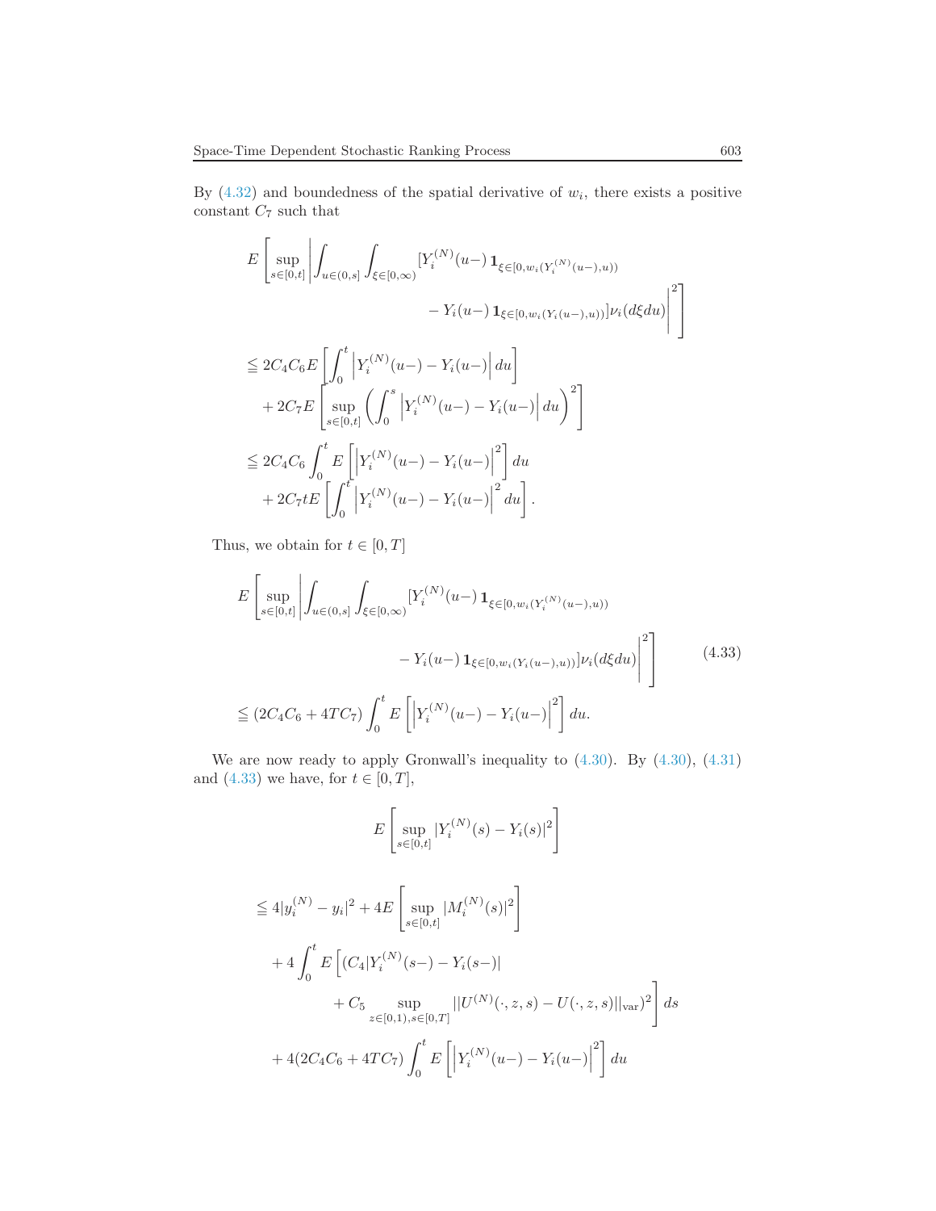By (4.32) and boundedness of the spatial derivative of $w_i$, there exists a positive constant $C_7$ such that

$$
\begin{aligned}
&E\left[\sup_{s\in[0,t]}\left|\int_{u\in(0,s]}\int_{\xi\in[0,\infty)}[Y_i^{(N)}(u-)\,\mathbf{1}_{\xi\in[0,w_i(Y_i^{(N)}(u-),u))}\right.\right.\\
&\qquad\qquad\left.\left.-\,Y_i(u-)\,\mathbf{1}_{\xi\in[0,w_i(Y_i(u-),u))}]\nu_i(d\xi du)\right|^2\right]\\
&\leqq 2C_4C_6E\left[\int_0^t\left|Y_i^{(N)}(u-)-Y_i(u-)\right|du\right]\\
&\quad+2C_7E\left[\sup_{s\in[0,t]}\left(\int_0^s\left|Y_i^{(N)}(u-)-Y_i(u-)\right|du\right)^2\right]\\
&\leqq 2C_4C_6\int_0^t E\left[\left|Y_i^{(N)}(u-)-Y_i(u-)\right|^2\right]du\\
&\quad+2C_7tE\left[\int_0^t\left|Y_i^{(N)}(u-)-Y_i(u-)\right|^2du\right].
\end{aligned}
$$

Thus, we obtain for $t\in[0,T]$

$$
\begin{aligned}
&E\left[\sup_{s\in[0,t]}\left|\int_{u\in(0,s]}\int_{\xi\in[0,\infty)}[Y_i^{(N)}(u-)\,\mathbf{1}_{\xi\in[0,w_i(Y_i^{(N)}(u-),u))}\right.\right.\\
&\qquad\qquad\left.\left.-\,Y_i(u-)\,\mathbf{1}_{\xi\in[0,w_i(Y_i(u-),u))}]\nu_i(d\xi du)\right|^2\right]\\
&\leqq (2C_4C_6+4TC_7)\int_0^t E\left[\left|Y_i^{(N)}(u-)-Y_i(u-)\right|^2\right]du.
\end{aligned}
\tag{4.33}
$$

We are now ready to apply Gronwall's inequality to (4.30). By (4.30), (4.31) and (4.33) we have, for $t\in[0,T]$,

$$
E\left[\sup_{s\in[0,t]}|Y_i^{(N)}(s)-Y_i(s)|^2\right]
$$

$$
\begin{aligned}
&\leqq 4|y_i^{(N)}-y_i|^2+4E\left[\sup_{s\in[0,t]}|M_i^{(N)}(s)|^2\right]\\
&\quad+4\int_0^t E\left[(C_4|Y_i^{(N)}(s-)-Y_i(s-)|\right.\\
&\qquad\qquad\left.+\,C_5\sup_{z\in[0,1),s\in[0,T]}||U^{(N)}(\cdot,z,s)-U(\cdot,z,s)||_{\mathrm{var}})^2\right]ds\\
&\quad+4(2C_4C_6+4TC_7)\int_0^t E\left[\left|Y_i^{(N)}(u-)-Y_i(u-)\right|^2\right]du
\end{aligned}
$$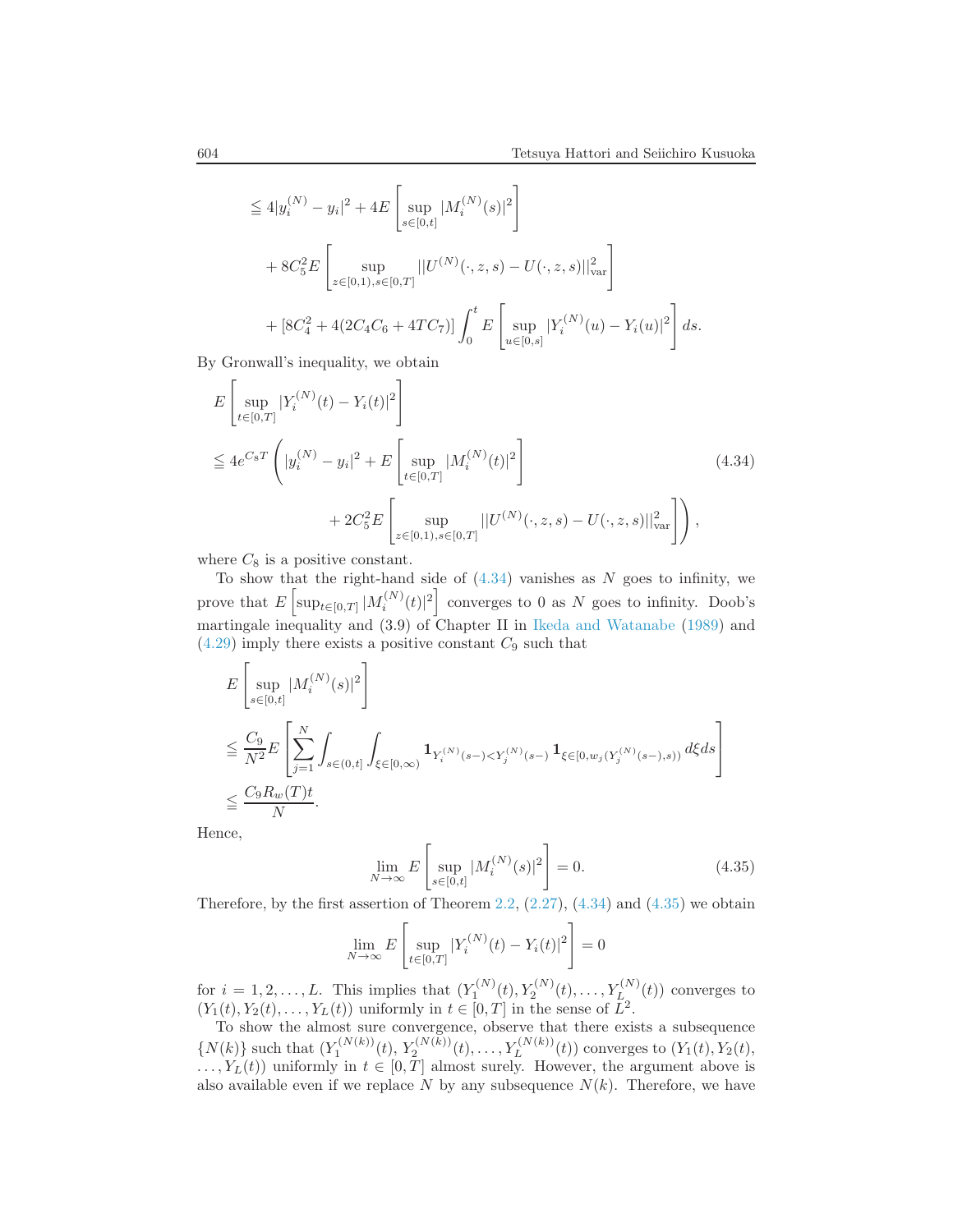$$\leqq 4|y_i^{(N)} - y_i|^2 + 4E\left[\sup_{s\in[0,t]} |M_i^{(N)}(s)|^2\right]$$

$$+ 8C_5^2 E\left[\sup_{z\in[0,1), s\in[0,T]} ||U^{(N)}(\cdot,z,s) - U(\cdot,z,s)||_{\mathrm{var}}^2\right]$$

$$+ [8C_4^2 + 4(2C_4C_6 + 4TC_7)] \int_0^t E\left[\sup_{u\in[0,s]} |Y_i^{(N)}(u) - Y_i(u)|^2\right] ds.$$

By Gronwall's inequality, we obtain

$$E\left[\sup_{t\in[0,T]} |Y_i^{(N)}(t) - Y_i(t)|^2\right]$$

$$\leqq 4e^{C_8 T}\left(|y_i^{(N)} - y_i|^2 + E\left[\sup_{t\in[0,T]} |M_i^{(N)}(t)|^2\right]\right. \tag{4.34}$$

$$\left. + 2C_5^2 E\left[\sup_{z\in[0,1), s\in[0,T]} ||U^{(N)}(\cdot,z,s) - U(\cdot,z,s)||_{\mathrm{var}}^2\right]\right),$$

where $C_8$ is a positive constant.

To show that the right-hand side of (4.34) vanishes as $N$ goes to infinity, we prove that $E\left[\sup_{t\in[0,T]} |M_i^{(N)}(t)|^2\right]$ converges to 0 as $N$ goes to infinity. Doob's martingale inequality and (3.9) of Chapter II in Ikeda and Watanabe (1989) and (4.29) imply there exists a positive constant $C_9$ such that

$$E\left[\sup_{s\in[0,t]} |M_i^{(N)}(s)|^2\right]$$

$$\leqq \frac{C_9}{N^2} E\left[\sum_{j=1}^N \int_{s\in(0,t]} \int_{\xi\in[0,\infty)} \mathbf{1}_{Y_i^{(N)}(s-)<Y_j^{(N)}(s-)} \mathbf{1}_{\xi\in[0,w_j(Y_j^{(N)}(s-),s))} d\xi ds\right]$$

$$\leqq \frac{C_9 R_w(T) t}{N}.$$

Hence,

$$\lim_{N\to\infty} E\left[\sup_{s\in[0,t]} |M_i^{(N)}(s)|^2\right] = 0. \tag{4.35}$$

Therefore, by the first assertion of Theorem 2.2, (2.27), (4.34) and (4.35) we obtain

$$\lim_{N\to\infty} E\left[\sup_{t\in[0,T]} |Y_i^{(N)}(t) - Y_i(t)|^2\right] = 0$$

for $i = 1, 2, \ldots, L$. This implies that $(Y_1^{(N)}(t), Y_2^{(N)}(t), \ldots, Y_L^{(N)}(t))$ converges to $(Y_1(t), Y_2(t), \ldots, Y_L(t))$ uniformly in $t \in [0,T]$ in the sense of $L^2$.

To show the almost sure convergence, observe that there exists a subsequence $\{N(k)\}$ such that $(Y_1^{(N(k))}(t), Y_2^{(N(k))}(t), \ldots, Y_L^{(N(k))}(t))$ converges to $(Y_1(t), Y_2(t), \ldots, Y_L(t))$ uniformly in $t \in [0,T]$ almost surely. However, the argument above is also available even if we replace $N$ by any subsequence $N(k)$. Therefore, we have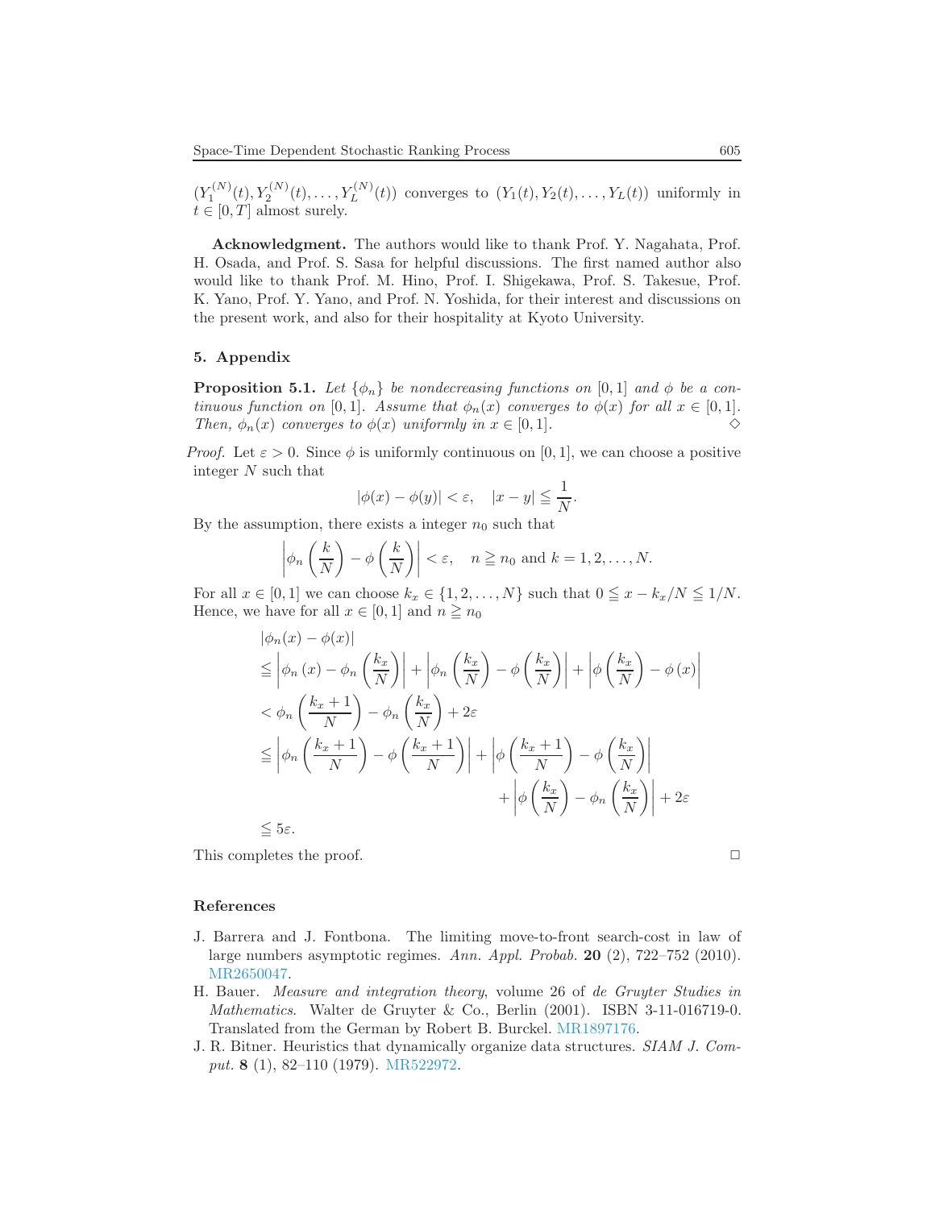$(Y_1^{(N)}(t), Y_2^{(N)}(t), \ldots, Y_L^{(N)}(t))$ converges to $(Y_1(t), Y_2(t), \ldots, Y_L(t))$ uniformly in $t \in [0, T]$ almost surely.

**Acknowledgment.** The authors would like to thank Prof. Y. Nagahata, Prof. H. Osada, and Prof. S. Sasa for helpful discussions. The first named author also would like to thank Prof. M. Hino, Prof. I. Shigekawa, Prof. S. Takesue, Prof. K. Yano, Prof. Y. Yano, and Prof. N. Yoshida, for their interest and discussions on the present work, and also for their hospitality at Kyoto University.

## 5. Appendix

**Proposition 5.1.** *Let $\{\phi_n\}$ be nondecreasing functions on $[0, 1]$ and $\phi$ be a continuous function on $[0, 1]$. Assume that $\phi_n(x)$ converges to $\phi(x)$ for all $x \in [0, 1]$. Then, $\phi_n(x)$ converges to $\phi(x)$ uniformly in $x \in [0, 1]$.* ◇

*Proof.* Let $\varepsilon > 0$. Since $\phi$ is uniformly continuous on $[0, 1]$, we can choose a positive integer $N$ such that

$$|\phi(x) - \phi(y)| < \varepsilon, \quad |x - y| \leqq \frac{1}{N}.$$

By the assumption, there exists a integer $n_0$ such that

$$\left|\phi_n\left(\frac{k}{N}\right) - \phi\left(\frac{k}{N}\right)\right| < \varepsilon, \quad n \geqq n_0 \text{ and } k = 1, 2, \ldots, N.$$

For all $x \in [0, 1]$ we can choose $k_x \in \{1, 2, \ldots, N\}$ such that $0 \leqq x - k_x/N \leqq 1/N$. Hence, we have for all $x \in [0, 1]$ and $n \geqq n_0$

$$\begin{aligned}
&|\phi_n(x) - \phi(x)| \\
&\leqq \left|\phi_n(x) - \phi_n\left(\frac{k_x}{N}\right)\right| + \left|\phi_n\left(\frac{k_x}{N}\right) - \phi\left(\frac{k_x}{N}\right)\right| + \left|\phi\left(\frac{k_x}{N}\right) - \phi(x)\right| \\
&< \phi_n\left(\frac{k_x + 1}{N}\right) - \phi_n\left(\frac{k_x}{N}\right) + 2\varepsilon \\
&\leqq \left|\phi_n\left(\frac{k_x + 1}{N}\right) - \phi\left(\frac{k_x + 1}{N}\right)\right| + \left|\phi\left(\frac{k_x + 1}{N}\right) - \phi\left(\frac{k_x}{N}\right)\right| \\
&\qquad\qquad + \left|\phi\left(\frac{k_x}{N}\right) - \phi_n\left(\frac{k_x}{N}\right)\right| + 2\varepsilon \\
&\leqq 5\varepsilon.
\end{aligned}$$

This completes the proof. □

## References

J. Barrera and J. Fontbona. The limiting move-to-front search-cost in law of large numbers asymptotic regimes. *Ann. Appl. Probab.* **20** (2), 722–752 (2010). MR2650047.

H. Bauer. *Measure and integration theory*, volume 26 of *de Gruyter Studies in Mathematics*. Walter de Gruyter & Co., Berlin (2001). ISBN 3-11-016719-0. Translated from the German by Robert B. Burckel. MR1897176.

J. R. Bitner. Heuristics that dynamically organize data structures. *SIAM J. Comput.* **8** (1), 82–110 (1979). MR522972.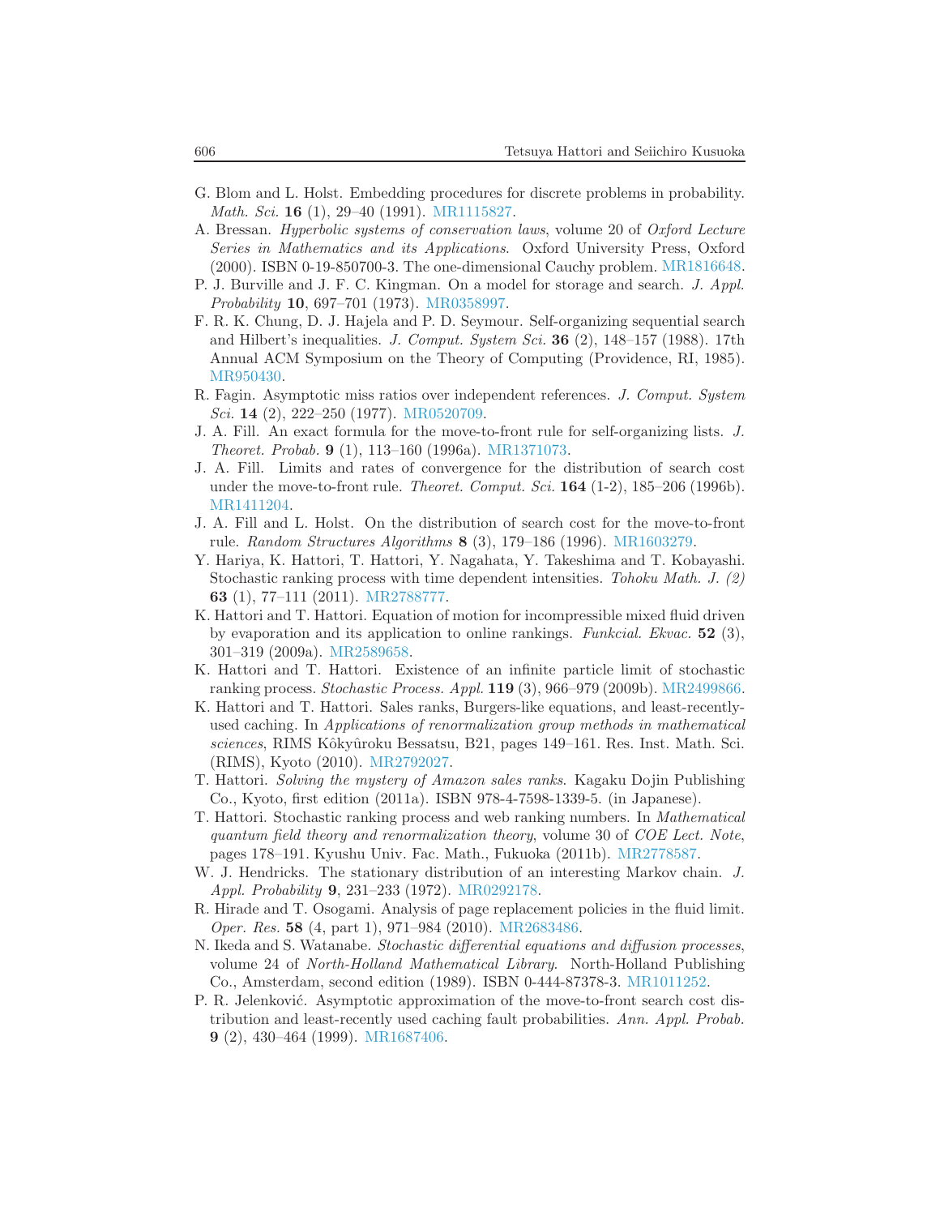G. Blom and L. Holst. Embedding procedures for discrete problems in probability. *Math. Sci.* **16** (1), 29–40 (1991). MR1115827.

A. Bressan. *Hyperbolic systems of conservation laws*, volume 20 of *Oxford Lecture Series in Mathematics and its Applications*. Oxford University Press, Oxford (2000). ISBN 0-19-850700-3. The one-dimensional Cauchy problem. MR1816648.

P. J. Burville and J. F. C. Kingman. On a model for storage and search. *J. Appl. Probability* **10**, 697–701 (1973). MR0358997.

F. R. K. Chung, D. J. Hajela and P. D. Seymour. Self-organizing sequential search and Hilbert's inequalities. *J. Comput. System Sci.* **36** (2), 148–157 (1988). 17th Annual ACM Symposium on the Theory of Computing (Providence, RI, 1985). MR950430.

R. Fagin. Asymptotic miss ratios over independent references. *J. Comput. System Sci.* **14** (2), 222–250 (1977). MR0520709.

J. A. Fill. An exact formula for the move-to-front rule for self-organizing lists. *J. Theoret. Probab.* **9** (1), 113–160 (1996a). MR1371073.

J. A. Fill. Limits and rates of convergence for the distribution of search cost under the move-to-front rule. *Theoret. Comput. Sci.* **164** (1-2), 185–206 (1996b). MR1411204.

J. A. Fill and L. Holst. On the distribution of search cost for the move-to-front rule. *Random Structures Algorithms* **8** (3), 179–186 (1996). MR1603279.

Y. Hariya, K. Hattori, T. Hattori, Y. Nagahata, Y. Takeshima and T. Kobayashi. Stochastic ranking process with time dependent intensities. *Tohoku Math. J. (2)* **63** (1), 77–111 (2011). MR2788777.

K. Hattori and T. Hattori. Equation of motion for incompressible mixed fluid driven by evaporation and its application to online rankings. *Funkcial. Ekvac.* **52** (3), 301–319 (2009a). MR2589658.

K. Hattori and T. Hattori. Existence of an infinite particle limit of stochastic ranking process. *Stochastic Process. Appl.* **119** (3), 966–979 (2009b). MR2499866.

K. Hattori and T. Hattori. Sales ranks, Burgers-like equations, and least-recently-used caching. In *Applications of renormalization group methods in mathematical sciences*, RIMS Kôkyûroku Bessatsu, B21, pages 149–161. Res. Inst. Math. Sci. (RIMS), Kyoto (2010). MR2792027.

T. Hattori. *Solving the mystery of Amazon sales ranks*. Kagaku Dojin Publishing Co., Kyoto, first edition (2011a). ISBN 978-4-7598-1339-5. (in Japanese).

T. Hattori. Stochastic ranking process and web ranking numbers. In *Mathematical quantum field theory and renormalization theory*, volume 30 of *COE Lect. Note*, pages 178–191. Kyushu Univ. Fac. Math., Fukuoka (2011b). MR2778587.

W. J. Hendricks. The stationary distribution of an interesting Markov chain. *J. Appl. Probability* **9**, 231–233 (1972). MR0292178.

R. Hirade and T. Osogami. Analysis of page replacement policies in the fluid limit. *Oper. Res.* **58** (4, part 1), 971–984 (2010). MR2683486.

N. Ikeda and S. Watanabe. *Stochastic differential equations and diffusion processes*, volume 24 of *North-Holland Mathematical Library*. North-Holland Publishing Co., Amsterdam, second edition (1989). ISBN 0-444-87378-3. MR1011252.

P. R. Jelenković. Asymptotic approximation of the move-to-front search cost distribution and least-recently used caching fault probabilities. *Ann. Appl. Probab.* **9** (2), 430–464 (1999). MR1687406.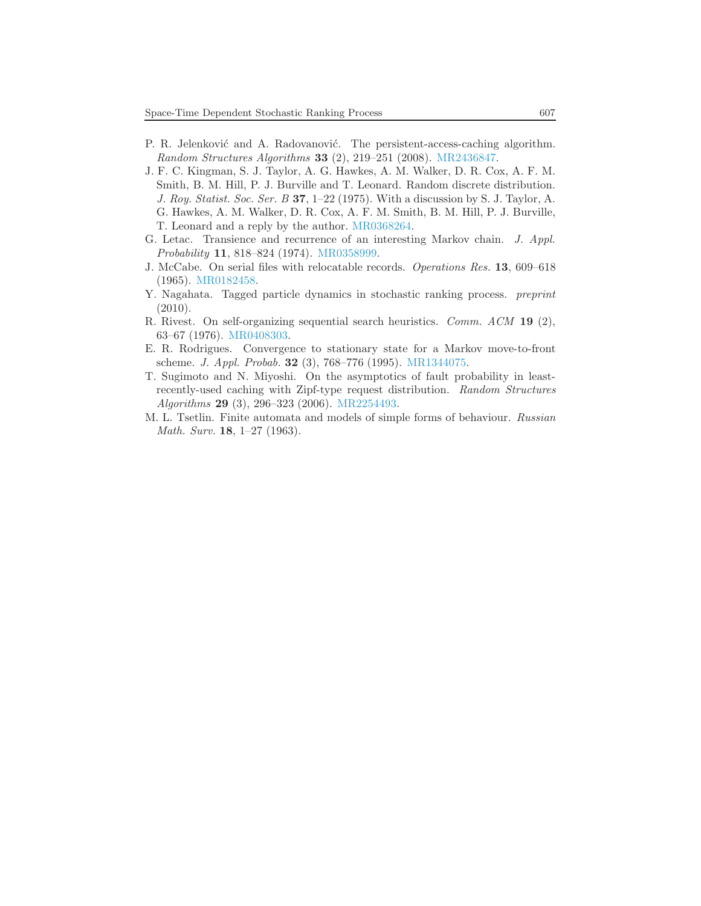P. R. Jelenković and A. Radovanović. The persistent-access-caching algorithm. *Random Structures Algorithms* **33** (2), 219–251 (2008). MR2436847.

J. F. C. Kingman, S. J. Taylor, A. G. Hawkes, A. M. Walker, D. R. Cox, A. F. M. Smith, B. M. Hill, P. J. Burville and T. Leonard. Random discrete distribution. *J. Roy. Statist. Soc. Ser. B* **37**, 1–22 (1975). With a discussion by S. J. Taylor, A. G. Hawkes, A. M. Walker, D. R. Cox, A. F. M. Smith, B. M. Hill, P. J. Burville, T. Leonard and a reply by the author. MR0368264.

G. Letac. Transience and recurrence of an interesting Markov chain. *J. Appl. Probability* **11**, 818–824 (1974). MR0358999.

J. McCabe. On serial files with relocatable records. *Operations Res.* **13**, 609–618 (1965). MR0182458.

Y. Nagahata. Tagged particle dynamics in stochastic ranking process. *preprint* (2010).

R. Rivest. On self-organizing sequential search heuristics. *Comm. ACM* **19** (2), 63–67 (1976). MR0408303.

E. R. Rodrigues. Convergence to stationary state for a Markov move-to-front scheme. *J. Appl. Probab.* **32** (3), 768–776 (1995). MR1344075.

T. Sugimoto and N. Miyoshi. On the asymptotics of fault probability in least-recently-used caching with Zipf-type request distribution. *Random Structures Algorithms* **29** (3), 296–323 (2006). MR2254493.

M. L. Tsetlin. Finite automata and models of simple forms of behaviour. *Russian Math. Surv.* **18**, 1–27 (1963).